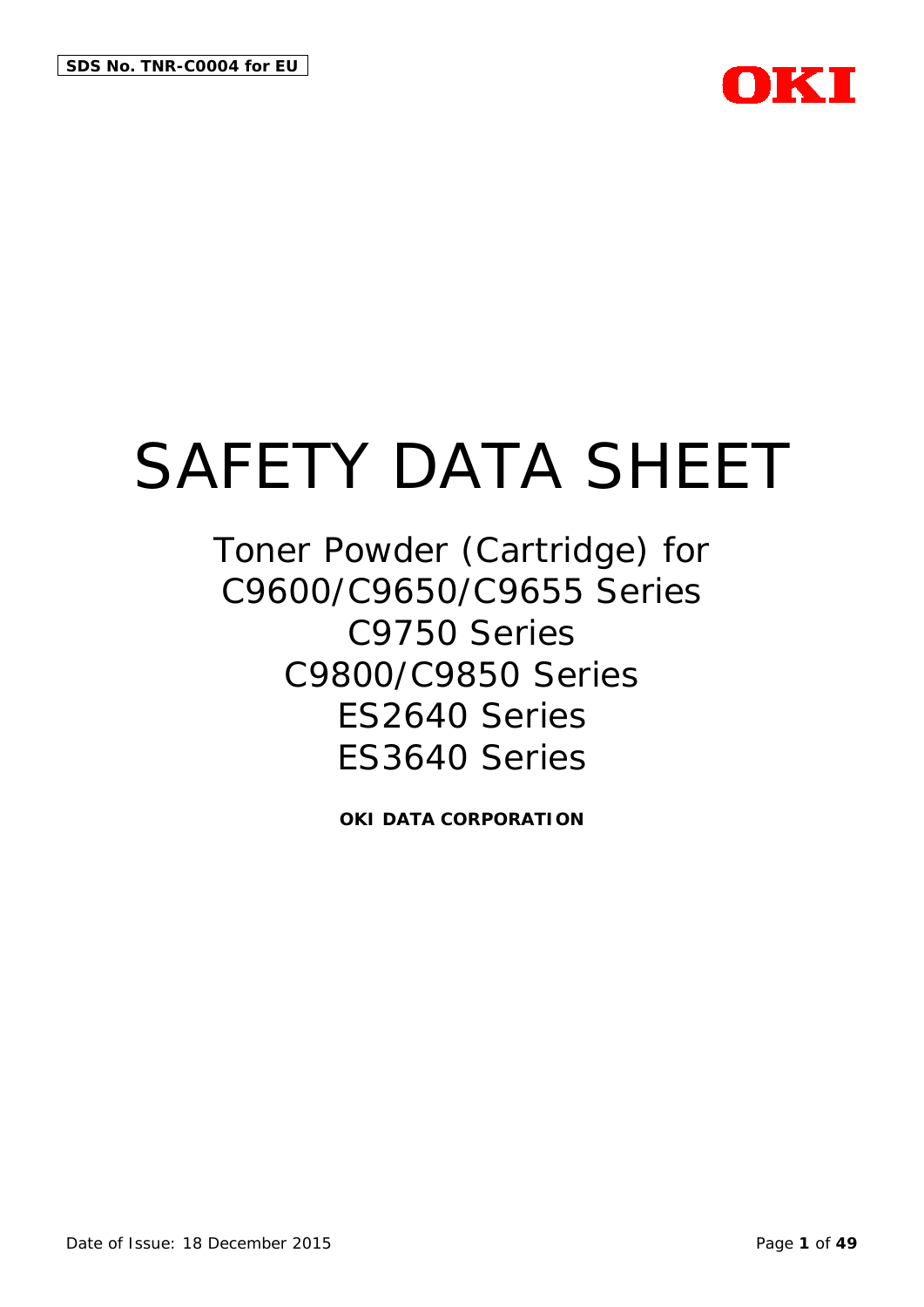SDS No. TNR-C0004 for EU

OKI

# SAFETY DATA SHEET

## Toner Powder (Cartridge) for C9600/C9650/C9655 Series C9750 Series C9800/C9850 Series ES2640 Series ES3640 Series

**OKI DATA CORPORATION**

Date of Issue: 18 December 2015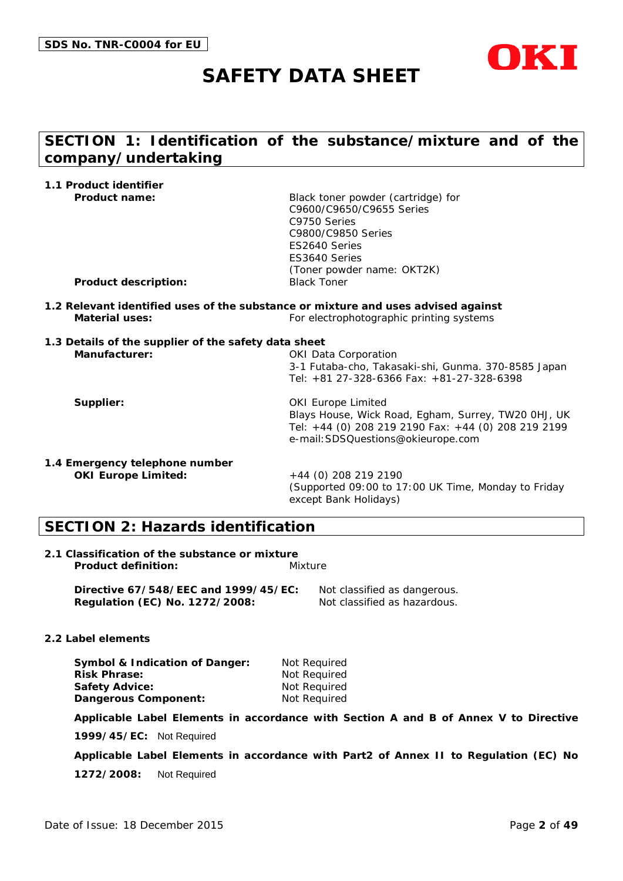SDS No. TNR-C0004 for EU

# SAFETY DATA SHEET

OKI

## SECTION 1: Identification of the substance/mixture and of the company/undertaking

### 1.1 Product identifier

**Product name:** Black toner powder (cartridge) for
C9600/C9650/C9655 Series
C9750 Series
C9800/C9850 Series
ES2640 Series
ES3640 Series
(Toner powder name: OKT2K)

**Product description:** Black Toner

### 1.2 Relevant identified uses of the substance or mixture and uses advised against

**Material uses:** For electrophotographic printing systems

### 1.3 Details of the supplier of the safety data sheet

**Manufacturer:** OKI Data Corporation
3-1 Futaba-cho, Takasaki-shi, Gunma. 370-8585 Japan
Tel: +81 27-328-6366 Fax: +81-27-328-6398

**Supplier:** OKI Europe Limited
Blays House, Wick Road, Egham, Surrey, TW20 0HJ, UK
Tel: +44 (0) 208 219 2190 Fax: +44 (0) 208 219 2199
e-mail:SDSQuestions@okieurope.com

### 1.4 Emergency telephone number

**OKI Europe Limited:** +44 (0) 208 219 2190
(Supported 09:00 to 17:00 UK Time, Monday to Friday except Bank Holidays)

## SECTION 2: Hazards identification

### 2.1 Classification of the substance or mixture

**Product definition:** Mixture

**Directive 67/548/EEC and 1999/45/EC:** Not classified as dangerous.
**Regulation (EC) No. 1272/2008:** Not classified as hazardous.

### 2.2 Label elements

**Symbol & Indication of Danger:** Not Required
**Risk Phrase:** Not Required
**Safety Advice:** Not Required
**Dangerous Component:** Not Required

**Applicable Label Elements in accordance with Section A and B of Annex V to Directive 1999/45/EC:** Not Required

**Applicable Label Elements in accordance with Part2 of Annex II to Regulation (EC) No 1272/2008:** Not Required

Date of Issue: 18 December 2015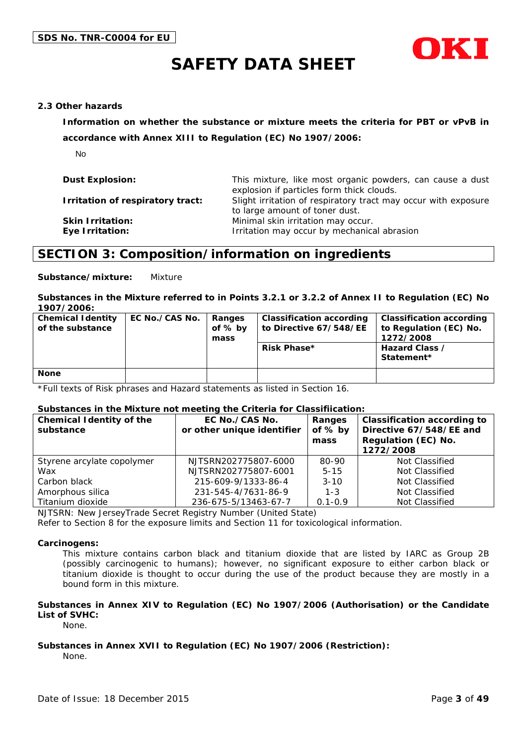### 2.3 Other hazards

**Information on whether the substance or mixture meets the criteria for PBT or vPvB in accordance with Annex XIII to Regulation (EC) No 1907/2006:**

No

| | |
|---|---|
| **Dust Explosion:** | This mixture, like most organic powders, can cause a dust explosion if particles form thick clouds. |
| **Irritation of respiratory tract:** | Slight irritation of respiratory tract may occur with exposure to large amount of toner dust. |
| **Skin Irritation:** | Minimal skin irritation may occur. |
| **Eye Irritation:** | Irritation may occur by mechanical abrasion |

## SECTION 3: Composition/information on ingredients

**Substance/mixture:** Mixture

**Substances in the Mixture referred to in Points 3.2.1 or 3.2.2 of Annex II to Regulation (EC) No 1907/2006:**

| Chemical Identity of the substance | EC No./CAS No. | Ranges of % by mass | Classification according to Directive 67/548/EE | Classification according to Regulation (EC) No. 1272/2008 |
|---|---|---|---|---|
| | | | Risk Phase* | Hazard Class / Statement* |
| **None** | | | | |

*Full texts of Risk phrases and Hazard statements as listed in Section 16.

**Substances in the Mixture not meeting the Criteria for Classifiication:**

| Chemical Identity of the substance | EC No./CAS No. or other unique identifier | Ranges of % by mass | Classification according to Directive 67/548/EE and Regulation (EC) No. 1272/2008 |
|---|---|---|---|
| Styrene arcylate copolymer | NJTSRN202775807-6000 | 80-90 | Not Classified |
| Wax | NJTSRN202775807-6001 | 5-15 | Not Classified |
| Carbon black | 215-609-9/1333-86-4 | 3-10 | Not Classified |
| Amorphous silica | 231-545-4/7631-86-9 | 1-3 | Not Classified |
| Titanium dioxide | 236-675-5/13463-67-7 | 0.1-0.9 | Not Classified |

NJTSRN: New JerseyTrade Secret Registry Number (United State)
Refer to Section 8 for the exposure limits and Section 11 for toxicological information.

**Carcinogens:**

This mixture contains carbon black and titanium dioxide that are listed by IARC as Group 2B (possibly carcinogenic to humans); however, no significant exposure to either carbon black or titanium dioxide is thought to occur during the use of the product because they are mostly in a bound form in this mixture.

**Substances in Annex XIV to Regulation (EC) No 1907/2006 (Authorisation) or the Candidate List of SVHC:**

None.

**Substances in Annex XVII to Regulation (EC) No 1907/2006 (Restriction):**

None.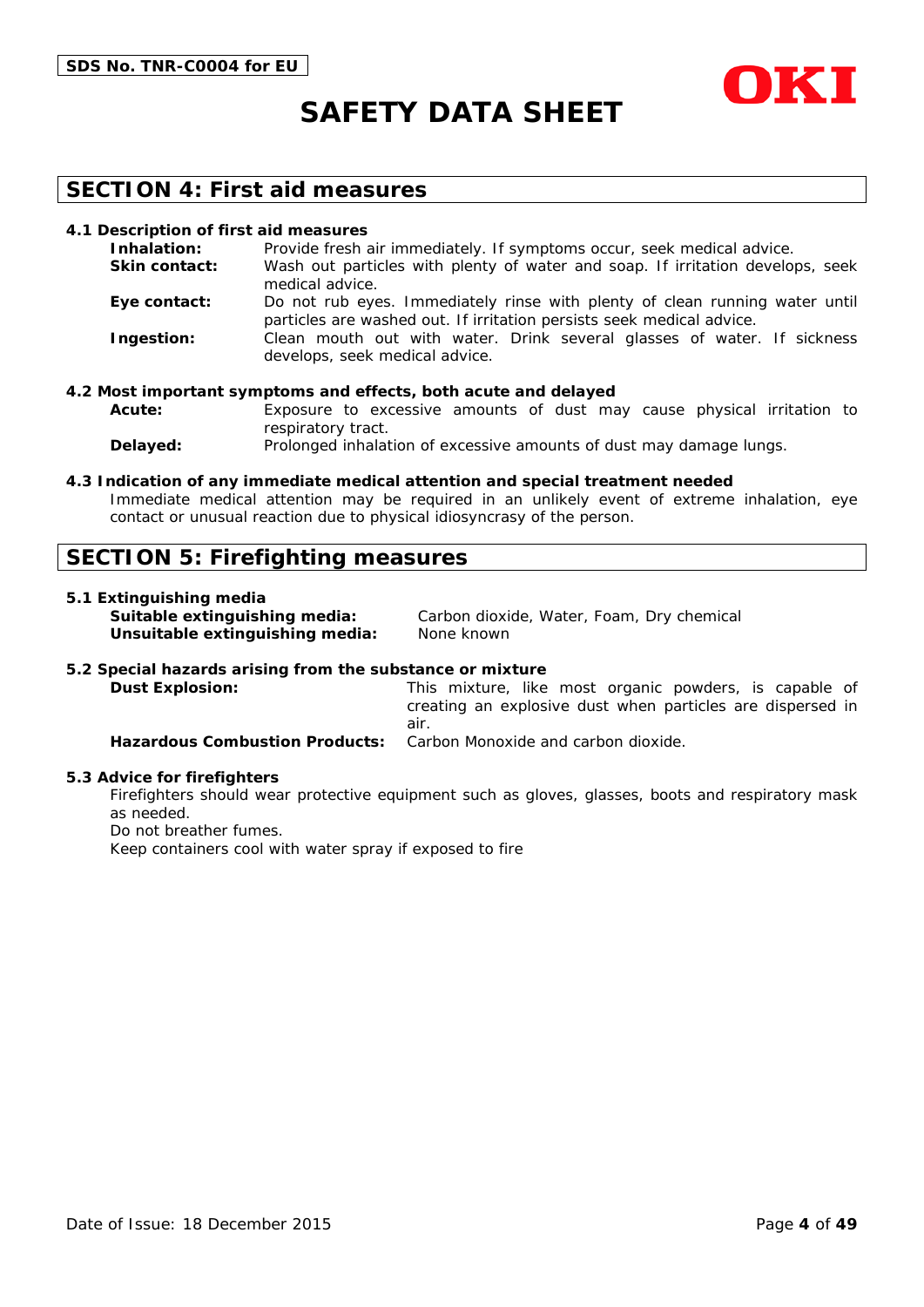## SECTION 4: First aid measures

### 4.1 Description of first aid measures

**Inhalation:** Provide fresh air immediately. If symptoms occur, seek medical advice.

**Skin contact:** Wash out particles with plenty of water and soap. If irritation develops, seek medical advice.

**Eye contact:** Do not rub eyes. Immediately rinse with plenty of clean running water until particles are washed out. If irritation persists seek medical advice.

**Ingestion:** Clean mouth out with water. Drink several glasses of water. If sickness develops, seek medical advice.

### 4.2 Most important symptoms and effects, both acute and delayed

**Acute:** Exposure to excessive amounts of dust may cause physical irritation to respiratory tract.

**Delayed:** Prolonged inhalation of excessive amounts of dust may damage lungs.

### 4.3 Indication of any immediate medical attention and special treatment needed

Immediate medical attention may be required in an unlikely event of extreme inhalation, eye contact or unusual reaction due to physical idiosyncrasy of the person.

## SECTION 5: Firefighting measures

### 5.1 Extinguishing media

**Suitable extinguishing media:** Carbon dioxide, Water, Foam, Dry chemical

**Unsuitable extinguishing media:** None known

### 5.2 Special hazards arising from the substance or mixture

**Dust Explosion:** This mixture, like most organic powders, is capable of creating an explosive dust when particles are dispersed in air.

**Hazardous Combustion Products:** Carbon Monoxide and carbon dioxide.

### 5.3 Advice for firefighters

Firefighters should wear protective equipment such as gloves, glasses, boots and respiratory mask as needed.

Do not breather fumes.

Keep containers cool with water spray if exposed to fire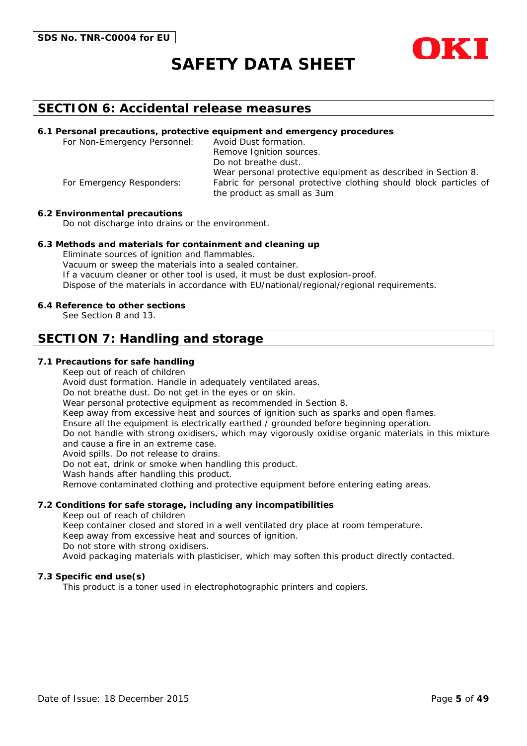## SECTION 6: Accidental release measures

### 6.1 Personal precautions, protective equipment and emergency procedures

For Non-Emergency Personnel:
- Avoid Dust formation.
- Remove Ignition sources.
- Do not breathe dust.
- Wear personal protective equipment as described in Section 8.

For Emergency Responders:
- Fabric for personal protective clothing should block particles of the product as small as 3um

### 6.2 Environmental precautions

Do not discharge into drains or the environment.

### 6.3 Methods and materials for containment and cleaning up

Eliminate sources of ignition and flammables.
Vacuum or sweep the materials into a sealed container.
If a vacuum cleaner or other tool is used, it must be dust explosion-proof.
Dispose of the materials in accordance with EU/national/regional/regional requirements.

### 6.4 Reference to other sections

See Section 8 and 13.

## SECTION 7: Handling and storage

### 7.1 Precautions for safe handling

Keep out of reach of children
Avoid dust formation. Handle in adequately ventilated areas.
Do not breathe dust. Do not get in the eyes or on skin.
Wear personal protective equipment as recommended in Section 8.
Keep away from excessive heat and sources of ignition such as sparks and open flames.
Ensure all the equipment is electrically earthed / grounded before beginning operation.
Do not handle with strong oxidisers, which may vigorously oxidise organic materials in this mixture and cause a fire in an extreme case.
Avoid spills. Do not release to drains.
Do not eat, drink or smoke when handling this product.
Wash hands after handling this product.
Remove contaminated clothing and protective equipment before entering eating areas.

### 7.2 Conditions for safe storage, including any incompatibilities

Keep out of reach of children
Keep container closed and stored in a well ventilated dry place at room temperature.
Keep away from excessive heat and sources of ignition.
Do not store with strong oxidisers.
Avoid packaging materials with plasticiser, which may soften this product directly contacted.

### 7.3 Specific end use(s)

This product is a toner used in electrophotographic printers and copiers.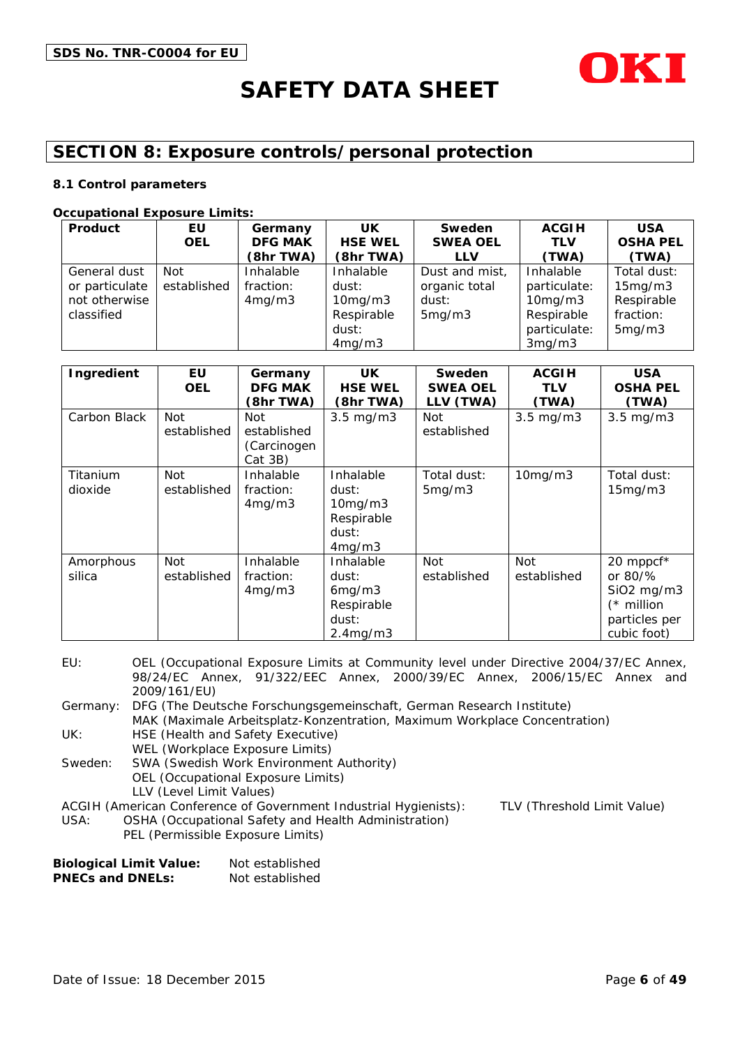SDS No. TNR-C0004 for EU

# SAFETY DATA SHEET

## SECTION 8: Exposure controls/personal protection

### 8.1 Control parameters

**Occupational Exposure Limits:**

| Product | EU OEL | Germany DFG MAK (8hr TWA) | UK HSE WEL (8hr TWA) | Sweden SWEA OEL LLV | ACGIH TLV (TWA) | USA OSHA PEL (TWA) |
|---|---|---|---|---|---|---|
| General dust or particulate not otherwise classified | Not established | Inhalable fraction: 4mg/m3 | Inhalable dust: 10mg/m3 Respirable dust: 4mg/m3 | Dust and mist, organic total dust: 5mg/m3 | Inhalable particulate: 10mg/m3 Respirable particulate: 3mg/m3 | Total dust: 15mg/m3 Respirable fraction: 5mg/m3 |

| Ingredient | EU OEL | Germany DFG MAK (8hr TWA) | UK HSE WEL (8hr TWA) | Sweden SWEA OEL LLV (TWA) | ACGIH TLV (TWA) | USA OSHA PEL (TWA) |
|---|---|---|---|---|---|---|
| Carbon Black | Not established | Not established (Carcinogen Cat 3B) | 3.5 mg/m3 | Not established | 3.5 mg/m3 | 3.5 mg/m3 |
| Titanium dioxide | Not established | Inhalable fraction: 4mg/m3 | Inhalable dust: 10mg/m3 Respirable dust: 4mg/m3 | Total dust: 5mg/m3 | 10mg/m3 | Total dust: 15mg/m3 |
| Amorphous silica | Not established | Inhalable fraction: 4mg/m3 | Inhalable dust: 6mg/m3 Respirable dust: 2.4mg/m3 | Not established | Not established | 20 mppcf* or 80/% SiO2 mg/m3 (* million particles per cubic foot) |

EU: OEL (Occupational Exposure Limits at Community level under Directive 2004/37/EC Annex, 98/24/EC Annex, 91/322/EEC Annex, 2000/39/EC Annex, 2006/15/EC Annex and 2009/161/EU)

Germany: DFG (The Deutsche Forschungsgemeinschaft, German Research Institute)
MAK (Maximale Arbeitsplatz-Konzentration, Maximum Workplace Concentration)

UK: HSE (Health and Safety Executive)
WEL (Workplace Exposure Limits)

Sweden: SWA (Swedish Work Environment Authority)
OEL (Occupational Exposure Limits)
LLV (Level Limit Values)

ACGIH (American Conference of Government Industrial Hygienists): TLV (Threshold Limit Value)

USA: OSHA (Occupational Safety and Health Administration)
PEL (Permissible Exposure Limits)

**Biological Limit Value:** Not established
**PNECs and DNELs:** Not established

Date of Issue: 18 December 2015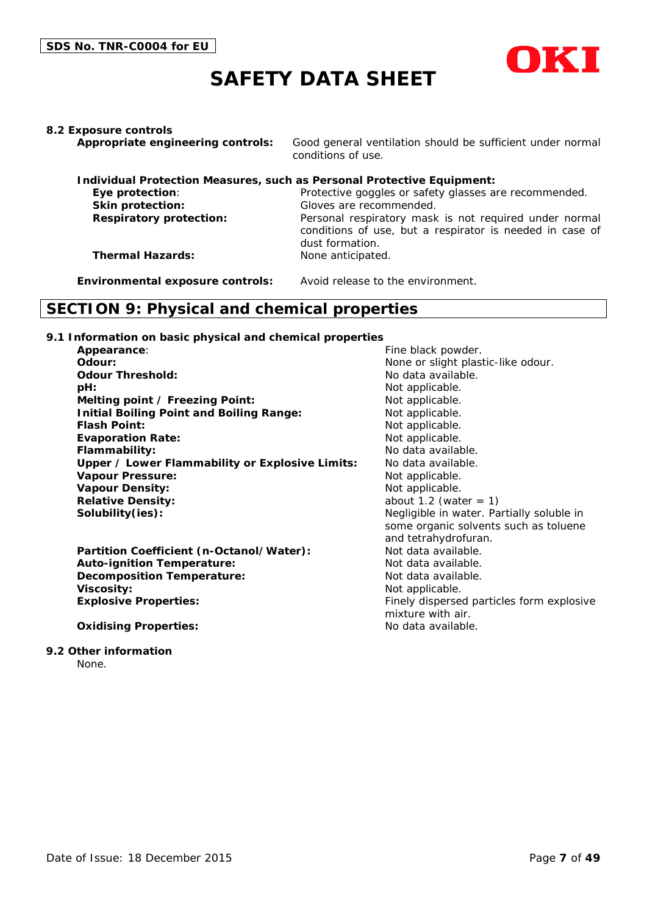**8.2 Exposure controls**

**Appropriate engineering controls:** Good general ventilation should be sufficient under normal conditions of use.

**Individual Protection Measures, such as Personal Protective Equipment:**

| | |
|---|---|
| **Eye protection**: | Protective goggles or safety glasses are recommended. |
| **Skin protection:** | Gloves are recommended. |
| **Respiratory protection:** | Personal respiratory mask is not required under normal conditions of use, but a respirator is needed in case of dust formation. |
| **Thermal Hazards:** | None anticipated. |

**Environmental exposure controls:** Avoid release to the environment.

## SECTION 9: Physical and chemical properties

**9.1 Information on basic physical and chemical properties**

| | |
|---|---|
| **Appearance**: | Fine black powder. |
| **Odour:** | None or slight plastic-like odour. |
| **Odour Threshold:** | No data available. |
| **pH:** | Not applicable. |
| **Melting point / Freezing Point:** | Not applicable. |
| **Initial Boiling Point and Boiling Range:** | Not applicable. |
| **Flash Point:** | Not applicable. |
| **Evaporation Rate:** | Not applicable. |
| **Flammability:** | No data available. |
| **Upper / Lower Flammability or Explosive Limits:** | No data available. |
| **Vapour Pressure:** | Not applicable. |
| **Vapour Density:** | Not applicable. |
| **Relative Density:** | about 1.2 (water = 1) |
| **Solubility(ies):** | Negligible in water. Partially soluble in some organic solvents such as toluene and tetrahydrofuran. |
| **Partition Coefficient (n-Octanol/Water):** | Not data available. |
| **Auto-ignition Temperature:** | Not data available. |
| **Decomposition Temperature:** | Not data available. |
| **Viscosity:** | Not applicable. |
| **Explosive Properties:** | Finely dispersed particles form explosive mixture with air. |
| **Oxidising Properties:** | No data available. |

**9.2 Other information**

None.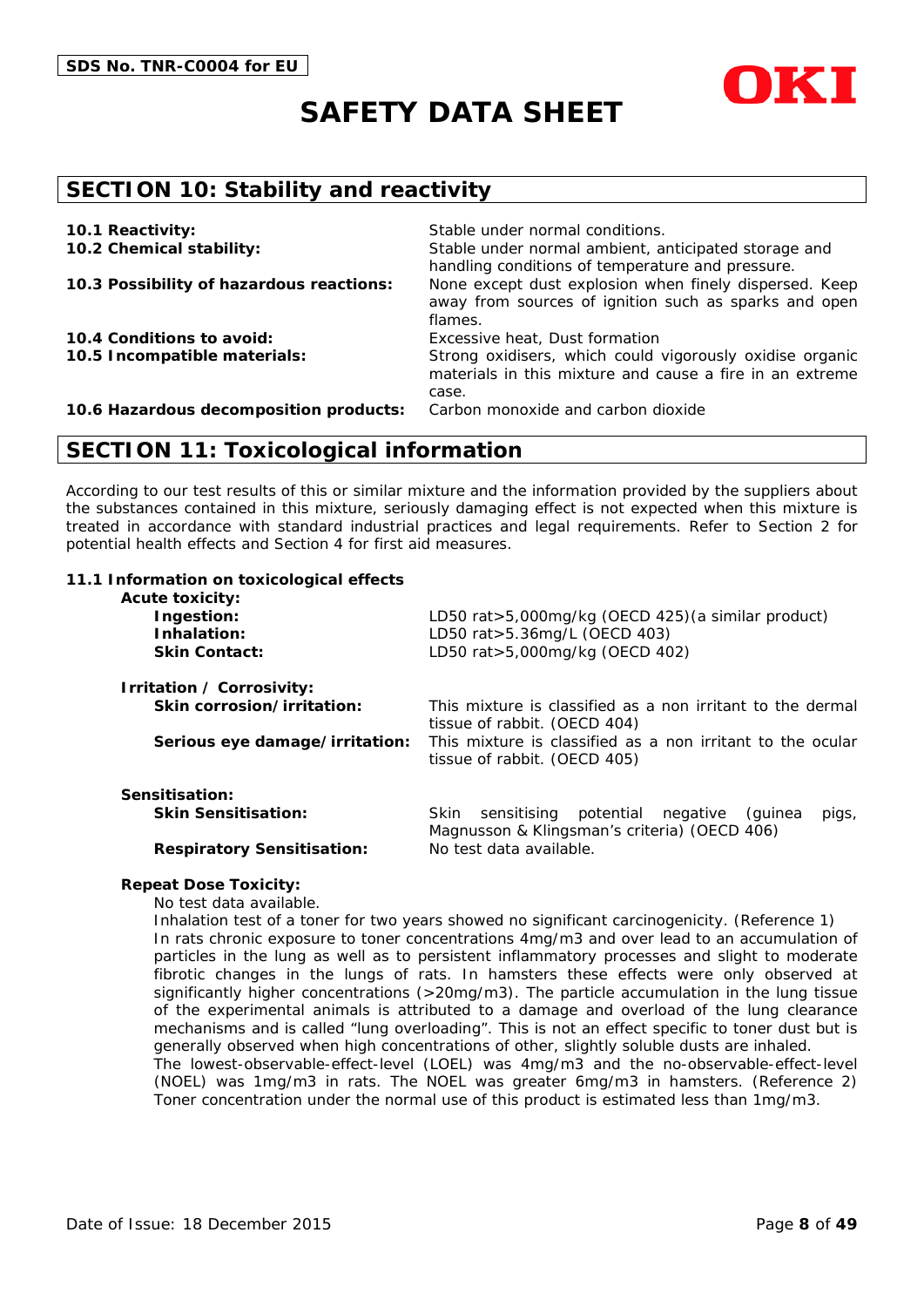## SECTION 10: Stability and reactivity

| | |
|---|---|
| **10.1 Reactivity:** | Stable under normal conditions. |
| **10.2 Chemical stability:** | Stable under normal ambient, anticipated storage and handling conditions of temperature and pressure. |
| **10.3 Possibility of hazardous reactions:** | None except dust explosion when finely dispersed. Keep away from sources of ignition such as sparks and open flames. |
| **10.4 Conditions to avoid:** | Excessive heat, Dust formation |
| **10.5 Incompatible materials:** | Strong oxidisers, which could vigorously oxidise organic materials in this mixture and cause a fire in an extreme case. |
| **10.6 Hazardous decomposition products:** | Carbon monoxide and carbon dioxide |

## SECTION 11: Toxicological information

According to our test results of this or similar mixture and the information provided by the suppliers about the substances contained in this mixture, seriously damaging effect is not expected when this mixture is treated in accordance with standard industrial practices and legal requirements. Refer to Section 2 for potential health effects and Section 4 for first aid measures.

### 11.1 Information on toxicological effects

**Acute toxicity:**

| | |
|---|---|
| **Ingestion:** | LD50 rat>5,000mg/kg (OECD 425)(a similar product) |
| **Inhalation:** | LD50 rat>5.36mg/L (OECD 403) |
| **Skin Contact:** | LD50 rat>5,000mg/kg (OECD 402) |

**Irritation / Corrosivity:**

| | |
|---|---|
| **Skin corrosion/irritation:** | This mixture is classified as a non irritant to the dermal tissue of rabbit. (OECD 404) |
| **Serious eye damage/irritation:** | This mixture is classified as a non irritant to the ocular tissue of rabbit. (OECD 405) |

**Sensitisation:**

| | |
|---|---|
| **Skin Sensitisation:** | Skin sensitising potential negative (guinea pigs, Magnusson & Klingsman's criteria) (OECD 406) |
| **Respiratory Sensitisation:** | No test data available. |

**Repeat Dose Toxicity:**

No test data available.

Inhalation test of a toner for two years showed no significant carcinogenicity. (Reference 1)

In rats chronic exposure to toner concentrations 4mg/m3 and over lead to an accumulation of particles in the lung as well as to persistent inflammatory processes and slight to moderate fibrotic changes in the lungs of rats. In hamsters these effects were only observed at significantly higher concentrations (>20mg/m3). The particle accumulation in the lung tissue of the experimental animals is attributed to a damage and overload of the lung clearance mechanisms and is called "lung overloading". This is not an effect specific to toner dust but is generally observed when high concentrations of other, slightly soluble dusts are inhaled.

The lowest-observable-effect-level (LOEL) was 4mg/m3 and the no-observable-effect-level (NOEL) was 1mg/m3 in rats. The NOEL was greater 6mg/m3 in hamsters. (Reference 2)

Toner concentration under the normal use of this product is estimated less than 1mg/m3.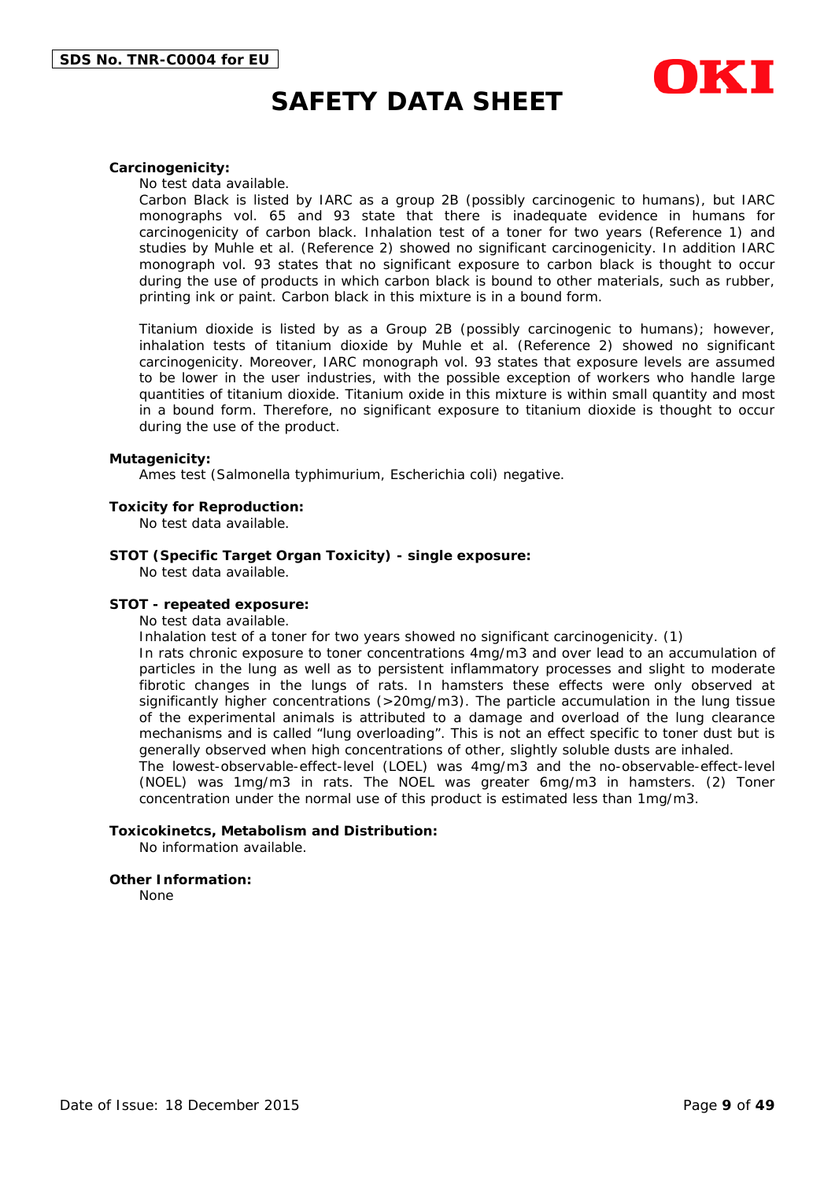**Carcinogenicity:**

No test data available.

Carbon Black is listed by IARC as a group 2B (possibly carcinogenic to humans), but IARC monographs vol. 65 and 93 state that there is inadequate evidence in humans for carcinogenicity of carbon black. Inhalation test of a toner for two years (Reference 1) and studies by Muhle et al. (Reference 2) showed no significant carcinogenicity. In addition IARC monograph vol. 93 states that no significant exposure to carbon black is thought to occur during the use of products in which carbon black is bound to other materials, such as rubber, printing ink or paint. Carbon black in this mixture is in a bound form.

Titanium dioxide is listed by as a Group 2B (possibly carcinogenic to humans); however, inhalation tests of titanium dioxide by Muhle et al. (Reference 2) showed no significant carcinogenicity. Moreover, IARC monograph vol. 93 states that exposure levels are assumed to be lower in the user industries, with the possible exception of workers who handle large quantities of titanium dioxide. Titanium oxide in this mixture is within small quantity and most in a bound form. Therefore, no significant exposure to titanium dioxide is thought to occur during the use of the product.

**Mutagenicity:**

Ames test (Salmonella typhimurium, Escherichia coli) negative.

**Toxicity for Reproduction:**

No test data available.

**STOT (Specific Target Organ Toxicity) - single exposure:**

No test data available.

**STOT - repeated exposure:**

No test data available.

Inhalation test of a toner for two years showed no significant carcinogenicity. (1)

In rats chronic exposure to toner concentrations 4mg/m3 and over lead to an accumulation of particles in the lung as well as to persistent inflammatory processes and slight to moderate fibrotic changes in the lungs of rats. In hamsters these effects were only observed at significantly higher concentrations (>20mg/m3). The particle accumulation in the lung tissue of the experimental animals is attributed to a damage and overload of the lung clearance mechanisms and is called “lung overloading”. This is not an effect specific to toner dust but is generally observed when high concentrations of other, slightly soluble dusts are inhaled.

The lowest-observable-effect-level (LOEL) was 4mg/m3 and the no-observable-effect-level (NOEL) was 1mg/m3 in rats. The NOEL was greater 6mg/m3 in hamsters. (2) Toner concentration under the normal use of this product is estimated less than 1mg/m3.

**Toxicokinetcs, Metabolism and Distribution:**

No information available.

**Other Information:**

None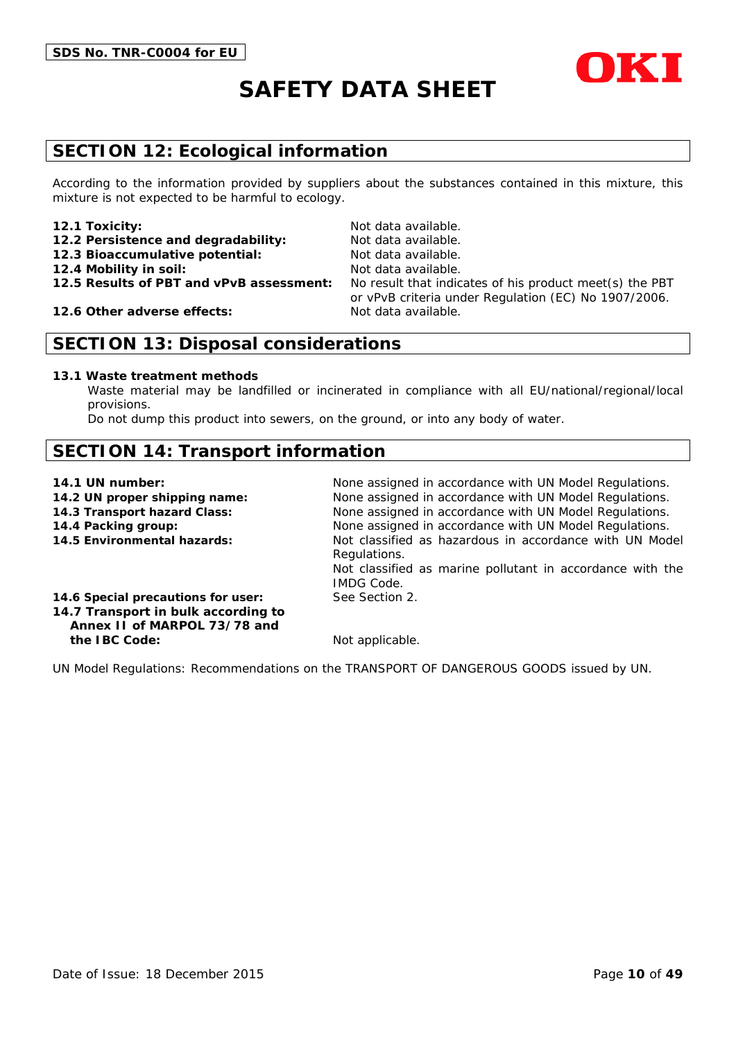## SECTION 12: Ecological information

According to the information provided by suppliers about the substances contained in this mixture, this mixture is not expected to be harmful to ecology.

**12.1 Toxicity:** Not data available.
**12.2 Persistence and degradability:** Not data available.
**12.3 Bioaccumulative potential:** Not data available.
**12.4 Mobility in soil:** Not data available.
**12.5 Results of PBT and vPvB assessment:** No result that indicates of his product meet(s) the PBT or vPvB criteria under Regulation (EC) No 1907/2006.
**12.6 Other adverse effects:** Not data available.

## SECTION 13: Disposal considerations

**13.1 Waste treatment methods**

Waste material may be landfilled or incinerated in compliance with all EU/national/regional/local provisions.
Do not dump this product into sewers, on the ground, or into any body of water.

## SECTION 14: Transport information

**14.1 UN number:** None assigned in accordance with UN Model Regulations.
**14.2 UN proper shipping name:** None assigned in accordance with UN Model Regulations.
**14.3 Transport hazard Class:** None assigned in accordance with UN Model Regulations.
**14.4 Packing group:** None assigned in accordance with UN Model Regulations.
**14.5 Environmental hazards:** Not classified as hazardous in accordance with UN Model Regulations.
Not classified as marine pollutant in accordance with the IMDG Code.
**14.6 Special precautions for user:** See Section 2.
**14.7 Transport in bulk according to Annex II of MARPOL 73/78 and the IBC Code:** Not applicable.

UN Model Regulations: Recommendations on the TRANSPORT OF DANGEROUS GOODS issued by UN.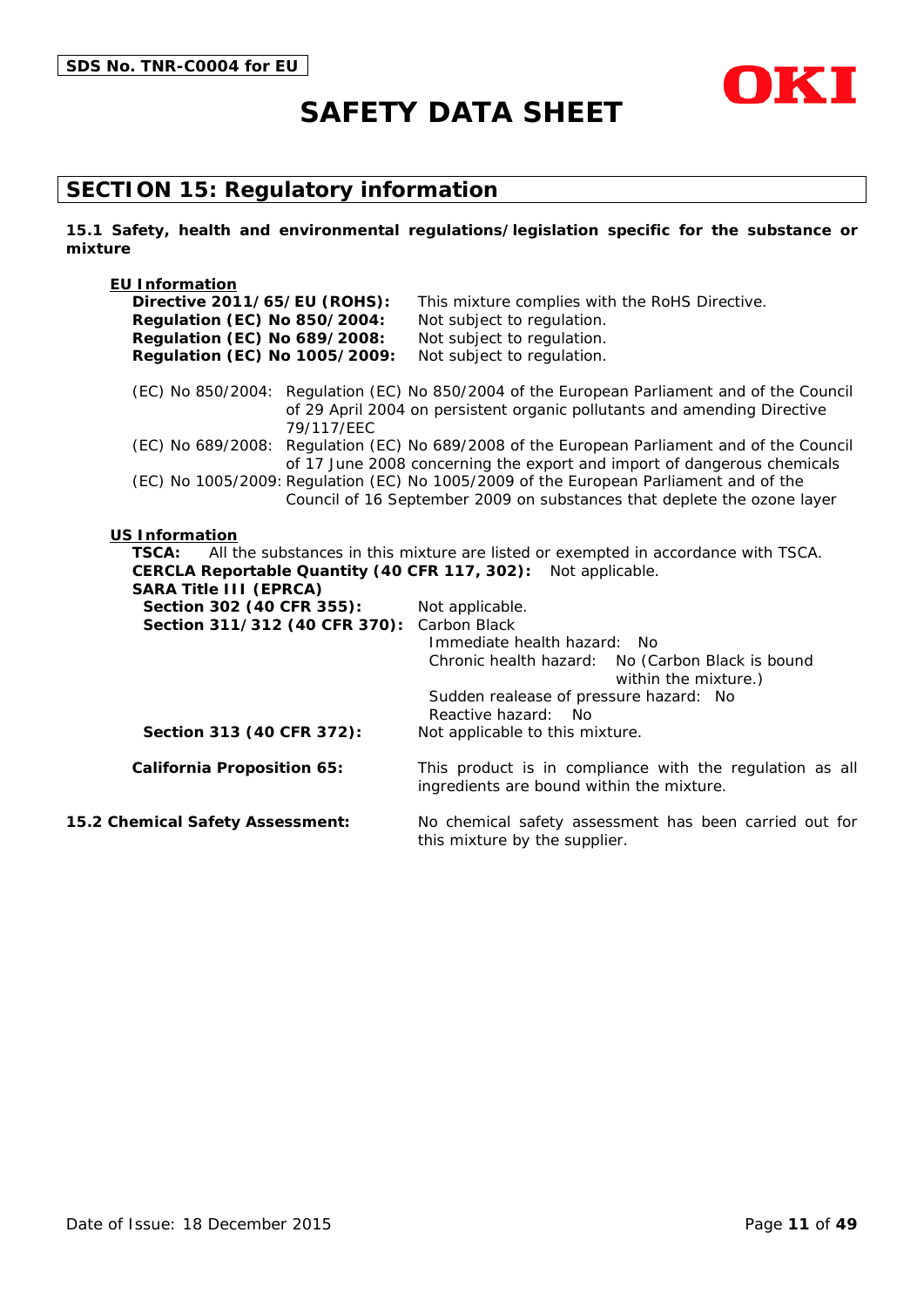## SECTION 15: Regulatory information

**15.1 Safety, health and environmental regulations/legislation specific for the substance or mixture**

**EU Information**

**Directive 2011/65/EU (ROHS):** This mixture complies with the RoHS Directive.
**Regulation (EC) No 850/2004:** Not subject to regulation.
**Regulation (EC) No 689/2008:** Not subject to regulation.
**Regulation (EC) No 1005/2009:** Not subject to regulation.

(EC) No 850/2004: Regulation (EC) No 850/2004 of the European Parliament and of the Council of 29 April 2004 on persistent organic pollutants and amending Directive 79/117/EEC
(EC) No 689/2008: Regulation (EC) No 689/2008 of the European Parliament and of the Council of 17 June 2008 concerning the export and import of dangerous chemicals
(EC) No 1005/2009: Regulation (EC) No 1005/2009 of the European Parliament and of the Council of 16 September 2009 on substances that deplete the ozone layer

**US Information**

**TSCA:** All the substances in this mixture are listed or exempted in accordance with TSCA.
**CERCLA Reportable Quantity (40 CFR 117, 302):** Not applicable.
**SARA Title III (EPRCA)**

**Section 302 (40 CFR 355):** Not applicable.
**Section 311/312 (40 CFR 370):** Carbon Black
- Immediate health hazard: No
- Chronic health hazard: No (Carbon Black is bound within the mixture.)
- Sudden realease of pressure hazard: No
- Reactive hazard: No

**Section 313 (40 CFR 372):** Not applicable to this mixture.

**California Proposition 65:** This product is in compliance with the regulation as all ingredients are bound within the mixture.

**15.2 Chemical Safety Assessment:** No chemical safety assessment has been carried out for this mixture by the supplier.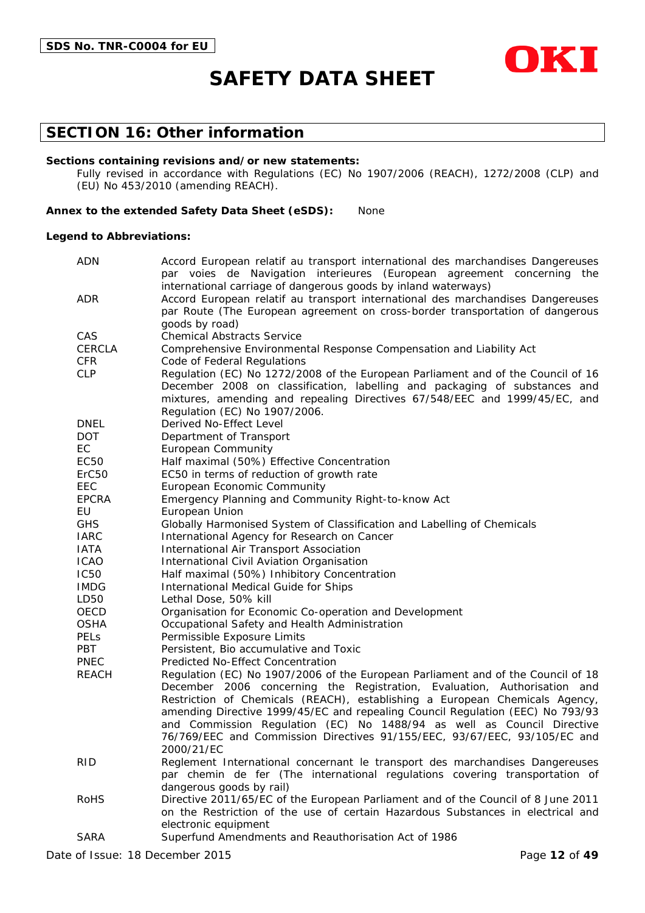# SAFETY DATA SHEET

## SECTION 16: Other information

**Sections containing revisions and/or new statements:**

Fully revised in accordance with Regulations (EC) No 1907/2006 (REACH), 1272/2008 (CLP) and (EU) No 453/2010 (amending REACH).

**Annex to the extended Safety Data Sheet (eSDS):** None

**Legend to Abbreviations:**

| | |
|---|---|
| ADN | Accord European relatif au transport international des marchandises Dangereuses par voies de Navigation interieures (European agreement concerning the international carriage of dangerous goods by inland waterways) |
| ADR | Accord European relatif au transport international des marchandises Dangereuses par Route (The European agreement on cross-border transportation of dangerous goods by road) |
| CAS | Chemical Abstracts Service |
| CERCLA | Comprehensive Environmental Response Compensation and Liability Act |
| CFR | Code of Federal Regulations |
| CLP | Regulation (EC) No 1272/2008 of the European Parliament and of the Council of 16 December 2008 on classification, labelling and packaging of substances and mixtures, amending and repealing Directives 67/548/EEC and 1999/45/EC, and Regulation (EC) No 1907/2006. |
| DNEL | Derived No-Effect Level |
| DOT | Department of Transport |
| EC | European Community |
| EC50 | Half maximal (50%) Effective Concentration |
| ErC50 | EC50 in terms of reduction of growth rate |
| EEC | European Economic Community |
| EPCRA | Emergency Planning and Community Right-to-know Act |
| EU | European Union |
| GHS | Globally Harmonised System of Classification and Labelling of Chemicals |
| IARC | International Agency for Research on Cancer |
| IATA | International Air Transport Association |
| ICAO | International Civil Aviation Organisation |
| IC50 | Half maximal (50%) Inhibitory Concentration |
| IMDG | International Medical Guide for Ships |
| LD50 | Lethal Dose, 50% kill |
| OECD | Organisation for Economic Co-operation and Development |
| OSHA | Occupational Safety and Health Administration |
| PELs | Permissible Exposure Limits |
| PBT | Persistent, Bio accumulative and Toxic |
| PNEC | Predicted No-Effect Concentration |
| REACH | Regulation (EC) No 1907/2006 of the European Parliament and of the Council of 18 December 2006 concerning the Registration, Evaluation, Authorisation and Restriction of Chemicals (REACH), establishing a European Chemicals Agency, amending Directive 1999/45/EC and repealing Council Regulation (EEC) No 793/93 and Commission Regulation (EC) No 1488/94 as well as Council Directive 76/769/EEC and Commission Directives 91/155/EEC, 93/67/EEC, 93/105/EC and 2000/21/EC |
| RID | Reglement International concernant le transport des marchandises Dangereuses par chemin de fer (The international regulations covering transportation of dangerous goods by rail) |
| RoHS | Directive 2011/65/EC of the European Parliament and of the Council of 8 June 2011 on the Restriction of the use of certain Hazardous Substances in electrical and electronic equipment |
| SARA | Superfund Amendments and Reauthorisation Act of 1986 |

Date of Issue: 18 December 2015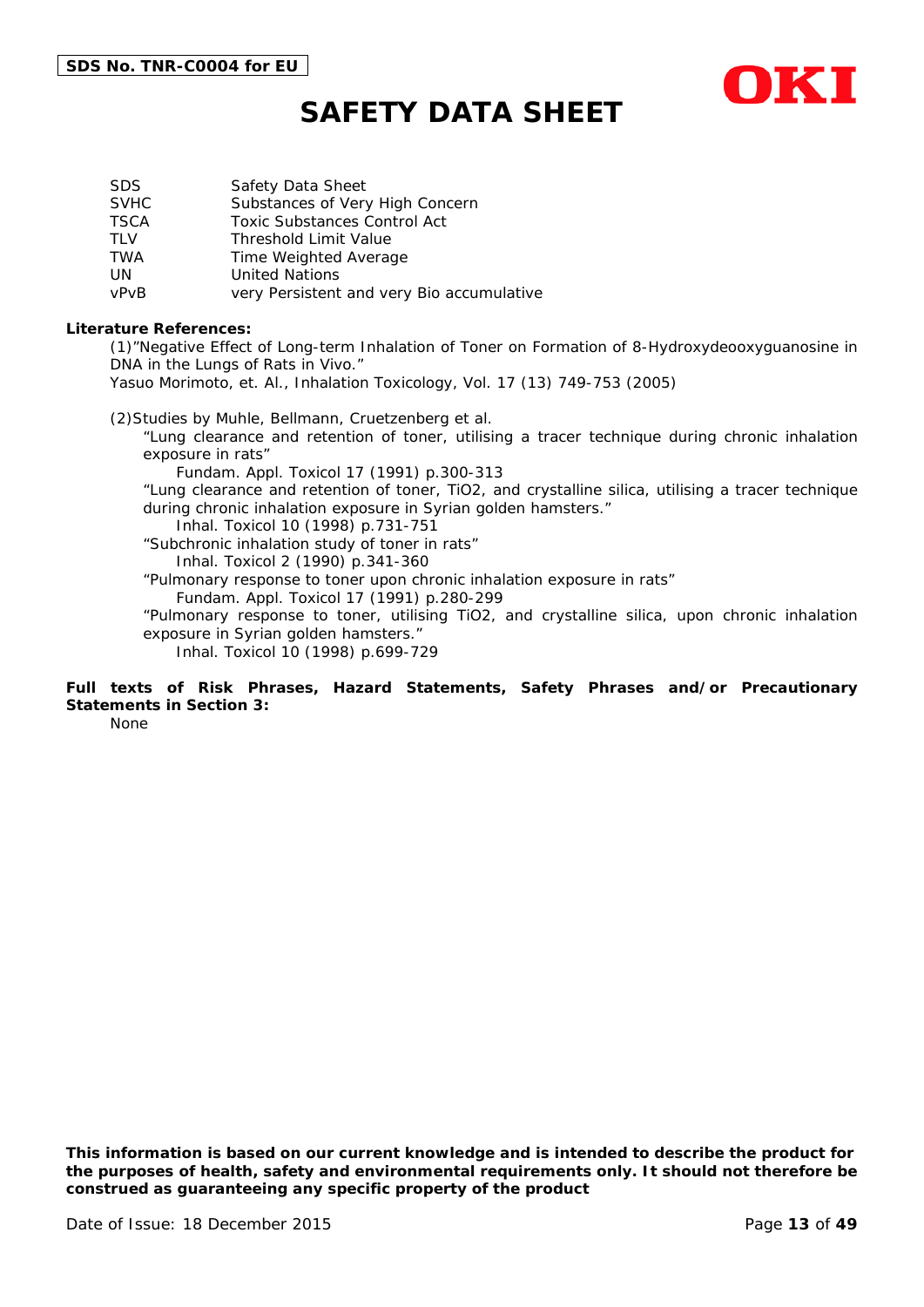| | |
|---|---|
| SDS | Safety Data Sheet |
| SVHC | Substances of Very High Concern |
| TSCA | Toxic Substances Control Act |
| TLV | Threshold Limit Value |
| TWA | Time Weighted Average |
| UN | United Nations |
| vPvB | very Persistent and very Bio accumulative |

**Literature References:**

(1)"Negative Effect of Long-term Inhalation of Toner on Formation of 8-Hydroxydeooxyguanosine in DNA in the Lungs of Rats in Vivo."
Yasuo Morimoto, et. Al., Inhalation Toxicology, Vol. 17 (13) 749-753 (2005)

(2)Studies by Muhle, Bellmann, Cruetzenberg et al.

"Lung clearance and retention of toner, utilising a tracer technique during chronic inhalation exposure in rats"
Fundam. Appl. Toxicol 17 (1991) p.300-313

"Lung clearance and retention of toner, $TiO_2$, and crystalline silica, utilising a tracer technique during chronic inhalation exposure in Syrian golden hamsters."
Inhal. Toxicol 10 (1998) p.731-751

"Subchronic inhalation study of toner in rats"
Inhal. Toxicol 2 (1990) p.341-360

"Pulmonary response to toner upon chronic inhalation exposure in rats"
Fundam. Appl. Toxicol 17 (1991) p.280-299

"Pulmonary response to toner, utilising $TiO_2$, and crystalline silica, upon chronic inhalation exposure in Syrian golden hamsters."
Inhal. Toxicol 10 (1998) p.699-729

**Full texts of Risk Phrases, Hazard Statements, Safety Phrases and/or Precautionary Statements in Section 3:**

None

**This information is based on our current knowledge and is intended to describe the product for the purposes of health, safety and environmental requirements only. It should not therefore be construed as guaranteeing any specific property of the product**

Date of Issue: 18 December 2015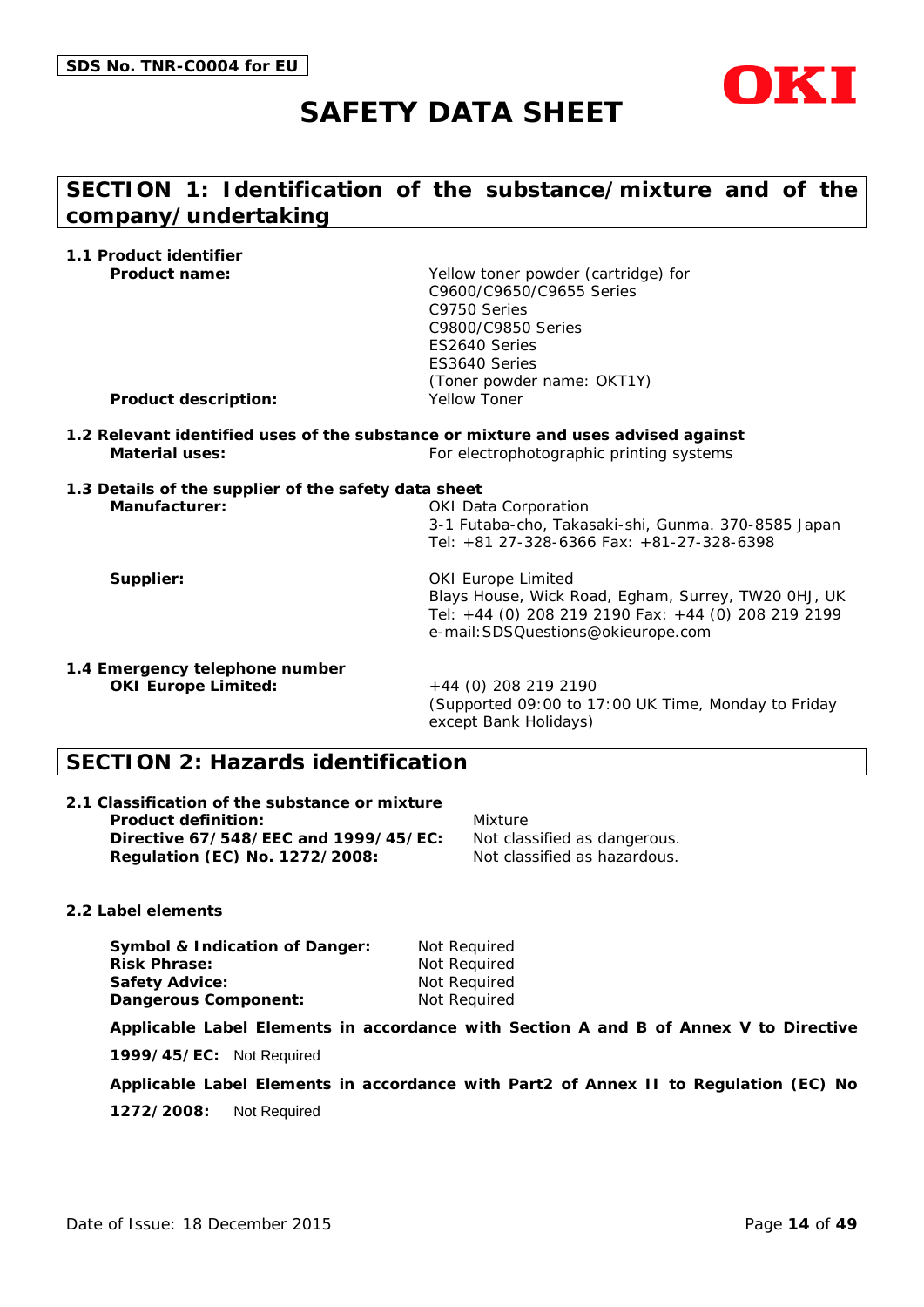SDS No. TNR-C0004 for EU

OKI

# SAFETY DATA SHEET

## SECTION 1: Identification of the substance/mixture and of the company/undertaking

### 1.1 Product identifier

| | |
|---|---|
| **Product name:** | Yellow toner powder (cartridge) for<br>C9600/C9650/C9655 Series<br>C9750 Series<br>C9800/C9850 Series<br>ES2640 Series<br>ES3640 Series<br>(Toner powder name: OKT1Y) |
| **Product description:** | Yellow Toner |

### 1.2 Relevant identified uses of the substance or mixture and uses advised against

| | |
|---|---|
| **Material uses:** | For electrophotographic printing systems |

### 1.3 Details of the supplier of the safety data sheet

| | |
|---|---|
| **Manufacturer:** | OKI Data Corporation<br>3-1 Futaba-cho, Takasaki-shi, Gunma. 370-8585 Japan<br>Tel: +81 27-328-6366 Fax: +81-27-328-6398 |
| **Supplier:** | OKI Europe Limited<br>Blays House, Wick Road, Egham, Surrey, TW20 0HJ, UK<br>Tel: +44 (0) 208 219 2190 Fax: +44 (0) 208 219 2199<br>e-mail:SDSQuestions@okieurope.com |

### 1.4 Emergency telephone number

| | |
|---|---|
| **OKI Europe Limited:** | +44 (0) 208 219 2190<br>(Supported 09:00 to 17:00 UK Time, Monday to Friday except Bank Holidays) |

## SECTION 2: Hazards identification

### 2.1 Classification of the substance or mixture

| | |
|---|---|
| **Product definition:** | Mixture |
| **Directive 67/548/EEC and 1999/45/EC:** | Not classified as dangerous. |
| **Regulation (EC) No. 1272/2008:** | Not classified as hazardous. |

### 2.2 Label elements

| | |
|---|---|
| **Symbol & Indication of Danger:** | Not Required |
| **Risk Phrase:** | Not Required |
| **Safety Advice:** | Not Required |
| **Dangerous Component:** | Not Required |

**Applicable Label Elements in accordance with Section A and B of Annex V to Directive 1999/45/EC:** Not Required

**Applicable Label Elements in accordance with Part2 of Annex II to Regulation (EC) No 1272/2008:** Not Required

Date of Issue: 18 December 2015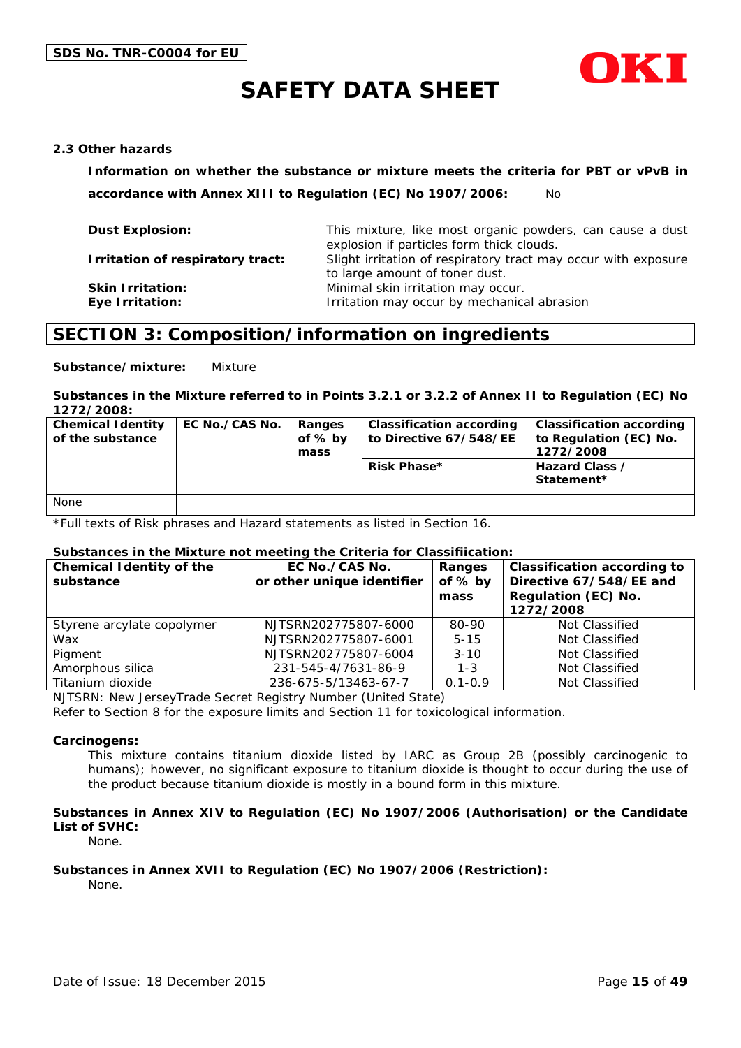**2.3 Other hazards**

**Information on whether the substance or mixture meets the criteria for PBT or vPvB in accordance with Annex XIII to Regulation (EC) No 1907/2006:** No

**Dust Explosion:** This mixture, like most organic powders, can cause a dust explosion if particles form thick clouds.

**Irritation of respiratory tract:** Slight irritation of respiratory tract may occur with exposure to large amount of toner dust.

**Skin Irritation:** Minimal skin irritation may occur.

**Eye Irritation:** Irritation may occur by mechanical abrasion

## SECTION 3: Composition/information on ingredients

**Substance/mixture:** Mixture

**Substances in the Mixture referred to in Points 3.2.1 or 3.2.2 of Annex II to Regulation (EC) No 1272/2008:**

| Chemical Identity of the substance | EC No./CAS No. | Ranges of % by mass | Classification according to Directive 67/548/EE | Classification according to Regulation (EC) No. 1272/2008 |
|---|---|---|---|---|
| | | | Risk Phase* | Hazard Class / Statement* |
| None | | | | |

*Full texts of Risk phrases and Hazard statements as listed in Section 16.

**Substances in the Mixture not meeting the Criteria for Classifiication:**

| Chemical Identity of the substance | EC No./CAS No. or other unique identifier | Ranges of % by mass | Classification according to Directive 67/548/EE and Regulation (EC) No. 1272/2008 |
|---|---|---|---|
| Styrene acrylate copolymer | NJTSRN202775807-6000 | 80-90 | Not Classified |
| Wax | NJTSRN202775807-6001 | 5-15 | Not Classified |
| Pigment | NJTSRN202775807-6004 | 3-10 | Not Classified |
| Amorphous silica | 231-545-4/7631-86-9 | 1-3 | Not Classified |
| Titanium dioxide | 236-675-5/13463-67-7 | 0.1-0.9 | Not Classified |

NJTSRN: New JerseyTrade Secret Registry Number (United State)

Refer to Section 8 for the exposure limits and Section 11 for toxicological information.

**Carcinogens:**

This mixture contains titanium dioxide listed by IARC as Group 2B (possibly carcinogenic to humans); however, no significant exposure to titanium dioxide is thought to occur during the use of the product because titanium dioxide is mostly in a bound form in this mixture.

**Substances in Annex XIV to Regulation (EC) No 1907/2006 (Authorisation) or the Candidate List of SVHC:**

None.

**Substances in Annex XVII to Regulation (EC) No 1907/2006 (Restriction):**

None.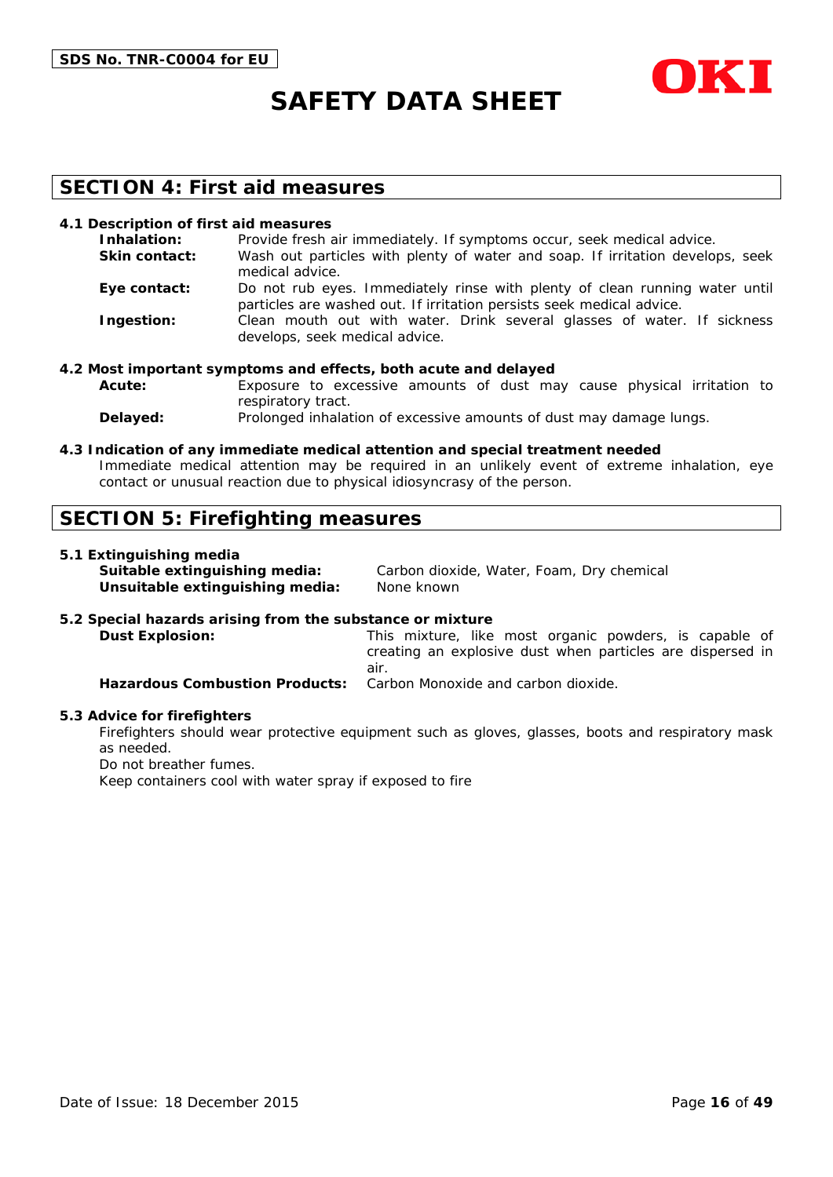## SECTION 4: First aid measures

### 4.1 Description of first aid measures

**Inhalation:** Provide fresh air immediately. If symptoms occur, seek medical advice.

**Skin contact:** Wash out particles with plenty of water and soap. If irritation develops, seek medical advice.

**Eye contact:** Do not rub eyes. Immediately rinse with plenty of clean running water until particles are washed out. If irritation persists seek medical advice.

**Ingestion:** Clean mouth out with water. Drink several glasses of water. If sickness develops, seek medical advice.

### 4.2 Most important symptoms and effects, both acute and delayed

**Acute:** Exposure to excessive amounts of dust may cause physical irritation to respiratory tract.

**Delayed:** Prolonged inhalation of excessive amounts of dust may damage lungs.

### 4.3 Indication of any immediate medical attention and special treatment needed

Immediate medical attention may be required in an unlikely event of extreme inhalation, eye contact or unusual reaction due to physical idiosyncrasy of the person.

## SECTION 5: Firefighting measures

### 5.1 Extinguishing media

**Suitable extinguishing media:** Carbon dioxide, Water, Foam, Dry chemical

**Unsuitable extinguishing media:** None known

### 5.2 Special hazards arising from the substance or mixture

**Dust Explosion:** This mixture, like most organic powders, is capable of creating an explosive dust when particles are dispersed in air.

**Hazardous Combustion Products:** Carbon Monoxide and carbon dioxide.

### 5.3 Advice for firefighters

Firefighters should wear protective equipment such as gloves, glasses, boots and respiratory mask as needed.

Do not breather fumes.

Keep containers cool with water spray if exposed to fire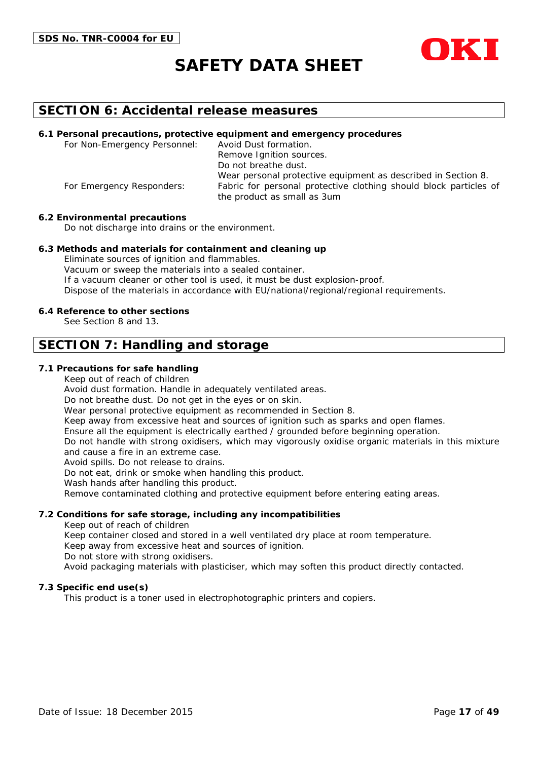## SECTION 6: Accidental release measures

### 6.1 Personal precautions, protective equipment and emergency procedures

For Non-Emergency Personnel:
- Avoid Dust formation.
- Remove Ignition sources.
- Do not breathe dust.
- Wear personal protective equipment as described in Section 8.

For Emergency Responders:
- Fabric for personal protective clothing should block particles of the product as small as 3um

### 6.2 Environmental precautions

Do not discharge into drains or the environment.

### 6.3 Methods and materials for containment and cleaning up

Eliminate sources of ignition and flammables.
Vacuum or sweep the materials into a sealed container.
If a vacuum cleaner or other tool is used, it must be dust explosion-proof.
Dispose of the materials in accordance with EU/national/regional/regional requirements.

### 6.4 Reference to other sections

See Section 8 and 13.

## SECTION 7: Handling and storage

### 7.1 Precautions for safe handling

Keep out of reach of children
Avoid dust formation. Handle in adequately ventilated areas.
Do not breathe dust. Do not get in the eyes or on skin.
Wear personal protective equipment as recommended in Section 8.
Keep away from excessive heat and sources of ignition such as sparks and open flames.
Ensure all the equipment is electrically earthed / grounded before beginning operation.
Do not handle with strong oxidisers, which may vigorously oxidise organic materials in this mixture and cause a fire in an extreme case.
Avoid spills. Do not release to drains.
Do not eat, drink or smoke when handling this product.
Wash hands after handling this product.
Remove contaminated clothing and protective equipment before entering eating areas.

### 7.2 Conditions for safe storage, including any incompatibilities

Keep out of reach of children
Keep container closed and stored in a well ventilated dry place at room temperature.
Keep away from excessive heat and sources of ignition.
Do not store with strong oxidisers.
Avoid packaging materials with plasticiser, which may soften this product directly contacted.

### 7.3 Specific end use(s)

This product is a toner used in electrophotographic printers and copiers.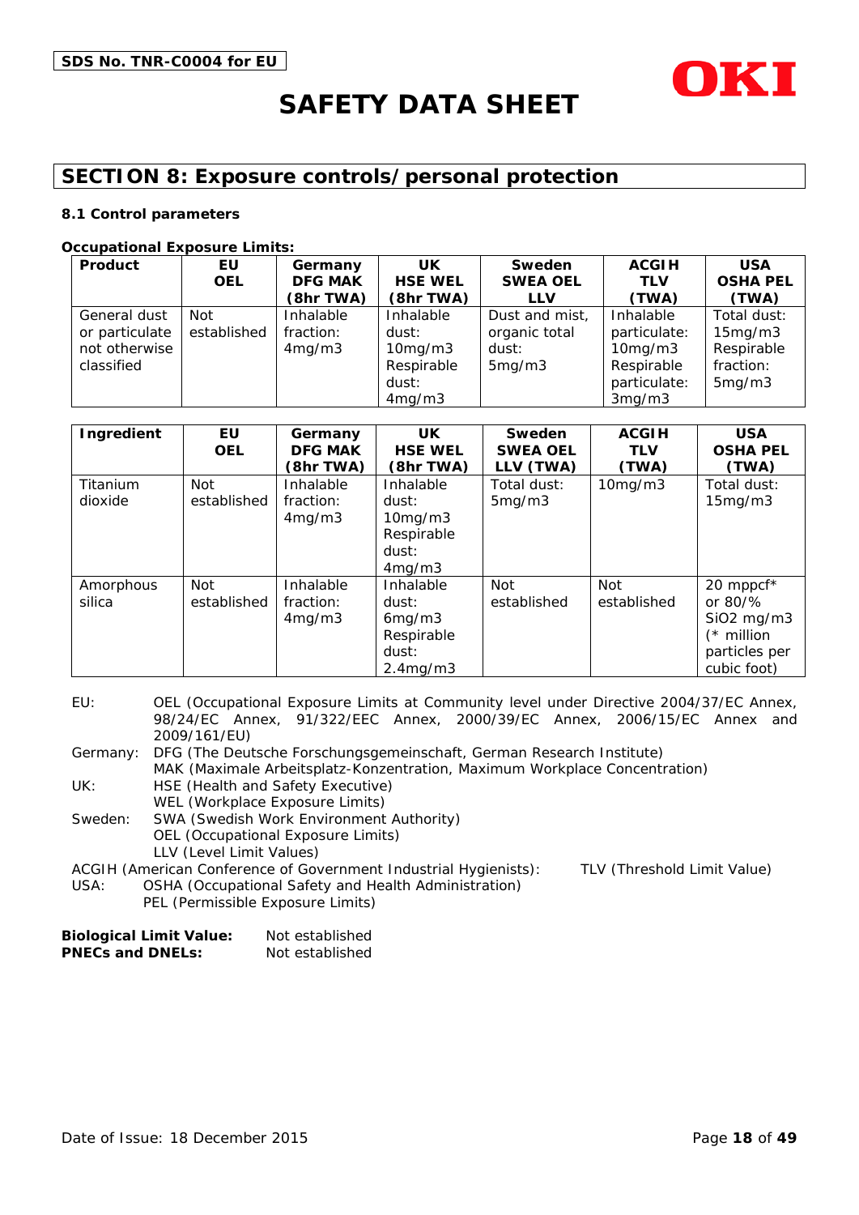## SECTION 8: Exposure controls/personal protection

### 8.1 Control parameters

**Occupational Exposure Limits:**

| Product | EU OEL | Germany DFG MAK (8hr TWA) | UK HSE WEL (8hr TWA) | Sweden SWEA OEL LLV | ACGIH TLV (TWA) | USA OSHA PEL (TWA) |
|---|---|---|---|---|---|---|
| General dust or particulate not otherwise classified | Not established | Inhalable fraction: 4mg/m3 | Inhalable dust: 10mg/m3 Respirable dust: 4mg/m3 | Dust and mist, organic total dust: 5mg/m3 | Inhalable particulate: 10mg/m3 Respirable particulate: 3mg/m3 | Total dust: 15mg/m3 Respirable fraction: 5mg/m3 |

| Ingredient | EU OEL | Germany DFG MAK (8hr TWA) | UK HSE WEL (8hr TWA) | Sweden SWEA OEL LLV (TWA) | ACGIH TLV (TWA) | USA OSHA PEL (TWA) |
|---|---|---|---|---|---|---|
| Titanium dioxide | Not established | Inhalable fraction: 4mg/m3 | Inhalable dust: 10mg/m3 Respirable dust: 4mg/m3 | Total dust: 5mg/m3 | 10mg/m3 | Total dust: 15mg/m3 |
| Amorphous silica | Not established | Inhalable fraction: 4mg/m3 | Inhalable dust: 6mg/m3 Respirable dust: 2.4mg/m3 | Not established | Not established | 20 mppcf* or 80/% SiO2 mg/m3 (* million particles per cubic foot) |

EU: OEL (Occupational Exposure Limits at Community level under Directive 2004/37/EC Annex, 98/24/EC Annex, 91/322/EEC Annex, 2000/39/EC Annex, 2006/15/EC Annex and 2009/161/EU)

Germany: DFG (The Deutsche Forschungsgemeinschaft, German Research Institute)
MAK (Maximale Arbeitsplatz-Konzentration, Maximum Workplace Concentration)

UK: HSE (Health and Safety Executive)
WEL (Workplace Exposure Limits)

Sweden: SWA (Swedish Work Environment Authority)
OEL (Occupational Exposure Limits)
LLV (Level Limit Values)

ACGIH (American Conference of Government Industrial Hygienists): TLV (Threshold Limit Value)

USA: OSHA (Occupational Safety and Health Administration)
PEL (Permissible Exposure Limits)

**Biological Limit Value:** Not established
**PNECs and DNELs:** Not established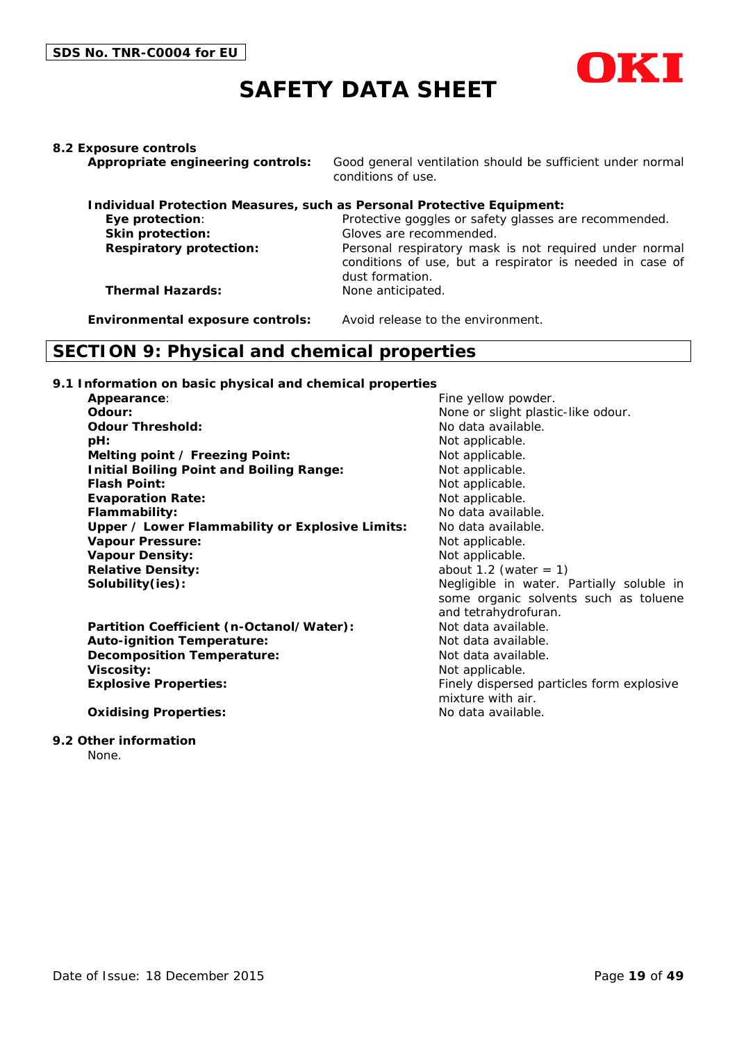**8.2 Exposure controls**

**Appropriate engineering controls:** Good general ventilation should be sufficient under normal conditions of use.

**Individual Protection Measures, such as Personal Protective Equipment:**

| | |
|---|---|
| **Eye protection**: | Protective goggles or safety glasses are recommended. |
| **Skin protection:** | Gloves are recommended. |
| **Respiratory protection:** | Personal respiratory mask is not required under normal conditions of use, but a respirator is needed in case of dust formation. |
| **Thermal Hazards:** | None anticipated. |

**Environmental exposure controls:** Avoid release to the environment.

## SECTION 9: Physical and chemical properties

**9.1 Information on basic physical and chemical properties**

| | |
|---|---|
| **Appearance**: | Fine yellow powder. |
| **Odour:** | None or slight plastic-like odour. |
| **Odour Threshold:** | No data available. |
| **pH:** | Not applicable. |
| **Melting point / Freezing Point:** | Not applicable. |
| **Initial Boiling Point and Boiling Range:** | Not applicable. |
| **Flash Point:** | Not applicable. |
| **Evaporation Rate:** | Not applicable. |
| **Flammability:** | No data available. |
| **Upper / Lower Flammability or Explosive Limits:** | No data available. |
| **Vapour Pressure:** | Not applicable. |
| **Vapour Density:** | Not applicable. |
| **Relative Density:** | about 1.2 (water = 1) |
| **Solubility(ies):** | Negligible in water. Partially soluble in some organic solvents such as toluene and tetrahydrofuran. |
| **Partition Coefficient (n-Octanol/Water):** | Not data available. |
| **Auto-ignition Temperature:** | Not data available. |
| **Decomposition Temperature:** | Not data available. |
| **Viscosity:** | Not applicable. |
| **Explosive Properties:** | Finely dispersed particles form explosive mixture with air. |
| **Oxidising Properties:** | No data available. |

**9.2 Other information**

None.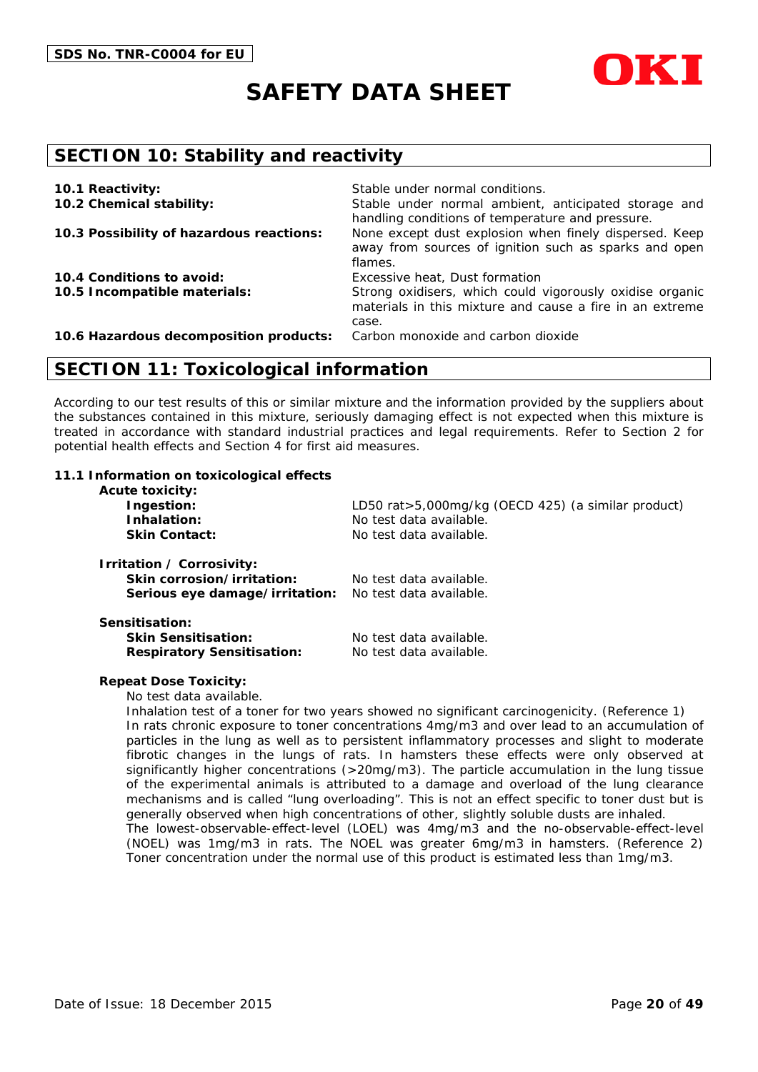## SECTION 10: Stability and reactivity

| | |
|---|---|
| **10.1 Reactivity:** | Stable under normal conditions. |
| **10.2 Chemical stability:** | Stable under normal ambient, anticipated storage and handling conditions of temperature and pressure. |
| **10.3 Possibility of hazardous reactions:** | None except dust explosion when finely dispersed. Keep away from sources of ignition such as sparks and open flames. |
| **10.4 Conditions to avoid:** | Excessive heat, Dust formation |
| **10.5 Incompatible materials:** | Strong oxidisers, which could vigorously oxidise organic materials in this mixture and cause a fire in an extreme case. |
| **10.6 Hazardous decomposition products:** | Carbon monoxide and carbon dioxide |

## SECTION 11: Toxicological information

According to our test results of this or similar mixture and the information provided by the suppliers about the substances contained in this mixture, seriously damaging effect is not expected when this mixture is treated in accordance with standard industrial practices and legal requirements. Refer to Section 2 for potential health effects and Section 4 for first aid measures.

**11.1 Information on toxicological effects**

**Acute toxicity:**

| | |
|---|---|
| **Ingestion:** | LD50 rat>5,000mg/kg (OECD 425) (a similar product) |
| **Inhalation:** | No test data available. |
| **Skin Contact:** | No test data available. |

**Irritation / Corrosivity:**

| | |
|---|---|
| **Skin corrosion/irritation:** | No test data available. |
| **Serious eye damage/irritation:** | No test data available. |

**Sensitisation:**

| | |
|---|---|
| **Skin Sensitisation:** | No test data available. |
| **Respiratory Sensitisation:** | No test data available. |

**Repeat Dose Toxicity:**

No test data available.

Inhalation test of a toner for two years showed no significant carcinogenicity. (Reference 1)

In rats chronic exposure to toner concentrations 4mg/m3 and over lead to an accumulation of particles in the lung as well as to persistent inflammatory processes and slight to moderate fibrotic changes in the lungs of rats. In hamsters these effects were only observed at significantly higher concentrations (>20mg/m3). The particle accumulation in the lung tissue of the experimental animals is attributed to a damage and overload of the lung clearance mechanisms and is called “lung overloading”. This is not an effect specific to toner dust but is generally observed when high concentrations of other, slightly soluble dusts are inhaled.

The lowest-observable-effect-level (LOEL) was 4mg/m3 and the no-observable-effect-level (NOEL) was 1mg/m3 in rats. The NOEL was greater 6mg/m3 in hamsters. (Reference 2)

Toner concentration under the normal use of this product is estimated less than 1mg/m3.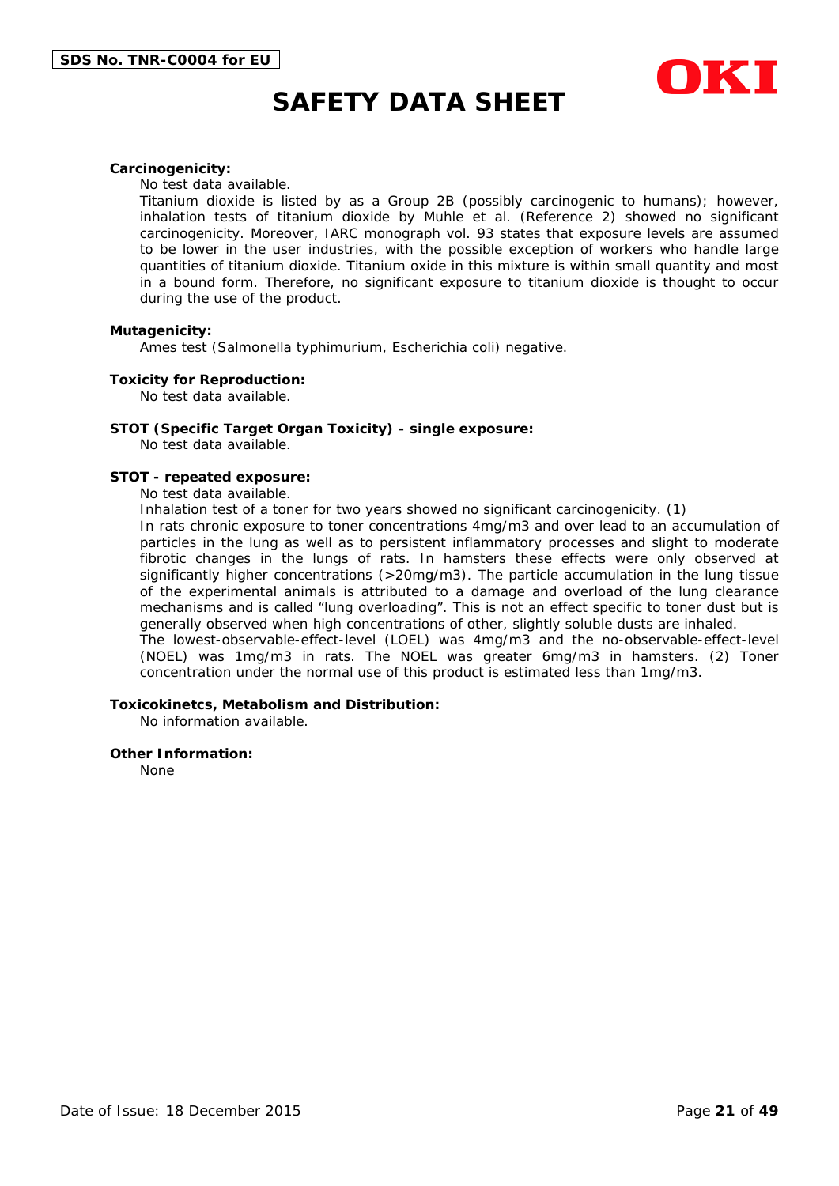**Carcinogenicity:**

No test data available.

Titanium dioxide is listed by as a Group 2B (possibly carcinogenic to humans); however, inhalation tests of titanium dioxide by Muhle et al. (Reference 2) showed no significant carcinogenicity. Moreover, IARC monograph vol. 93 states that exposure levels are assumed to be lower in the user industries, with the possible exception of workers who handle large quantities of titanium dioxide. Titanium oxide in this mixture is within small quantity and most in a bound form. Therefore, no significant exposure to titanium dioxide is thought to occur during the use of the product.

**Mutagenicity:**

Ames test (Salmonella typhimurium, Escherichia coli) negative.

**Toxicity for Reproduction:**

No test data available.

**STOT (Specific Target Organ Toxicity) - single exposure:**

No test data available.

**STOT - repeated exposure:**

No test data available.

Inhalation test of a toner for two years showed no significant carcinogenicity. (1)

In rats chronic exposure to toner concentrations 4mg/m3 and over lead to an accumulation of particles in the lung as well as to persistent inflammatory processes and slight to moderate fibrotic changes in the lungs of rats. In hamsters these effects were only observed at significantly higher concentrations (>20mg/m3). The particle accumulation in the lung tissue of the experimental animals is attributed to a damage and overload of the lung clearance mechanisms and is called “lung overloading”. This is not an effect specific to toner dust but is generally observed when high concentrations of other, slightly soluble dusts are inhaled.

The lowest-observable-effect-level (LOEL) was 4mg/m3 and the no-observable-effect-level (NOEL) was 1mg/m3 in rats. The NOEL was greater 6mg/m3 in hamsters. (2) Toner concentration under the normal use of this product is estimated less than 1mg/m3.

**Toxicokinetcs, Metabolism and Distribution:**

No information available.

**Other Information:**

None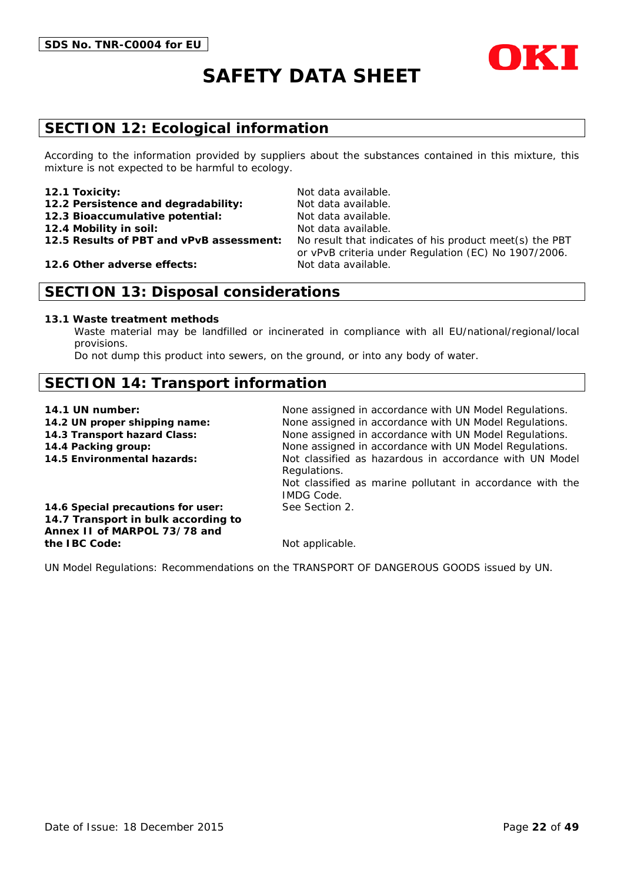## SECTION 12: Ecological information

According to the information provided by suppliers about the substances contained in this mixture, this mixture is not expected to be harmful to ecology.

| | |
|---|---|
| **12.1 Toxicity:** | Not data available. |
| **12.2 Persistence and degradability:** | Not data available. |
| **12.3 Bioaccumulative potential:** | Not data available. |
| **12.4 Mobility in soil:** | Not data available. |
| **12.5 Results of PBT and vPvB assessment:** | No result that indicates of his product meet(s) the PBT or vPvB criteria under Regulation (EC) No 1907/2006. |
| **12.6 Other adverse effects:** | Not data available. |

## SECTION 13: Disposal considerations

**13.1 Waste treatment methods**

Waste material may be landfilled or incinerated in compliance with all EU/national/regional/local provisions.

Do not dump this product into sewers, on the ground, or into any body of water.

## SECTION 14: Transport information

| | |
|---|---|
| **14.1 UN number:** | None assigned in accordance with UN Model Regulations. |
| **14.2 UN proper shipping name:** | None assigned in accordance with UN Model Regulations. |
| **14.3 Transport hazard Class:** | None assigned in accordance with UN Model Regulations. |
| **14.4 Packing group:** | None assigned in accordance with UN Model Regulations. |
| **14.5 Environmental hazards:** | Not classified as hazardous in accordance with UN Model Regulations. Not classified as marine pollutant in accordance with the IMDG Code. |
| **14.6 Special precautions for user:** | See Section 2. |
| **14.7 Transport in bulk according to Annex II of MARPOL 73/78 and the IBC Code:** | Not applicable. |

UN Model Regulations: Recommendations on the TRANSPORT OF DANGEROUS GOODS issued by UN.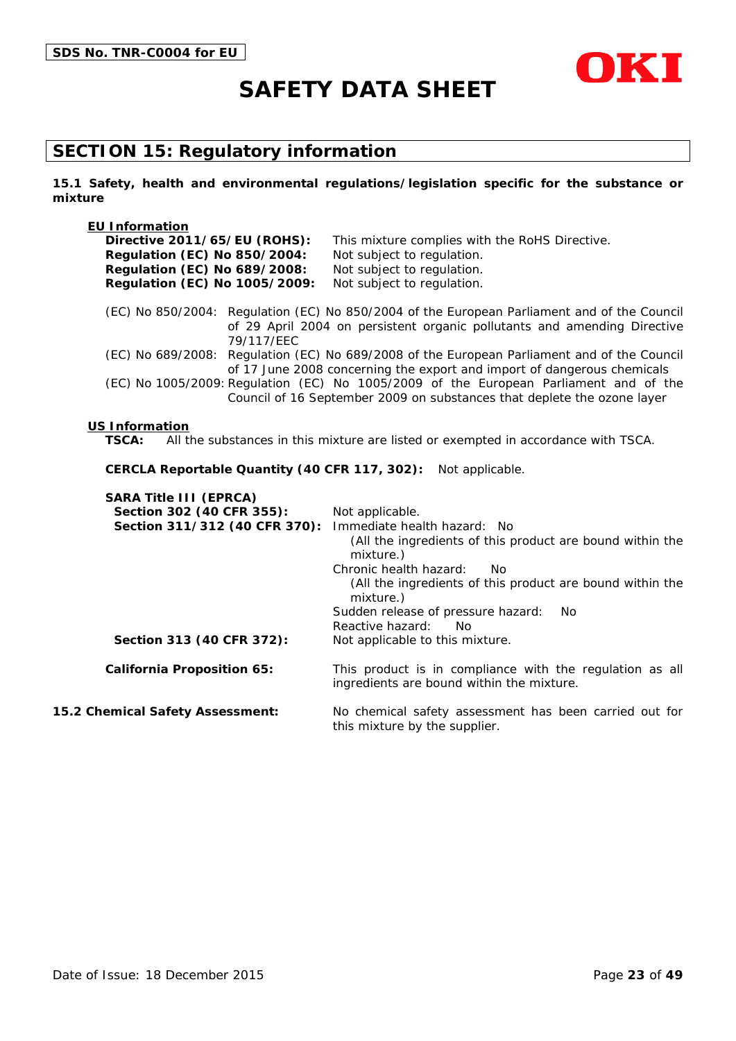## SECTION 15: Regulatory information

**15.1 Safety, health and environmental regulations/legislation specific for the substance or mixture**

**EU Information**

**Directive 2011/65/EU (ROHS):** This mixture complies with the RoHS Directive.
**Regulation (EC) No 850/2004:** Not subject to regulation.
**Regulation (EC) No 689/2008:** Not subject to regulation.
**Regulation (EC) No 1005/2009:** Not subject to regulation.

(EC) No 850/2004: Regulation (EC) No 850/2004 of the European Parliament and of the Council of 29 April 2004 on persistent organic pollutants and amending Directive 79/117/EEC

(EC) No 689/2008: Regulation (EC) No 689/2008 of the European Parliament and of the Council of 17 June 2008 concerning the export and import of dangerous chemicals

(EC) No 1005/2009: Regulation (EC) No 1005/2009 of the European Parliament and of the Council of 16 September 2009 on substances that deplete the ozone layer

**US Information**

**TSCA:** All the substances in this mixture are listed or exempted in accordance with TSCA.

**CERCLA Reportable Quantity (40 CFR 117, 302):** Not applicable.

**SARA Title III (EPRCA)**

**Section 302 (40 CFR 355):** Not applicable.

**Section 311/312 (40 CFR 370):** Immediate health hazard: No
(All the ingredients of this product are bound within the mixture.)
Chronic health hazard: No
(All the ingredients of this product are bound within the mixture.)
Sudden release of pressure hazard: No
Reactive hazard: No

**Section 313 (40 CFR 372):** Not applicable to this mixture.

**California Proposition 65:** This product is in compliance with the regulation as all ingredients are bound within the mixture.

**15.2 Chemical Safety Assessment:** No chemical safety assessment has been carried out for this mixture by the supplier.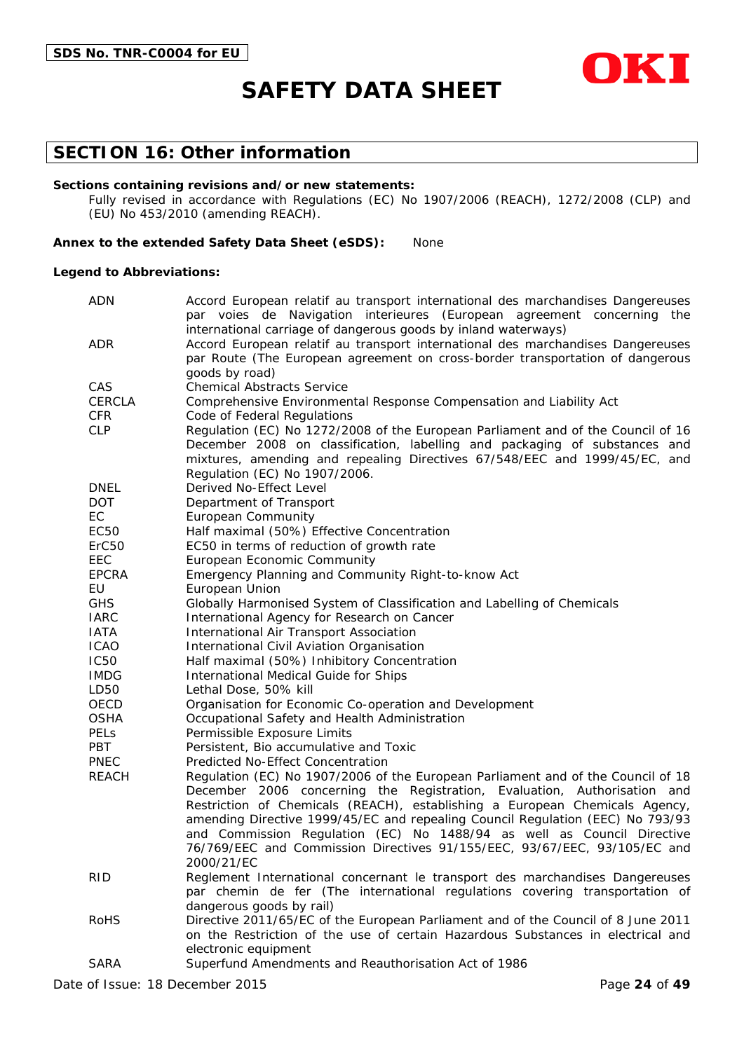## SECTION 16: Other information

**Sections containing revisions and/or new statements:**

Fully revised in accordance with Regulations (EC) No 1907/2006 (REACH), 1272/2008 (CLP) and (EU) No 453/2010 (amending REACH).

**Annex to the extended Safety Data Sheet (eSDS):** None

**Legend to Abbreviations:**

| | |
|---|---|
| ADN | Accord European relatif au transport international des marchandises Dangereuses par voies de Navigation interieures (European agreement concerning the international carriage of dangerous goods by inland waterways) |
| ADR | Accord European relatif au transport international des marchandises Dangereuses par Route (The European agreement on cross-border transportation of dangerous goods by road) |
| CAS | Chemical Abstracts Service |
| CERCLA | Comprehensive Environmental Response Compensation and Liability Act |
| CFR | Code of Federal Regulations |
| CLP | Regulation (EC) No 1272/2008 of the European Parliament and of the Council of 16 December 2008 on classification, labelling and packaging of substances and mixtures, amending and repealing Directives 67/548/EEC and 1999/45/EC, and Regulation (EC) No 1907/2006. |
| DNEL | Derived No-Effect Level |
| DOT | Department of Transport |
| EC | European Community |
| EC50 | Half maximal (50%) Effective Concentration |
| ErC50 | EC50 in terms of reduction of growth rate |
| EEC | European Economic Community |
| EPCRA | Emergency Planning and Community Right-to-know Act |
| EU | European Union |
| GHS | Globally Harmonised System of Classification and Labelling of Chemicals |
| IARC | International Agency for Research on Cancer |
| IATA | International Air Transport Association |
| ICAO | International Civil Aviation Organisation |
| IC50 | Half maximal (50%) Inhibitory Concentration |
| IMDG | International Medical Guide for Ships |
| LD50 | Lethal Dose, 50% kill |
| OECD | Organisation for Economic Co-operation and Development |
| OSHA | Occupational Safety and Health Administration |
| PELs | Permissible Exposure Limits |
| PBT | Persistent, Bio accumulative and Toxic |
| PNEC | Predicted No-Effect Concentration |
| REACH | Regulation (EC) No 1907/2006 of the European Parliament and of the Council of 18 December 2006 concerning the Registration, Evaluation, Authorisation and Restriction of Chemicals (REACH), establishing a European Chemicals Agency, amending Directive 1999/45/EC and repealing Council Regulation (EEC) No 793/93 and Commission Regulation (EC) No 1488/94 as well as Council Directive 76/769/EEC and Commission Directives 91/155/EEC, 93/67/EEC, 93/105/EC and 2000/21/EC |
| RID | Reglement International concernant le transport des marchandises Dangereuses par chemin de fer (The international regulations covering transportation of dangerous goods by rail) |
| RoHS | Directive 2011/65/EC of the European Parliament and of the Council of 8 June 2011 on the Restriction of the use of certain Hazardous Substances in electrical and electronic equipment |
| SARA | Superfund Amendments and Reauthorisation Act of 1986 |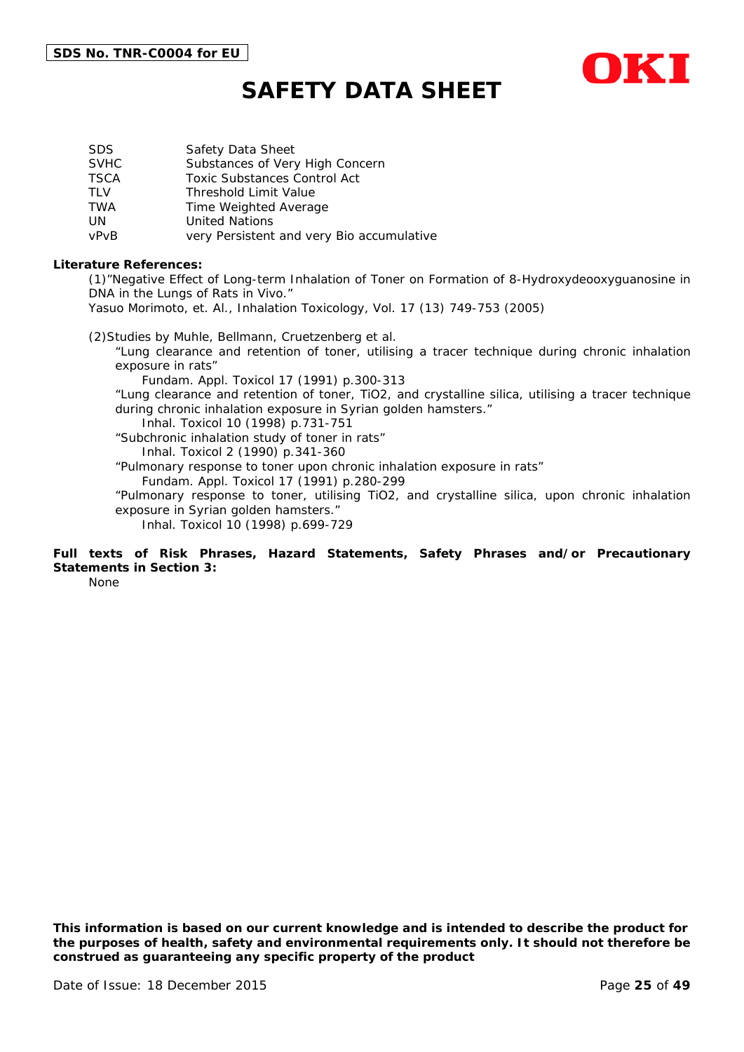| | |
|---|---|
| SDS | Safety Data Sheet |
| SVHC | Substances of Very High Concern |
| TSCA | Toxic Substances Control Act |
| TLV | Threshold Limit Value |
| TWA | Time Weighted Average |
| UN | United Nations |
| vPvB | very Persistent and very Bio accumulative |

**Literature References:**

(1)"Negative Effect of Long-term Inhalation of Toner on Formation of 8-Hydroxydeooxyguanosine in DNA in the Lungs of Rats in Vivo."
Yasuo Morimoto, et. Al., Inhalation Toxicology, Vol. 17 (13) 749-753 (2005)

(2)Studies by Muhle, Bellmann, Cruetzenberg et al.

"Lung clearance and retention of toner, utilising a tracer technique during chronic inhalation exposure in rats"
Fundam. Appl. Toxicol 17 (1991) p.300-313

"Lung clearance and retention of toner, $TiO_2$, and crystalline silica, utilising a tracer technique during chronic inhalation exposure in Syrian golden hamsters."
Inhal. Toxicol 10 (1998) p.731-751

"Subchronic inhalation study of toner in rats"
Inhal. Toxicol 2 (1990) p.341-360

"Pulmonary response to toner upon chronic inhalation exposure in rats"
Fundam. Appl. Toxicol 17 (1991) p.280-299

"Pulmonary response to toner, utilising $TiO_2$, and crystalline silica, upon chronic inhalation exposure in Syrian golden hamsters."
Inhal. Toxicol 10 (1998) p.699-729

**Full texts of Risk Phrases, Hazard Statements, Safety Phrases and/or Precautionary Statements in Section 3:**

None

**This information is based on our current knowledge and is intended to describe the product for the purposes of health, safety and environmental requirements only. It should not therefore be construed as guaranteeing any specific property of the product**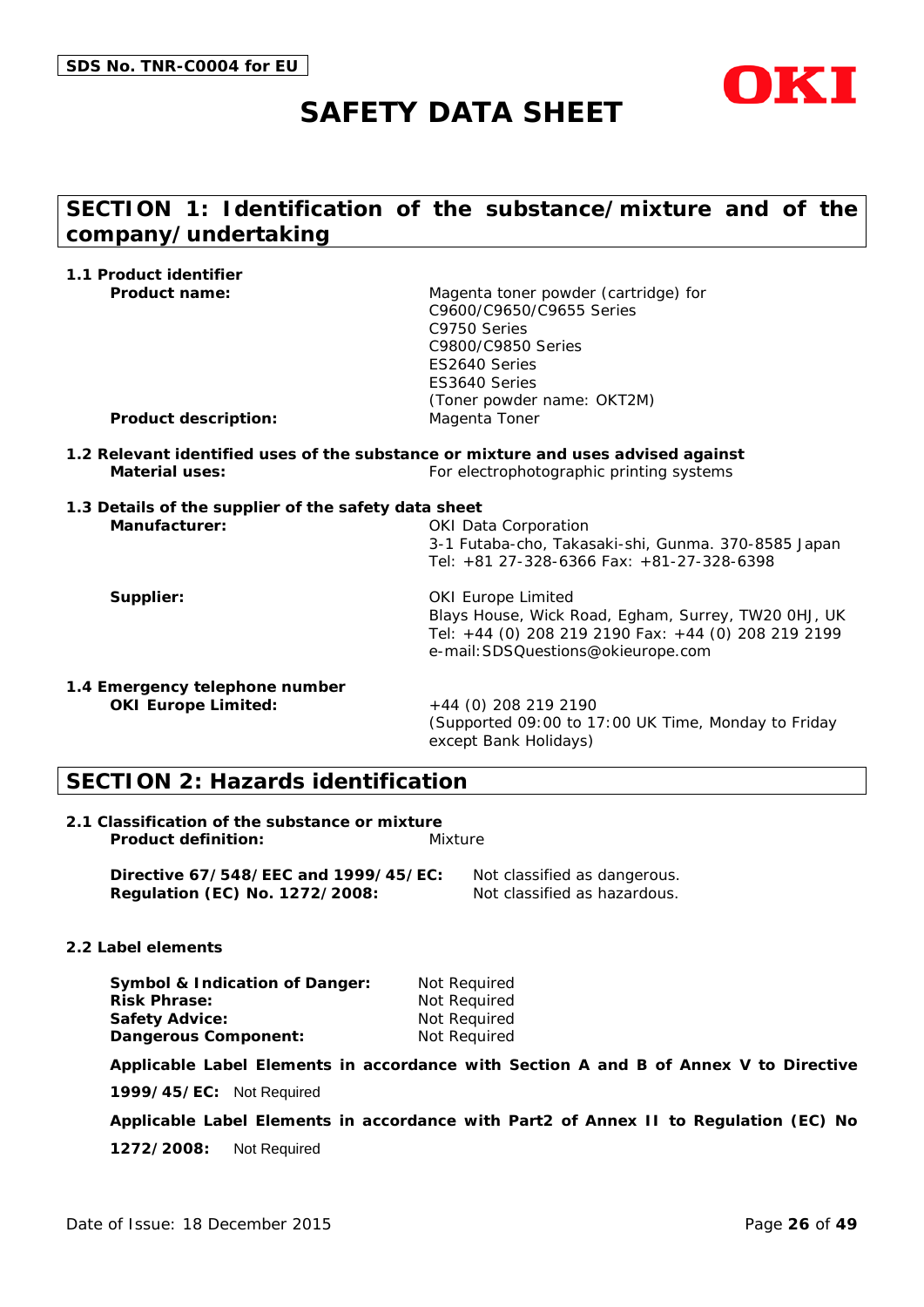SDS No. TNR-C0004 for EU

OKI

# SAFETY DATA SHEET

## SECTION 1: Identification of the substance/mixture and of the company/undertaking

### 1.1 Product identifier

**Product name:** Magenta toner powder (cartridge) for
C9600/C9650/C9655 Series
C9750 Series
C9800/C9850 Series
ES2640 Series
ES3640 Series
(Toner powder name: OKT2M)

**Product description:** Magenta Toner

### 1.2 Relevant identified uses of the substance or mixture and uses advised against

**Material uses:** For electrophotographic printing systems

### 1.3 Details of the supplier of the safety data sheet

**Manufacturer:** OKI Data Corporation
3-1 Futaba-cho, Takasaki-shi, Gunma. 370-8585 Japan
Tel: +81 27-328-6366 Fax: +81-27-328-6398

**Supplier:** OKI Europe Limited
Blays House, Wick Road, Egham, Surrey, TW20 0HJ, UK
Tel: +44 (0) 208 219 2190 Fax: +44 (0) 208 219 2199
e-mail:SDSQuestions@okieurope.com

### 1.4 Emergency telephone number

**OKI Europe Limited:** +44 (0) 208 219 2190
(Supported 09:00 to 17:00 UK Time, Monday to Friday except Bank Holidays)

## SECTION 2: Hazards identification

### 2.1 Classification of the substance or mixture

**Product definition:** Mixture

**Directive 67/548/EEC and 1999/45/EC:** Not classified as dangerous.
**Regulation (EC) No. 1272/2008:** Not classified as hazardous.

### 2.2 Label elements

**Symbol & Indication of Danger:** Not Required
**Risk Phrase:** Not Required
**Safety Advice:** Not Required
**Dangerous Component:** Not Required

**Applicable Label Elements in accordance with Section A and B of Annex V to Directive 1999/45/EC:** Not Required

**Applicable Label Elements in accordance with Part2 of Annex II to Regulation (EC) No 1272/2008:** Not Required

Date of Issue: 18 December 2015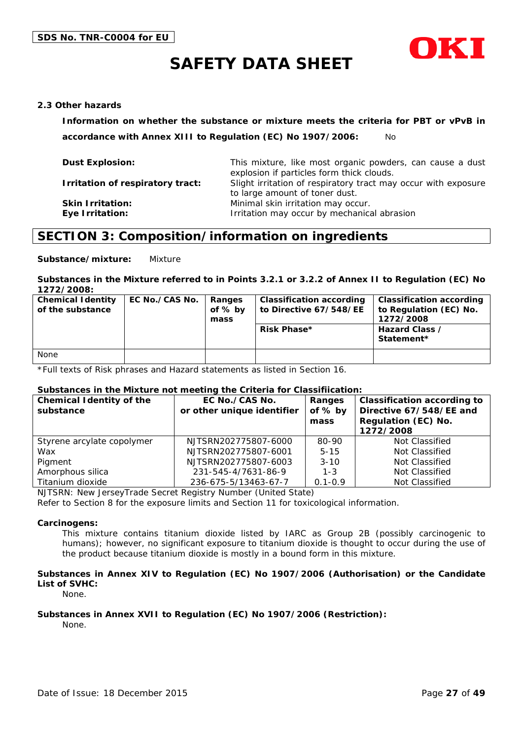**2.3 Other hazards**

**Information on whether the substance or mixture meets the criteria for PBT or vPvB in accordance with Annex XIII to Regulation (EC) No 1907/2006:** No

**Dust Explosion:** This mixture, like most organic powders, can cause a dust explosion if particles form thick clouds.

**Irritation of respiratory tract:** Slight irritation of respiratory tract may occur with exposure to large amount of toner dust.

**Skin Irritation:** Minimal skin irritation may occur.

**Eye Irritation:** Irritation may occur by mechanical abrasion

## SECTION 3: Composition/information on ingredients

**Substance/mixture:** Mixture

**Substances in the Mixture referred to in Points 3.2.1 or 3.2.2 of Annex II to Regulation (EC) No 1272/2008:**

| Chemical Identity of the substance | EC No./CAS No. | Ranges of % by mass | Classification according to Directive 67/548/EE | Classification according to Regulation (EC) No. 1272/2008 |
|---|---|---|---|---|
| | | | Risk Phase* | Hazard Class / Statement* |
| None | | | | |

*Full texts of Risk phrases and Hazard statements as listed in Section 16.

**Substances in the Mixture not meeting the Criteria for Classifiication:**

| Chemical Identity of the substance | EC No./CAS No. or other unique identifier | Ranges of % by mass | Classification according to Directive 67/548/EE and Regulation (EC) No. 1272/2008 |
|---|---|---|---|
| Styrene acrylate copolymer | NJTSRN202775807-6000 | 80-90 | Not Classified |
| Wax | NJTSRN202775807-6001 | 5-15 | Not Classified |
| Pigment | NJTSRN202775807-6003 | 3-10 | Not Classified |
| Amorphous silica | 231-545-4/7631-86-9 | 1-3 | Not Classified |
| Titanium dioxide | 236-675-5/13463-67-7 | 0.1-0.9 | Not Classified |

NJTSRN: New JerseyTrade Secret Registry Number (United State)

Refer to Section 8 for the exposure limits and Section 11 for toxicological information.

**Carcinogens:**

This mixture contains titanium dioxide listed by IARC as Group 2B (possibly carcinogenic to humans); however, no significant exposure to titanium dioxide is thought to occur during the use of the product because titanium dioxide is mostly in a bound form in this mixture.

**Substances in Annex XIV to Regulation (EC) No 1907/2006 (Authorisation) or the Candidate List of SVHC:**

None.

**Substances in Annex XVII to Regulation (EC) No 1907/2006 (Restriction):**

None.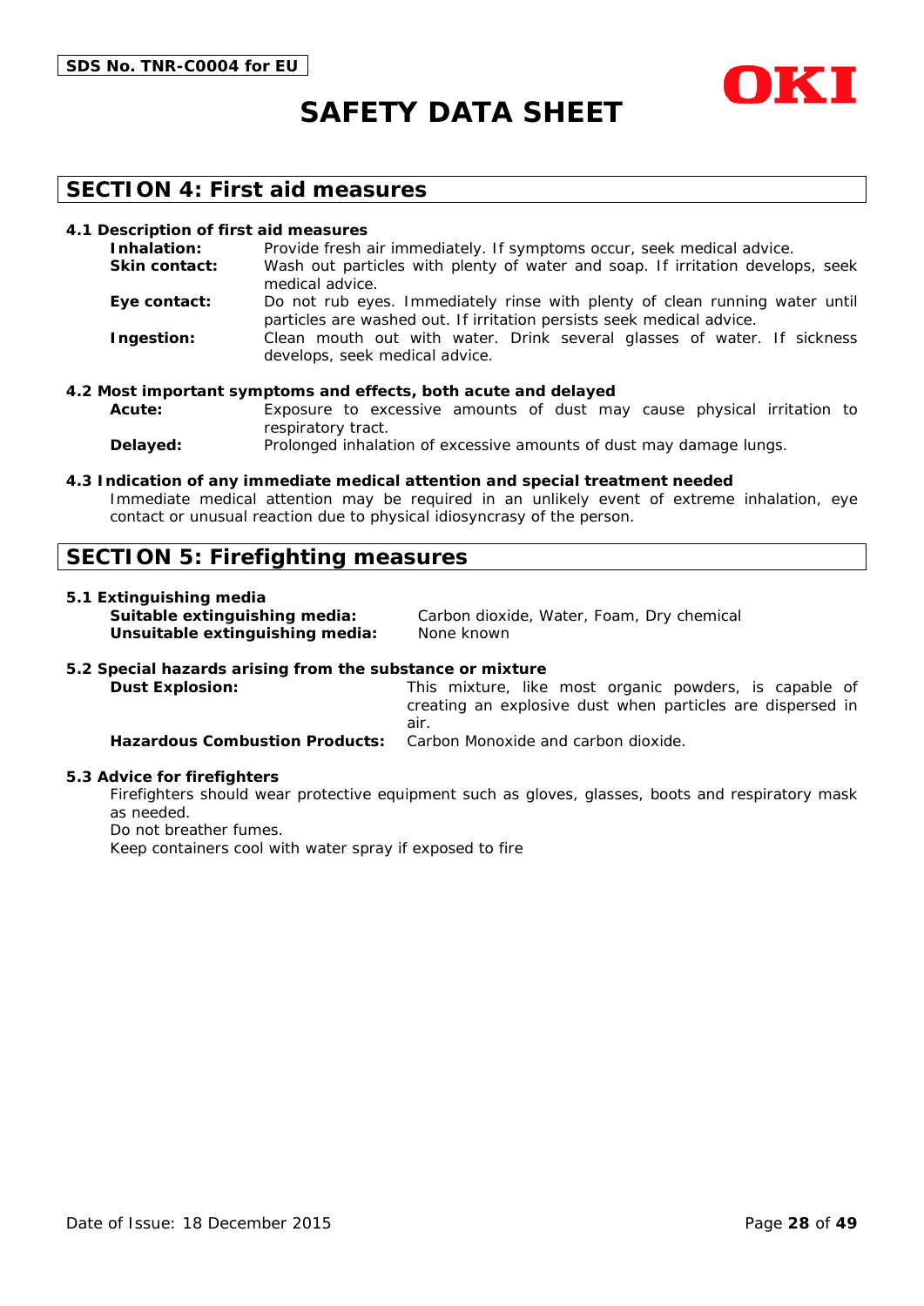## SECTION 4: First aid measures

### 4.1 Description of first aid measures

**Inhalation:** Provide fresh air immediately. If symptoms occur, seek medical advice.

**Skin contact:** Wash out particles with plenty of water and soap. If irritation develops, seek medical advice.

**Eye contact:** Do not rub eyes. Immediately rinse with plenty of clean running water until particles are washed out. If irritation persists seek medical advice.

**Ingestion:** Clean mouth out with water. Drink several glasses of water. If sickness develops, seek medical advice.

### 4.2 Most important symptoms and effects, both acute and delayed

**Acute:** Exposure to excessive amounts of dust may cause physical irritation to respiratory tract.

**Delayed:** Prolonged inhalation of excessive amounts of dust may damage lungs.

### 4.3 Indication of any immediate medical attention and special treatment needed

Immediate medical attention may be required in an unlikely event of extreme inhalation, eye contact or unusual reaction due to physical idiosyncrasy of the person.

## SECTION 5: Firefighting measures

### 5.1 Extinguishing media

**Suitable extinguishing media:** Carbon dioxide, Water, Foam, Dry chemical

**Unsuitable extinguishing media:** None known

### 5.2 Special hazards arising from the substance or mixture

**Dust Explosion:** This mixture, like most organic powders, is capable of creating an explosive dust when particles are dispersed in air.

**Hazardous Combustion Products:** Carbon Monoxide and carbon dioxide.

### 5.3 Advice for firefighters

Firefighters should wear protective equipment such as gloves, glasses, boots and respiratory mask as needed.

Do not breather fumes.

Keep containers cool with water spray if exposed to fire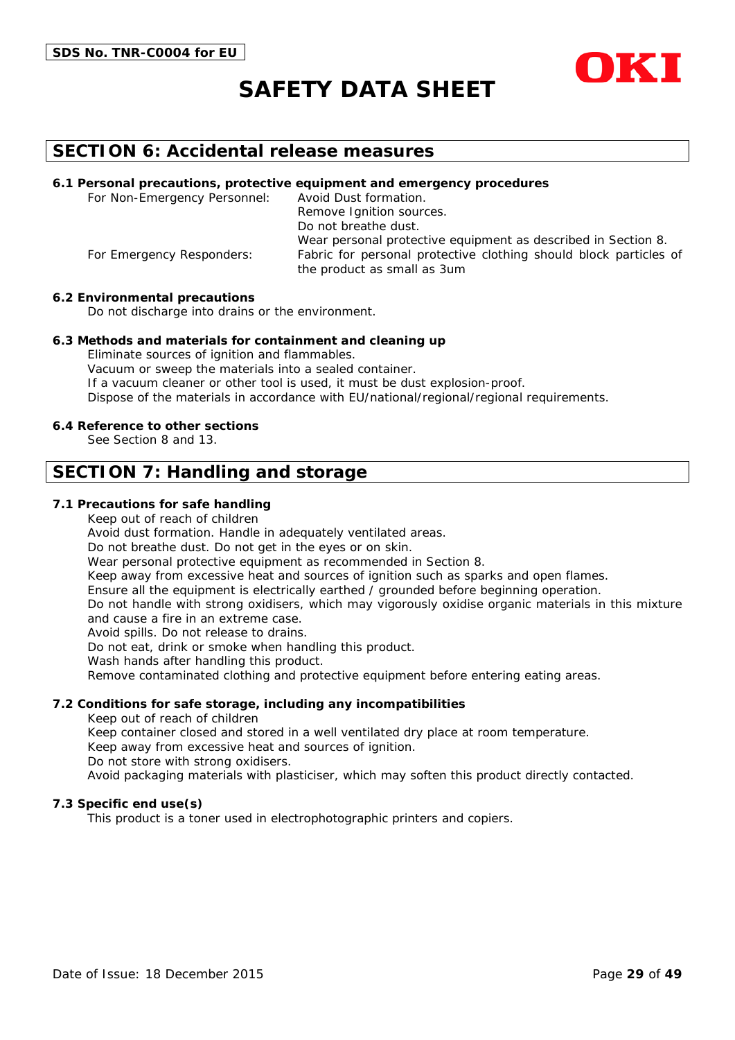## SECTION 6: Accidental release measures

### 6.1 Personal precautions, protective equipment and emergency procedures

For Non-Emergency Personnel:
- Avoid Dust formation.
- Remove Ignition sources.
- Do not breathe dust.
- Wear personal protective equipment as described in Section 8.

For Emergency Responders:
- Fabric for personal protective clothing should block particles of the product as small as 3um

### 6.2 Environmental precautions

Do not discharge into drains or the environment.

### 6.3 Methods and materials for containment and cleaning up

Eliminate sources of ignition and flammables.
Vacuum or sweep the materials into a sealed container.
If a vacuum cleaner or other tool is used, it must be dust explosion-proof.
Dispose of the materials in accordance with EU/national/regional/regional requirements.

### 6.4 Reference to other sections

See Section 8 and 13.

## SECTION 7: Handling and storage

### 7.1 Precautions for safe handling

Keep out of reach of children
Avoid dust formation. Handle in adequately ventilated areas.
Do not breathe dust. Do not get in the eyes or on skin.
Wear personal protective equipment as recommended in Section 8.
Keep away from excessive heat and sources of ignition such as sparks and open flames.
Ensure all the equipment is electrically earthed / grounded before beginning operation.
Do not handle with strong oxidisers, which may vigorously oxidise organic materials in this mixture and cause a fire in an extreme case.
Avoid spills. Do not release to drains.
Do not eat, drink or smoke when handling this product.
Wash hands after handling this product.
Remove contaminated clothing and protective equipment before entering eating areas.

### 7.2 Conditions for safe storage, including any incompatibilities

Keep out of reach of children
Keep container closed and stored in a well ventilated dry place at room temperature.
Keep away from excessive heat and sources of ignition.
Do not store with strong oxidisers.
Avoid packaging materials with plasticiser, which may soften this product directly contacted.

### 7.3 Specific end use(s)

This product is a toner used in electrophotographic printers and copiers.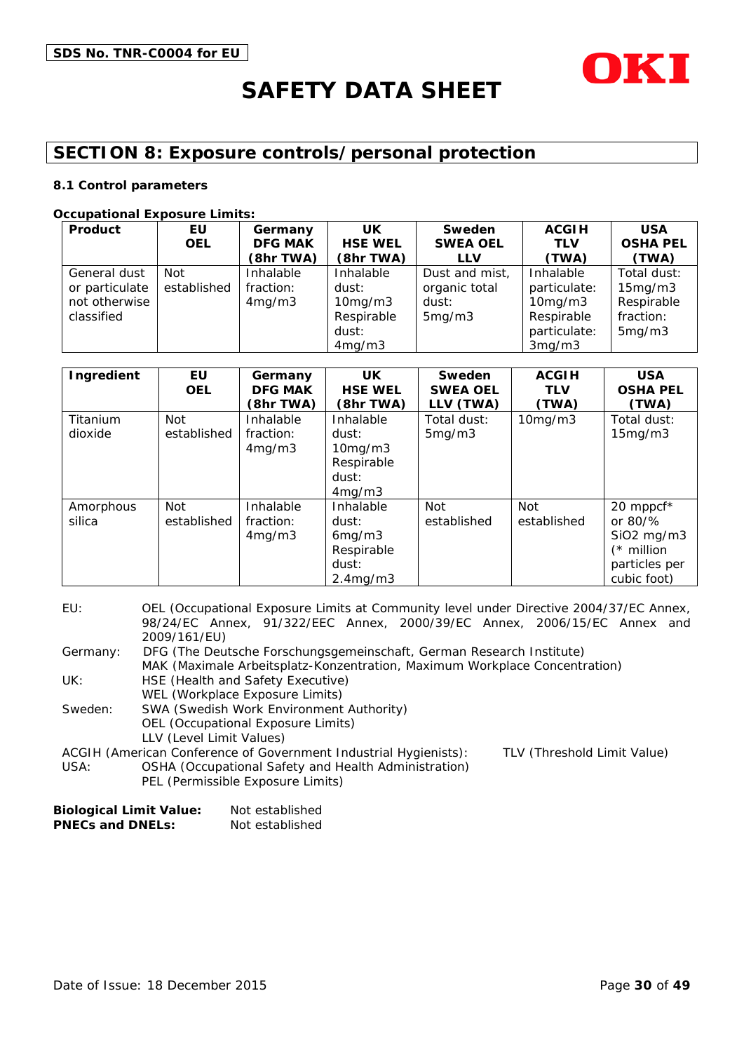## SECTION 8: Exposure controls/personal protection

**8.1 Control parameters**

**Occupational Exposure Limits:**

| Product | EU OEL | Germany DFG MAK (8hr TWA) | UK HSE WEL (8hr TWA) | Sweden SWEA OEL LLV | ACGIH TLV (TWA) | USA OSHA PEL (TWA) |
|---|---|---|---|---|---|---|
| General dust or particulate not otherwise classified | Not established | Inhalable fraction: 4mg/m3 | Inhalable dust: 10mg/m3 Respirable dust: 4mg/m3 | Dust and mist, organic total dust: 5mg/m3 | Inhalable particulate: 10mg/m3 Respirable particulate: 3mg/m3 | Total dust: 15mg/m3 Respirable fraction: 5mg/m3 |

| Ingredient | EU OEL | Germany DFG MAK (8hr TWA) | UK HSE WEL (8hr TWA) | Sweden SWEA OEL LLV (TWA) | ACGIH TLV (TWA) | USA OSHA PEL (TWA) |
|---|---|---|---|---|---|---|
| Titanium dioxide | Not established | Inhalable fraction: 4mg/m3 | Inhalable dust: 10mg/m3 Respirable dust: 4mg/m3 | Total dust: 5mg/m3 | 10mg/m3 | Total dust: 15mg/m3 |
| Amorphous silica | Not established | Inhalable fraction: 4mg/m3 | Inhalable dust: 6mg/m3 Respirable dust: 2.4mg/m3 | Not established | Not established | 20 mppcf* or 80/% SiO2 mg/m3 (* million particles per cubic foot) |

EU: OEL (Occupational Exposure Limits at Community level under Directive 2004/37/EC Annex, 98/24/EC Annex, 91/322/EEC Annex, 2000/39/EC Annex, 2006/15/EC Annex and 2009/161/EU)

Germany: DFG (The Deutsche Forschungsgemeinschaft, German Research Institute)
MAK (Maximale Arbeitsplatz-Konzentration, Maximum Workplace Concentration)

UK: HSE (Health and Safety Executive)
WEL (Workplace Exposure Limits)

Sweden: SWA (Swedish Work Environment Authority)
OEL (Occupational Exposure Limits)
LLV (Level Limit Values)

ACGIH (American Conference of Government Industrial Hygienists): TLV (Threshold Limit Value)

USA: OSHA (Occupational Safety and Health Administration)
PEL (Permissible Exposure Limits)

**Biological Limit Value:** Not established
**PNECs and DNELs:** Not established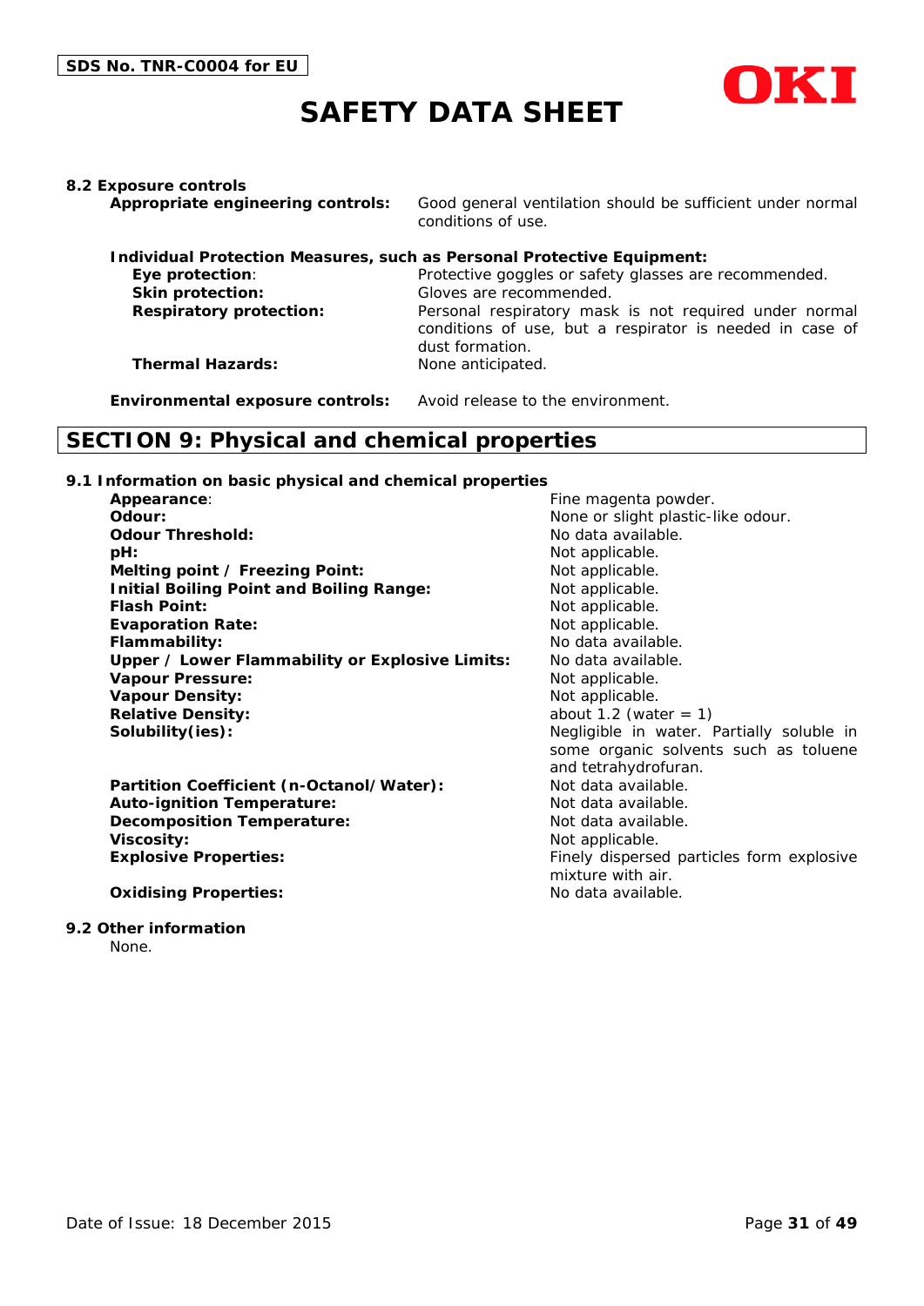**8.2 Exposure controls**

**Appropriate engineering controls:** Good general ventilation should be sufficient under normal conditions of use.

**Individual Protection Measures, such as Personal Protective Equipment:**

**Eye protection**: Protective goggles or safety glasses are recommended.

**Skin protection:** Gloves are recommended.

**Respiratory protection:** Personal respiratory mask is not required under normal conditions of use, but a respirator is needed in case of dust formation.

**Thermal Hazards:** None anticipated.

**Environmental exposure controls:** Avoid release to the environment.

## SECTION 9: Physical and chemical properties

**9.1 Information on basic physical and chemical properties**

| | |
|---|---|
| **Appearance**: | Fine magenta powder. |
| **Odour:** | None or slight plastic-like odour. |
| **Odour Threshold:** | No data available. |
| **pH:** | Not applicable. |
| **Melting point / Freezing Point:** | Not applicable. |
| **Initial Boiling Point and Boiling Range:** | Not applicable. |
| **Flash Point:** | Not applicable. |
| **Evaporation Rate:** | Not applicable. |
| **Flammability:** | No data available. |
| **Upper / Lower Flammability or Explosive Limits:** | No data available. |
| **Vapour Pressure:** | Not applicable. |
| **Vapour Density:** | Not applicable. |
| **Relative Density:** | about 1.2 (water = 1) |
| **Solubility(ies):** | Negligible in water. Partially soluble in some organic solvents such as toluene and tetrahydrofuran. |
| **Partition Coefficient (n-Octanol/Water):** | Not data available. |
| **Auto-ignition Temperature:** | Not data available. |
| **Decomposition Temperature:** | Not data available. |
| **Viscosity:** | Not applicable. |
| **Explosive Properties:** | Finely dispersed particles form explosive mixture with air. |
| **Oxidising Properties:** | No data available. |

**9.2 Other information**

None.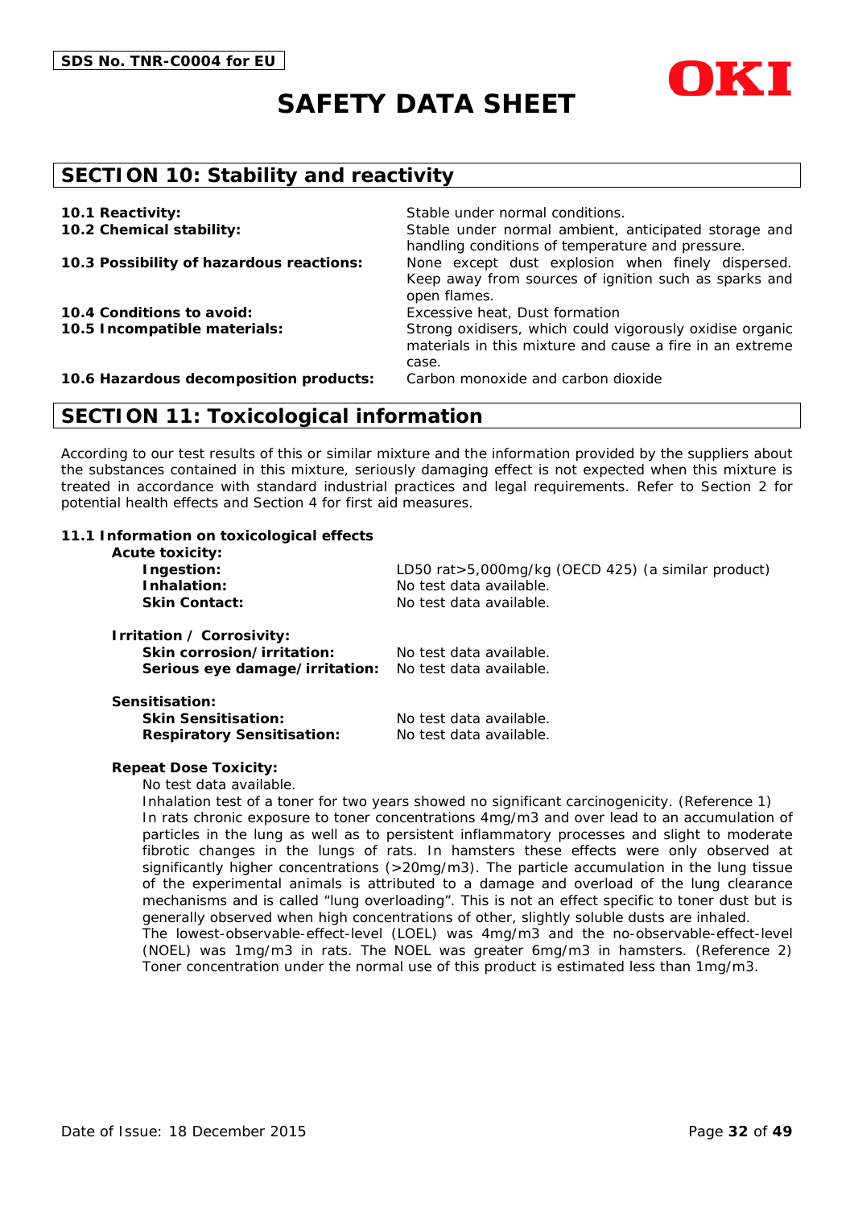## SECTION 10: Stability and reactivity

| | |
|---|---|
| **10.1 Reactivity:** | Stable under normal conditions. |
| **10.2 Chemical stability:** | Stable under normal ambient, anticipated storage and handling conditions of temperature and pressure. |
| **10.3 Possibility of hazardous reactions:** | None except dust explosion when finely dispersed. Keep away from sources of ignition such as sparks and open flames. |
| **10.4 Conditions to avoid:** | Excessive heat, Dust formation |
| **10.5 Incompatible materials:** | Strong oxidisers, which could vigorously oxidise organic materials in this mixture and cause a fire in an extreme case. |
| **10.6 Hazardous decomposition products:** | Carbon monoxide and carbon dioxide |

## SECTION 11: Toxicological information

According to our test results of this or similar mixture and the information provided by the suppliers about the substances contained in this mixture, seriously damaging effect is not expected when this mixture is treated in accordance with standard industrial practices and legal requirements. Refer to Section 2 for potential health effects and Section 4 for first aid measures.

### 11.1 Information on toxicological effects

**Acute toxicity:**

| | |
|---|---|
| **Ingestion:** | LD50 rat>5,000mg/kg (OECD 425) (a similar product) |
| **Inhalation:** | No test data available. |
| **Skin Contact:** | No test data available. |

**Irritation / Corrosivity:**

| | |
|---|---|
| **Skin corrosion/irritation:** | No test data available. |
| **Serious eye damage/irritation:** | No test data available. |

**Sensitisation:**

| | |
|---|---|
| **Skin Sensitisation:** | No test data available. |
| **Respiratory Sensitisation:** | No test data available. |

**Repeat Dose Toxicity:**

No test data available.

Inhalation test of a toner for two years showed no significant carcinogenicity. (Reference 1)

In rats chronic exposure to toner concentrations 4mg/m3 and over lead to an accumulation of particles in the lung as well as to persistent inflammatory processes and slight to moderate fibrotic changes in the lungs of rats. In hamsters these effects were only observed at significantly higher concentrations (>20mg/m3). The particle accumulation in the lung tissue of the experimental animals is attributed to a damage and overload of the lung clearance mechanisms and is called "lung overloading". This is not an effect specific to toner dust but is generally observed when high concentrations of other, slightly soluble dusts are inhaled.

The lowest-observable-effect-level (LOEL) was 4mg/m3 and the no-observable-effect-level (NOEL) was 1mg/m3 in rats. The NOEL was greater 6mg/m3 in hamsters. (Reference 2)

Toner concentration under the normal use of this product is estimated less than 1mg/m3.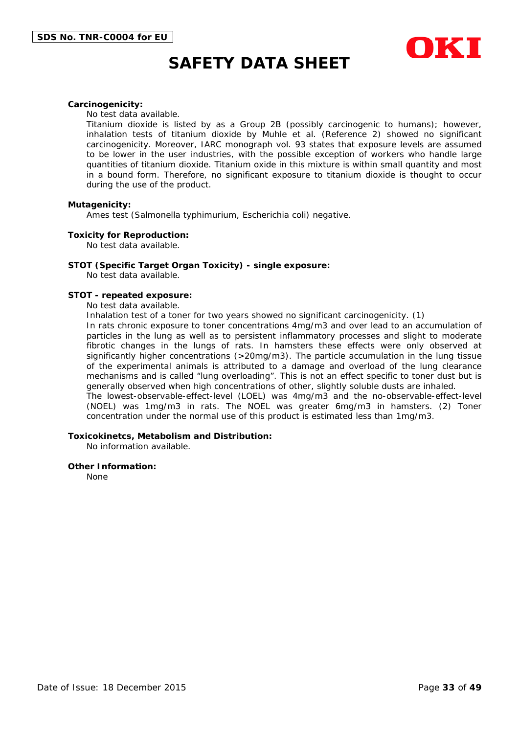**Carcinogenicity:**

No test data available.

Titanium dioxide is listed by as a Group 2B (possibly carcinogenic to humans); however, inhalation tests of titanium dioxide by Muhle et al. (Reference 2) showed no significant carcinogenicity. Moreover, IARC monograph vol. 93 states that exposure levels are assumed to be lower in the user industries, with the possible exception of workers who handle large quantities of titanium dioxide. Titanium oxide in this mixture is within small quantity and most in a bound form. Therefore, no significant exposure to titanium dioxide is thought to occur during the use of the product.

**Mutagenicity:**

Ames test (Salmonella typhimurium, Escherichia coli) negative.

**Toxicity for Reproduction:**

No test data available.

**STOT (Specific Target Organ Toxicity) - single exposure:**

No test data available.

**STOT - repeated exposure:**

No test data available.

Inhalation test of a toner for two years showed no significant carcinogenicity. (1)

In rats chronic exposure to toner concentrations 4mg/m3 and over lead to an accumulation of particles in the lung as well as to persistent inflammatory processes and slight to moderate fibrotic changes in the lungs of rats. In hamsters these effects were only observed at significantly higher concentrations (>20mg/m3). The particle accumulation in the lung tissue of the experimental animals is attributed to a damage and overload of the lung clearance mechanisms and is called “lung overloading”. This is not an effect specific to toner dust but is generally observed when high concentrations of other, slightly soluble dusts are inhaled.

The lowest-observable-effect-level (LOEL) was 4mg/m3 and the no-observable-effect-level (NOEL) was 1mg/m3 in rats. The NOEL was greater 6mg/m3 in hamsters. (2) Toner concentration under the normal use of this product is estimated less than 1mg/m3.

**Toxicokinetcs, Metabolism and Distribution:**

No information available.

**Other Information:**

None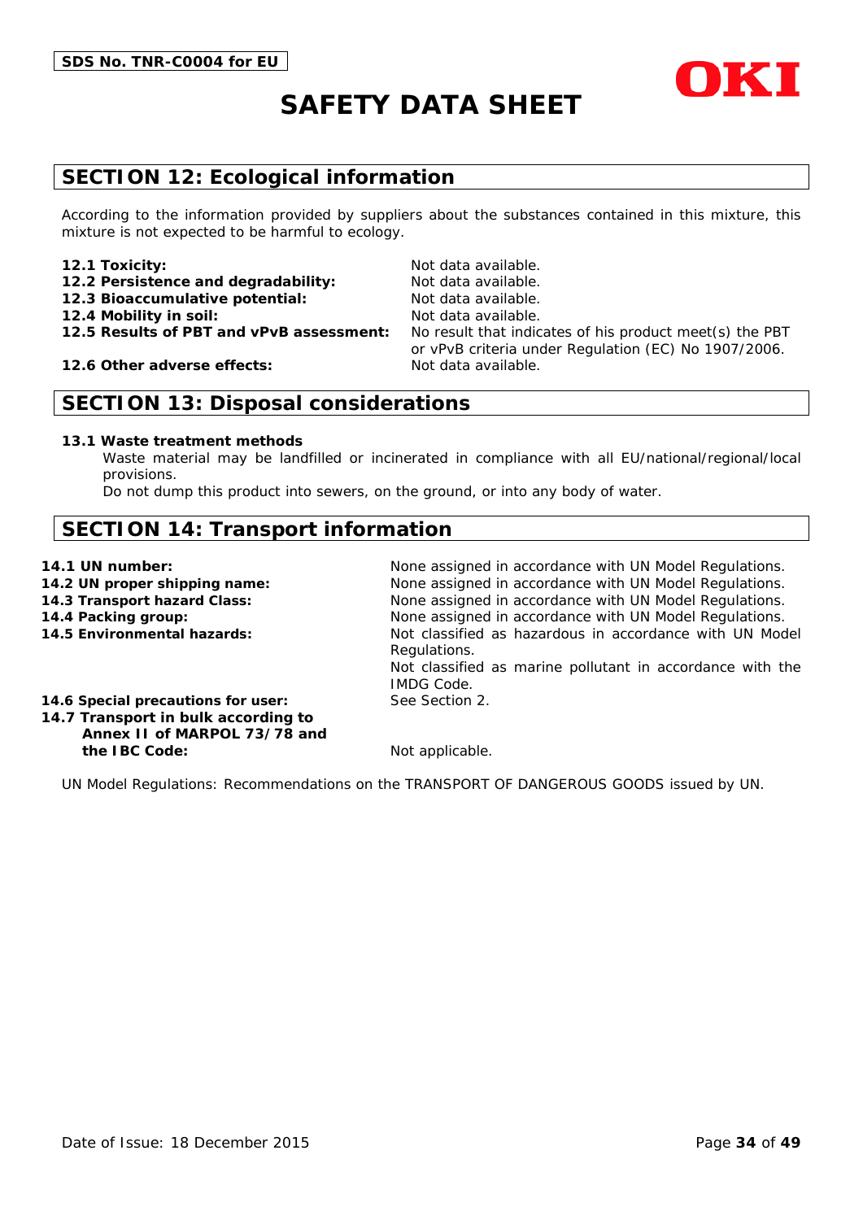## SECTION 12: Ecological information

According to the information provided by suppliers about the substances contained in this mixture, this mixture is not expected to be harmful to ecology.

**12.1 Toxicity:** Not data available.
**12.2 Persistence and degradability:** Not data available.
**12.3 Bioaccumulative potential:** Not data available.
**12.4 Mobility in soil:** Not data available.
**12.5 Results of PBT and vPvB assessment:** No result that indicates of his product meet(s) the PBT or vPvB criteria under Regulation (EC) No 1907/2006.
**12.6 Other adverse effects:** Not data available.

## SECTION 13: Disposal considerations

**13.1 Waste treatment methods**

Waste material may be landfilled or incinerated in compliance with all EU/national/regional/local provisions.
Do not dump this product into sewers, on the ground, or into any body of water.

## SECTION 14: Transport information

**14.1 UN number:** None assigned in accordance with UN Model Regulations.
**14.2 UN proper shipping name:** None assigned in accordance with UN Model Regulations.
**14.3 Transport hazard Class:** None assigned in accordance with UN Model Regulations.
**14.4 Packing group:** None assigned in accordance with UN Model Regulations.
**14.5 Environmental hazards:** Not classified as hazardous in accordance with UN Model Regulations.
Not classified as marine pollutant in accordance with the IMDG Code.
**14.6 Special precautions for user:** See Section 2.
**14.7 Transport in bulk according to Annex II of MARPOL 73/78 and the IBC Code:** Not applicable.

UN Model Regulations: Recommendations on the TRANSPORT OF DANGEROUS GOODS issued by UN.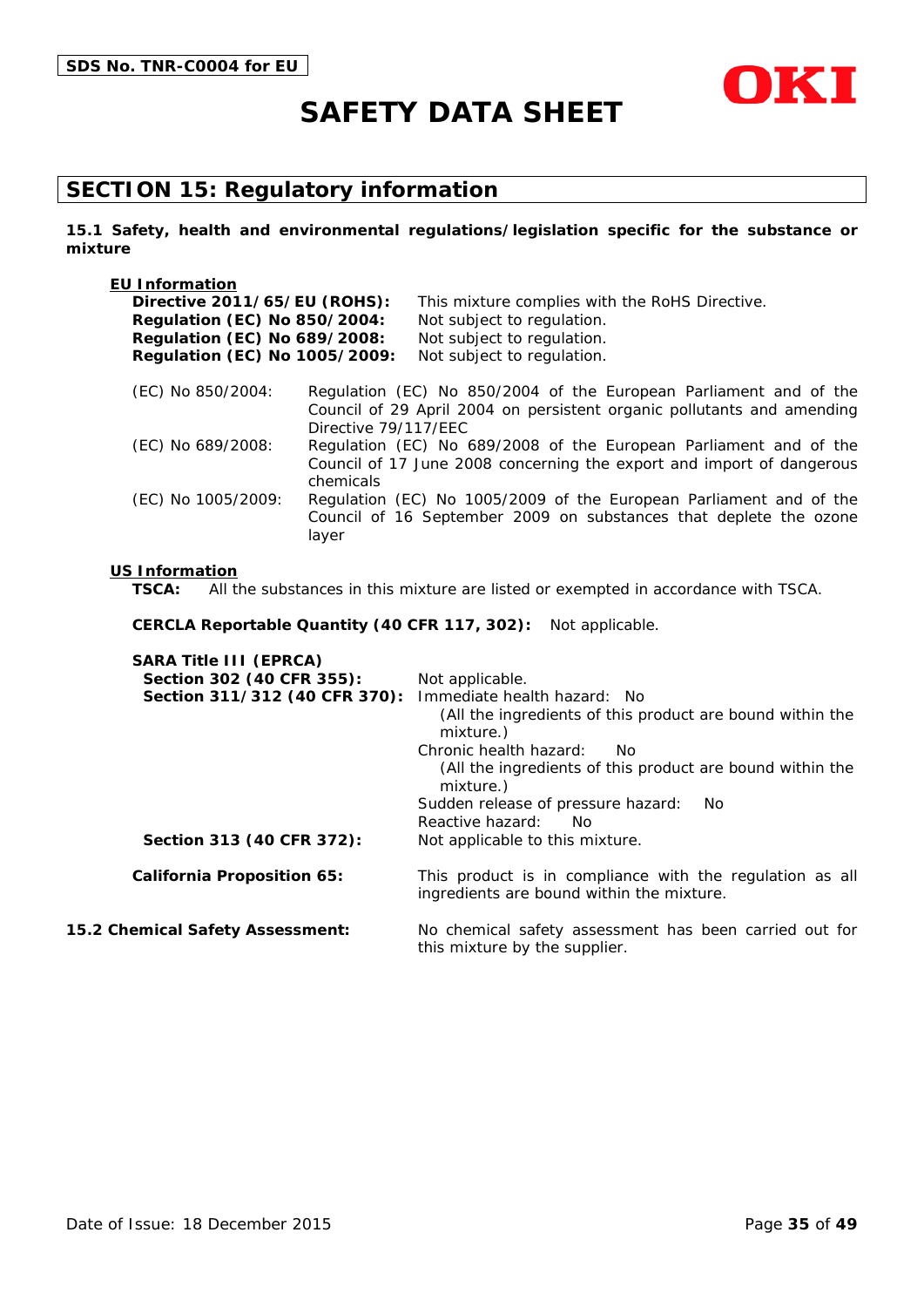## SECTION 15: Regulatory information

**15.1 Safety, health and environmental regulations/legislation specific for the substance or mixture**

**EU Information**

**Directive 2011/65/EU (ROHS):** This mixture complies with the RoHS Directive.
**Regulation (EC) No 850/2004:** Not subject to regulation.
**Regulation (EC) No 689/2008:** Not subject to regulation.
**Regulation (EC) No 1005/2009:** Not subject to regulation.

(EC) No 850/2004: Regulation (EC) No 850/2004 of the European Parliament and of the Council of 29 April 2004 on persistent organic pollutants and amending Directive 79/117/EEC

(EC) No 689/2008: Regulation (EC) No 689/2008 of the European Parliament and of the Council of 17 June 2008 concerning the export and import of dangerous chemicals

(EC) No 1005/2009: Regulation (EC) No 1005/2009 of the European Parliament and of the Council of 16 September 2009 on substances that deplete the ozone layer

**US Information**

**TSCA:** All the substances in this mixture are listed or exempted in accordance with TSCA.

**CERCLA Reportable Quantity (40 CFR 117, 302):** Not applicable.

**SARA Title III (EPRCA)**

**Section 302 (40 CFR 355):** Not applicable.

**Section 311/312 (40 CFR 370):** Immediate health hazard: No
(All the ingredients of this product are bound within the mixture.)
Chronic health hazard: No
(All the ingredients of this product are bound within the mixture.)
Sudden release of pressure hazard: No
Reactive hazard: No

**Section 313 (40 CFR 372):** Not applicable to this mixture.

**California Proposition 65:** This product is in compliance with the regulation as all ingredients are bound within the mixture.

**15.2 Chemical Safety Assessment:** No chemical safety assessment has been carried out for this mixture by the supplier.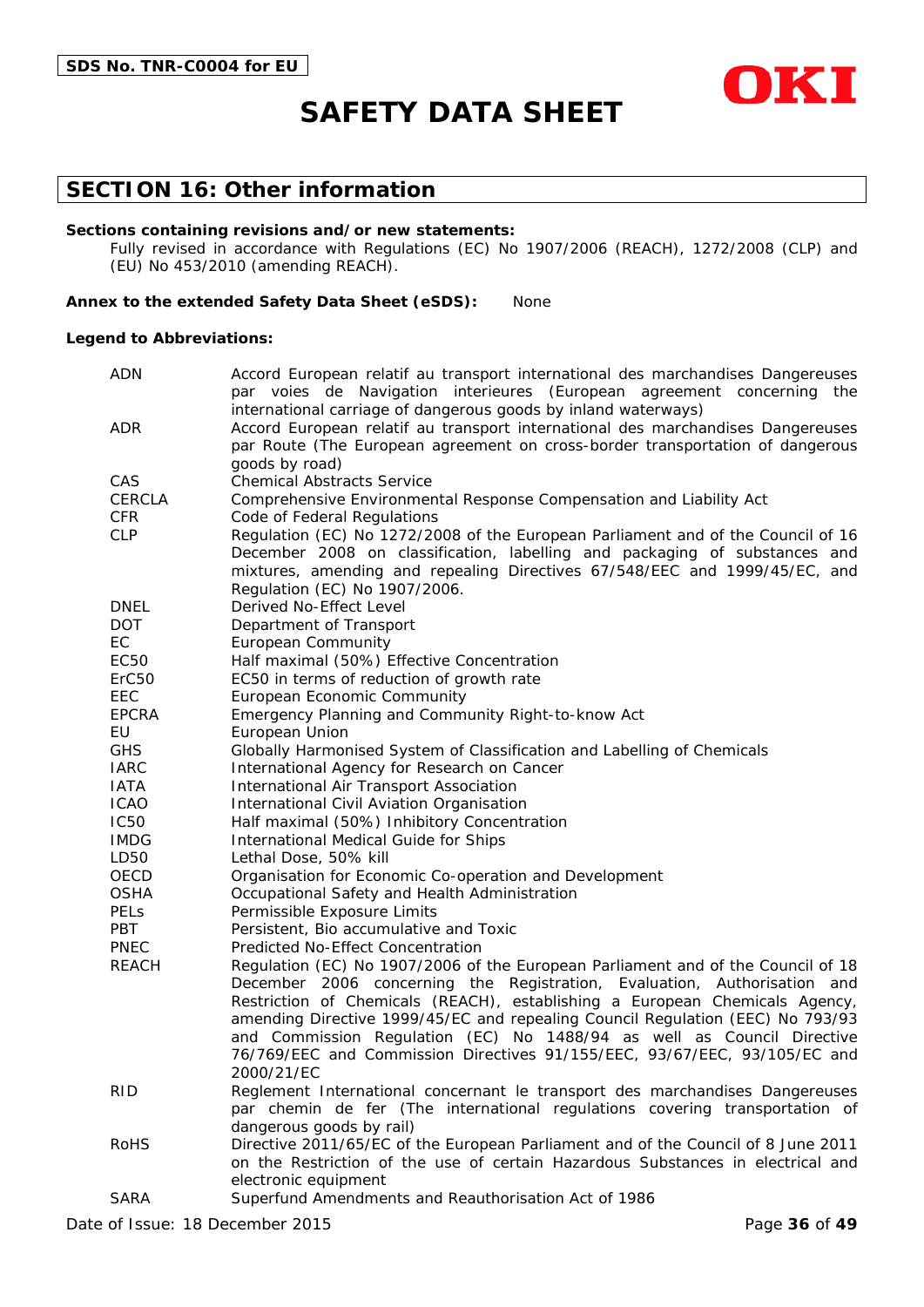## SECTION 16: Other information

**Sections containing revisions and/or new statements:**

Fully revised in accordance with Regulations (EC) No 1907/2006 (REACH), 1272/2008 (CLP) and (EU) No 453/2010 (amending REACH).

**Annex to the extended Safety Data Sheet (eSDS):** None

**Legend to Abbreviations:**

| | |
|---|---|
| ADN | Accord European relatif au transport international des marchandises Dangereuses par voies de Navigation interieures (European agreement concerning the international carriage of dangerous goods by inland waterways) |
| ADR | Accord European relatif au transport international des marchandises Dangereuses par Route (The European agreement on cross-border transportation of dangerous goods by road) |
| CAS | Chemical Abstracts Service |
| CERCLA | Comprehensive Environmental Response Compensation and Liability Act |
| CFR | Code of Federal Regulations |
| CLP | Regulation (EC) No 1272/2008 of the European Parliament and of the Council of 16 December 2008 on classification, labelling and packaging of substances and mixtures, amending and repealing Directives 67/548/EEC and 1999/45/EC, and Regulation (EC) No 1907/2006. |
| DNEL | Derived No-Effect Level |
| DOT | Department of Transport |
| EC | European Community |
| EC50 | Half maximal (50%) Effective Concentration |
| ErC50 | EC50 in terms of reduction of growth rate |
| EEC | European Economic Community |
| EPCRA | Emergency Planning and Community Right-to-know Act |
| EU | European Union |
| GHS | Globally Harmonised System of Classification and Labelling of Chemicals |
| IARC | International Agency for Research on Cancer |
| IATA | International Air Transport Association |
| ICAO | International Civil Aviation Organisation |
| IC50 | Half maximal (50%) Inhibitory Concentration |
| IMDG | International Medical Guide for Ships |
| LD50 | Lethal Dose, 50% kill |
| OECD | Organisation for Economic Co-operation and Development |
| OSHA | Occupational Safety and Health Administration |
| PELs | Permissible Exposure Limits |
| PBT | Persistent, Bio accumulative and Toxic |
| PNEC | Predicted No-Effect Concentration |
| REACH | Regulation (EC) No 1907/2006 of the European Parliament and of the Council of 18 December 2006 concerning the Registration, Evaluation, Authorisation and Restriction of Chemicals (REACH), establishing a European Chemicals Agency, amending Directive 1999/45/EC and repealing Council Regulation (EEC) No 793/93 and Commission Regulation (EC) No 1488/94 as well as Council Directive 76/769/EEC and Commission Directives 91/155/EEC, 93/67/EEC, 93/105/EC and 2000/21/EC |
| RID | Reglement International concernant le transport des marchandises Dangereuses par chemin de fer (The international regulations covering transportation of dangerous goods by rail) |
| RoHS | Directive 2011/65/EC of the European Parliament and of the Council of 8 June 2011 on the Restriction of the use of certain Hazardous Substances in electrical and electronic equipment |
| SARA | Superfund Amendments and Reauthorisation Act of 1986 |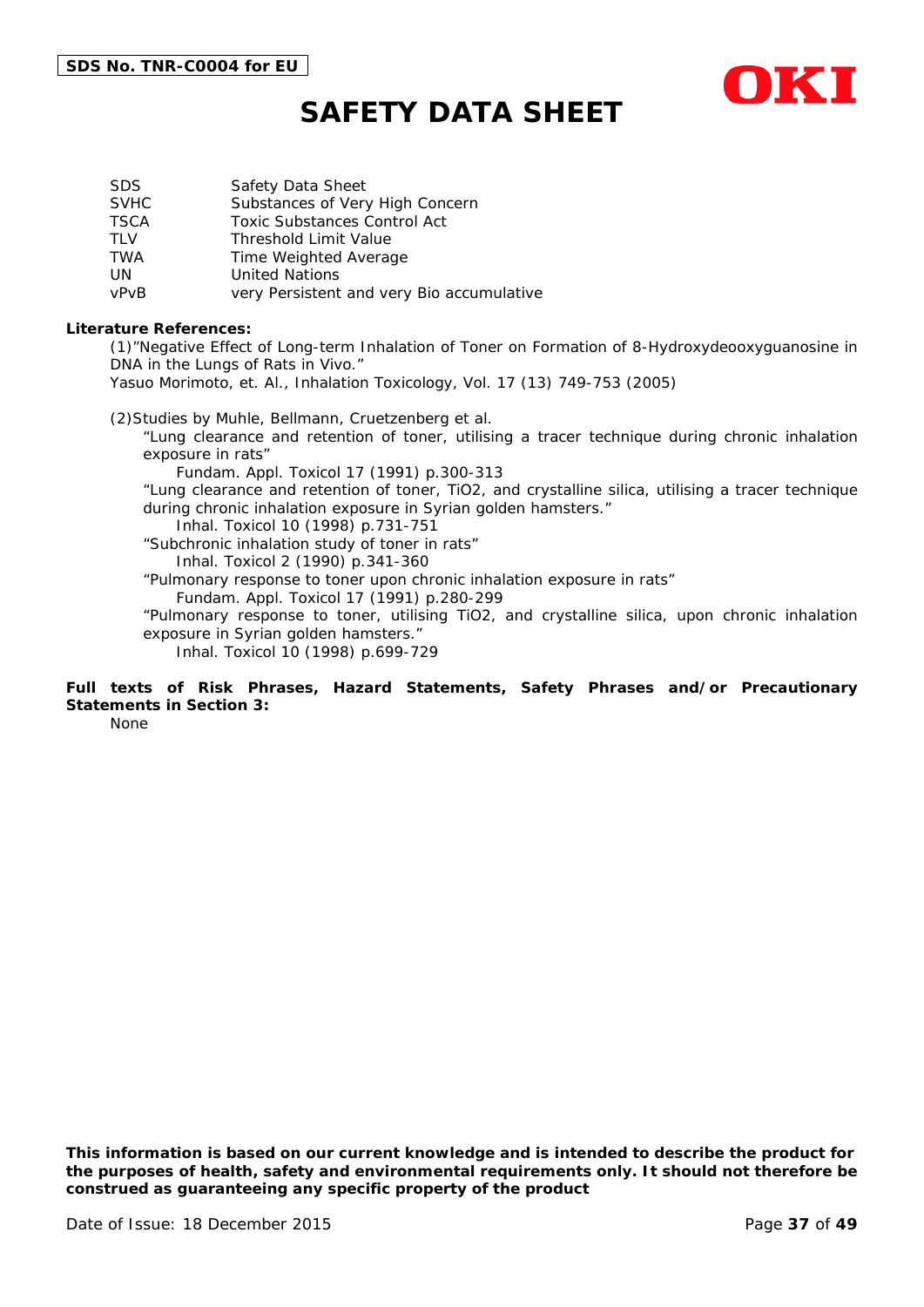| | |
|---|---|
| SDS | Safety Data Sheet |
| SVHC | Substances of Very High Concern |
| TSCA | Toxic Substances Control Act |
| TLV | Threshold Limit Value |
| TWA | Time Weighted Average |
| UN | United Nations |
| vPvB | very Persistent and very Bio accumulative |

**Literature References:**

(1)"Negative Effect of Long-term Inhalation of Toner on Formation of 8-Hydroxydeooxyguanosine in DNA in the Lungs of Rats in Vivo."
Yasuo Morimoto, et. Al., Inhalation Toxicology, Vol. 17 (13) 749-753 (2005)

(2)Studies by Muhle, Bellmann, Cruetzenberg et al.

"Lung clearance and retention of toner, utilising a tracer technique during chronic inhalation exposure in rats"
Fundam. Appl. Toxicol 17 (1991) p.300-313

"Lung clearance and retention of toner, $TiO_2$, and crystalline silica, utilising a tracer technique during chronic inhalation exposure in Syrian golden hamsters."
Inhal. Toxicol 10 (1998) p.731-751

"Subchronic inhalation study of toner in rats"
Inhal. Toxicol 2 (1990) p.341-360

"Pulmonary response to toner upon chronic inhalation exposure in rats"
Fundam. Appl. Toxicol 17 (1991) p.280-299

"Pulmonary response to toner, utilising $TiO_2$, and crystalline silica, upon chronic inhalation exposure in Syrian golden hamsters."
Inhal. Toxicol 10 (1998) p.699-729

**Full texts of Risk Phrases, Hazard Statements, Safety Phrases and/or Precautionary Statements in Section 3:**

None

**This information is based on our current knowledge and is intended to describe the product for the purposes of health, safety and environmental requirements only. It should not therefore be construed as guaranteeing any specific property of the product**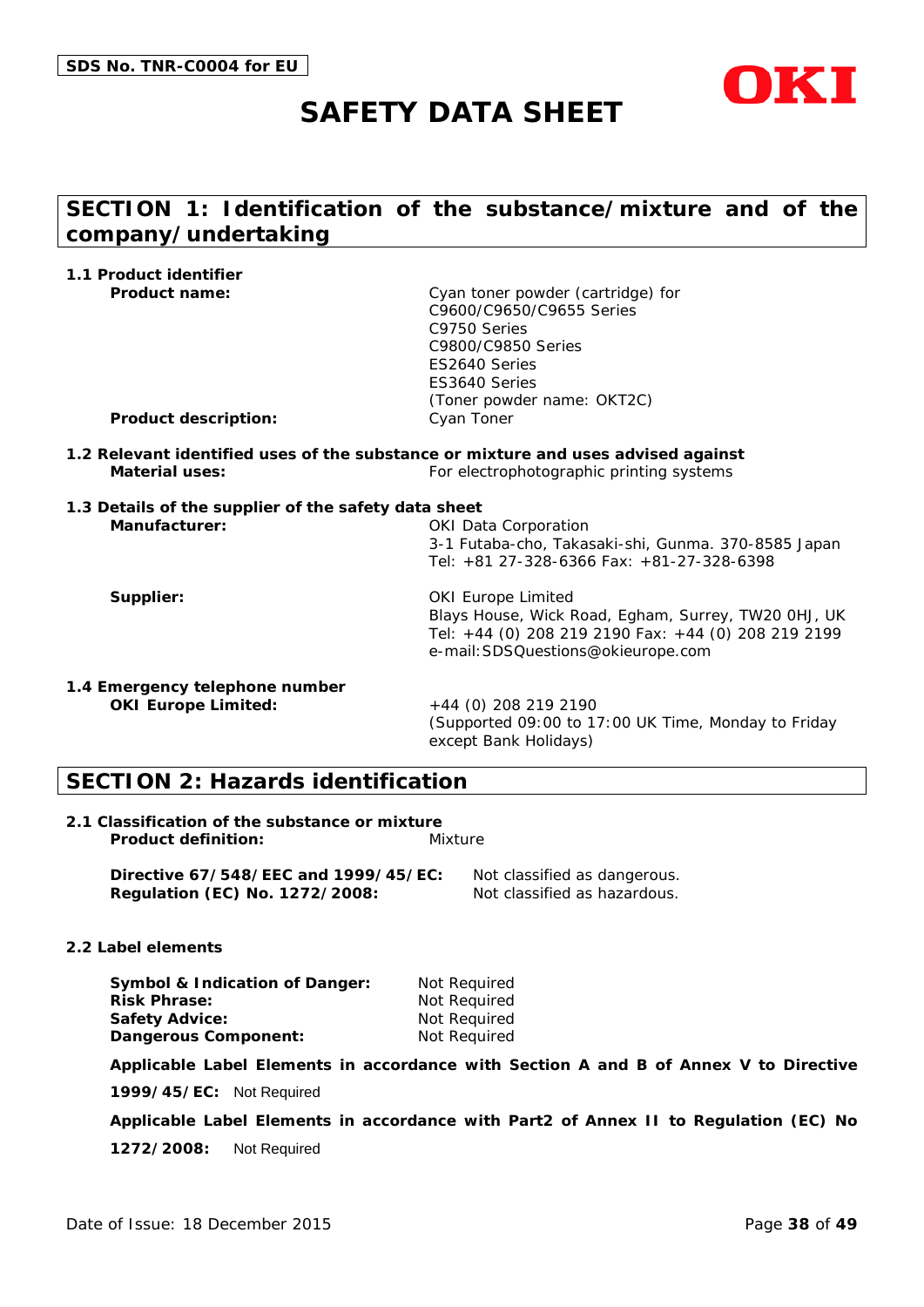SDS No. TNR-C0004 for EU

# SAFETY DATA SHEET

OKI

## SECTION 1: Identification of the substance/mixture and of the company/undertaking

**1.1 Product identifier**

**Product name:** Cyan toner powder (cartridge) for
C9600/C9650/C9655 Series
C9750 Series
C9800/C9850 Series
ES2640 Series
ES3640 Series
(Toner powder name: OKT2C)

**Product description:** Cyan Toner

**1.2 Relevant identified uses of the substance or mixture and uses advised against**

**Material uses:** For electrophotographic printing systems

**1.3 Details of the supplier of the safety data sheet**

**Manufacturer:** OKI Data Corporation
3-1 Futaba-cho, Takasaki-shi, Gunma. 370-8585 Japan
Tel: +81 27-328-6366 Fax: +81-27-328-6398

**Supplier:** OKI Europe Limited
Blays House, Wick Road, Egham, Surrey, TW20 0HJ, UK
Tel: +44 (0) 208 219 2190 Fax: +44 (0) 208 219 2199
e-mail:SDSQuestions@okieurope.com

**1.4 Emergency telephone number**

**OKI Europe Limited:** +44 (0) 208 219 2190
(Supported 09:00 to 17:00 UK Time, Monday to Friday except Bank Holidays)

## SECTION 2: Hazards identification

**2.1 Classification of the substance or mixture**

**Product definition:** Mixture

**Directive 67/548/EEC and 1999/45/EC:** Not classified as dangerous.
**Regulation (EC) No. 1272/2008:** Not classified as hazardous.

**2.2 Label elements**

**Symbol & Indication of Danger:** Not Required
**Risk Phrase:** Not Required
**Safety Advice:** Not Required
**Dangerous Component:** Not Required

**Applicable Label Elements in accordance with Section A and B of Annex V to Directive 1999/45/EC:** Not Required

**Applicable Label Elements in accordance with Part2 of Annex II to Regulation (EC) No 1272/2008:** Not Required

Date of Issue: 18 December 2015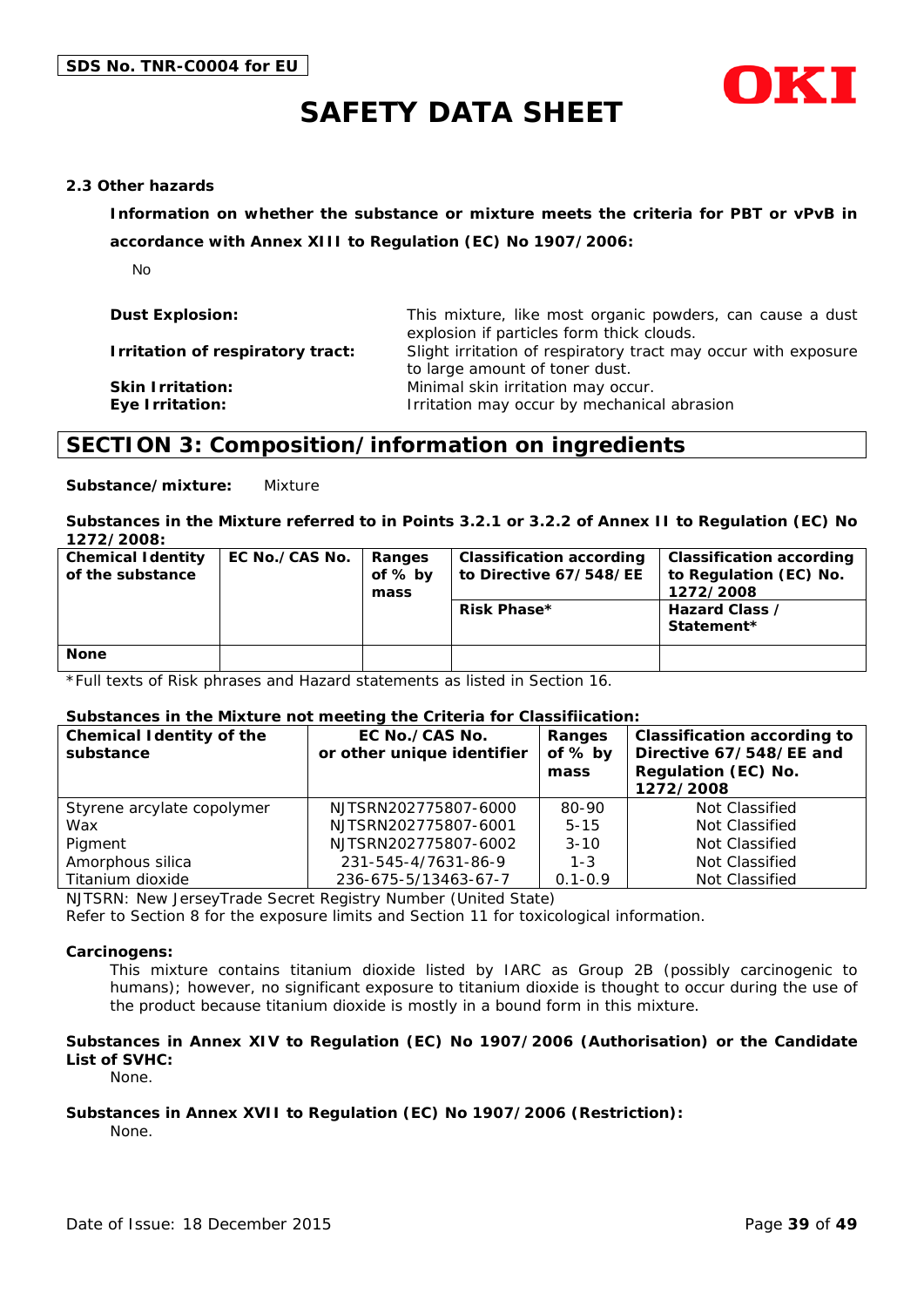### 2.3 Other hazards

**Information on whether the substance or mixture meets the criteria for PBT or vPvB in accordance with Annex XIII to Regulation (EC) No 1907/2006:**

No

**Dust Explosion:** This mixture, like most organic powders, can cause a dust explosion if particles form thick clouds.

**Irritation of respiratory tract:** Slight irritation of respiratory tract may occur with exposure to large amount of toner dust.

**Skin Irritation:** Minimal skin irritation may occur.

**Eye Irritation:** Irritation may occur by mechanical abrasion

## SECTION 3: Composition/information on ingredients

**Substance/mixture:** Mixture

**Substances in the Mixture referred to in Points 3.2.1 or 3.2.2 of Annex II to Regulation (EC) No 1272/2008:**

| Chemical Identity of the substance | EC No./CAS No. | Ranges of % by mass | Classification according to Directive 67/548/EE | Classification according to Regulation (EC) No. 1272/2008 |
|---|---|---|---|---|
| | | | Risk Phase* | Hazard Class / Statement* |
| None | | | | |

*Full texts of Risk phrases and Hazard statements as listed in Section 16.

**Substances in the Mixture not meeting the Criteria for Classifiication:**

| Chemical Identity of the substance | EC No./CAS No. or other unique identifier | Ranges of % by mass | Classification according to Directive 67/548/EE and Regulation (EC) No. 1272/2008 |
|---|---|---|---|
| Styrene arcylate copolymer | NJTSRN202775807-6000 | 80-90 | Not Classified |
| Wax | NJTSRN202775807-6001 | 5-15 | Not Classified |
| Pigment | NJTSRN202775807-6002 | 3-10 | Not Classified |
| Amorphous silica | 231-545-4/7631-86-9 | 1-3 | Not Classified |
| Titanium dioxide | 236-675-5/13463-67-7 | 0.1-0.9 | Not Classified |

NJTSRN: New JerseyTrade Secret Registry Number (United State)

Refer to Section 8 for the exposure limits and Section 11 for toxicological information.

**Carcinogens:**

This mixture contains titanium dioxide listed by IARC as Group 2B (possibly carcinogenic to humans); however, no significant exposure to titanium dioxide is thought to occur during the use of the product because titanium dioxide is mostly in a bound form in this mixture.

**Substances in Annex XIV to Regulation (EC) No 1907/2006 (Authorisation) or the Candidate List of SVHC:**

None.

**Substances in Annex XVII to Regulation (EC) No 1907/2006 (Restriction):**

None.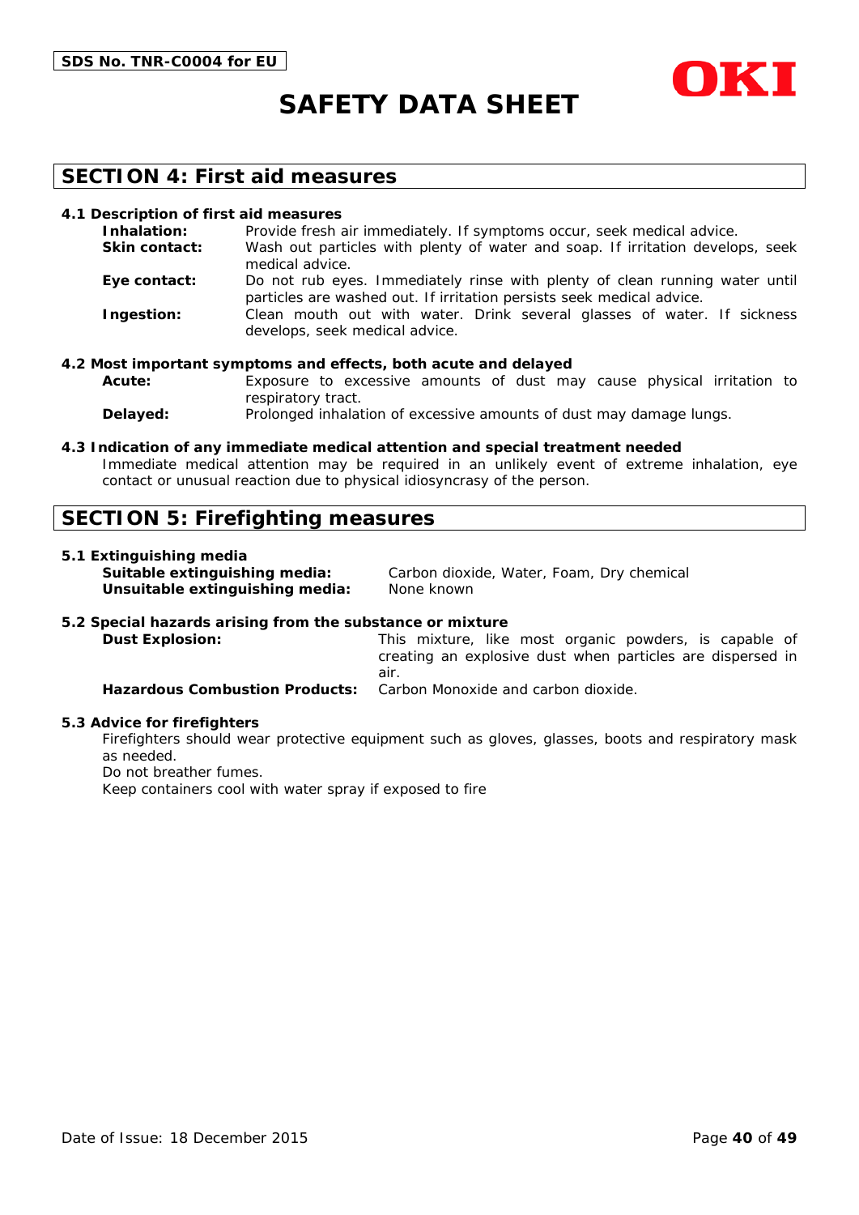## SECTION 4: First aid measures

### 4.1 Description of first aid measures

**Inhalation:** Provide fresh air immediately. If symptoms occur, seek medical advice.

**Skin contact:** Wash out particles with plenty of water and soap. If irritation develops, seek medical advice.

**Eye contact:** Do not rub eyes. Immediately rinse with plenty of clean running water until particles are washed out. If irritation persists seek medical advice.

**Ingestion:** Clean mouth out with water. Drink several glasses of water. If sickness develops, seek medical advice.

### 4.2 Most important symptoms and effects, both acute and delayed

**Acute:** Exposure to excessive amounts of dust may cause physical irritation to respiratory tract.

**Delayed:** Prolonged inhalation of excessive amounts of dust may damage lungs.

### 4.3 Indication of any immediate medical attention and special treatment needed

Immediate medical attention may be required in an unlikely event of extreme inhalation, eye contact or unusual reaction due to physical idiosyncrasy of the person.

## SECTION 5: Firefighting measures

### 5.1 Extinguishing media

**Suitable extinguishing media:** Carbon dioxide, Water, Foam, Dry chemical

**Unsuitable extinguishing media:** None known

### 5.2 Special hazards arising from the substance or mixture

**Dust Explosion:** This mixture, like most organic powders, is capable of creating an explosive dust when particles are dispersed in air.

**Hazardous Combustion Products:** Carbon Monoxide and carbon dioxide.

### 5.3 Advice for firefighters

Firefighters should wear protective equipment such as gloves, glasses, boots and respiratory mask as needed.

Do not breather fumes.

Keep containers cool with water spray if exposed to fire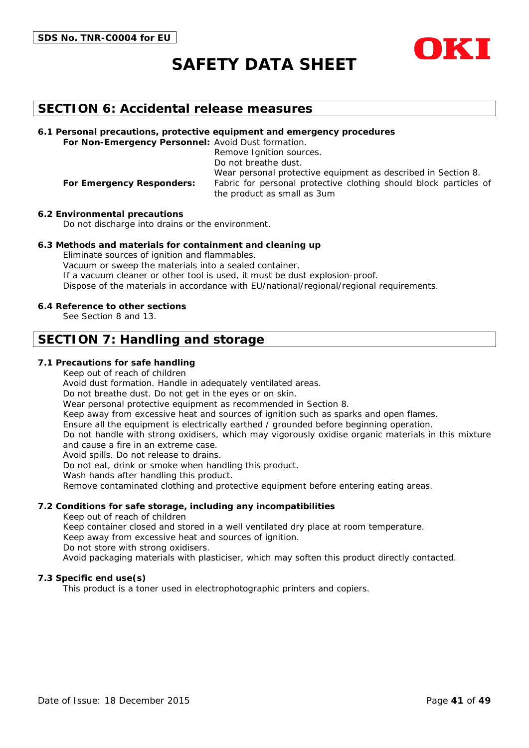## SECTION 6: Accidental release measures

### 6.1 Personal precautions, protective equipment and emergency procedures

**For Non-Emergency Personnel:** Avoid Dust formation.
Remove Ignition sources.
Do not breathe dust.
Wear personal protective equipment as described in Section 8.

**For Emergency Responders:** Fabric for personal protective clothing should block particles of the product as small as 3um

### 6.2 Environmental precautions

Do not discharge into drains or the environment.

### 6.3 Methods and materials for containment and cleaning up

Eliminate sources of ignition and flammables.
Vacuum or sweep the materials into a sealed container.
If a vacuum cleaner or other tool is used, it must be dust explosion-proof.
Dispose of the materials in accordance with EU/national/regional/regional requirements.

### 6.4 Reference to other sections

See Section 8 and 13.

## SECTION 7: Handling and storage

### 7.1 Precautions for safe handling

Keep out of reach of children
Avoid dust formation. Handle in adequately ventilated areas.
Do not breathe dust. Do not get in the eyes or on skin.
Wear personal protective equipment as recommended in Section 8.
Keep away from excessive heat and sources of ignition such as sparks and open flames.
Ensure all the equipment is electrically earthed / grounded before beginning operation.
Do not handle with strong oxidisers, which may vigorously oxidise organic materials in this mixture and cause a fire in an extreme case.
Avoid spills. Do not release to drains.
Do not eat, drink or smoke when handling this product.
Wash hands after handling this product.
Remove contaminated clothing and protective equipment before entering eating areas.

### 7.2 Conditions for safe storage, including any incompatibilities

Keep out of reach of children
Keep container closed and stored in a well ventilated dry place at room temperature.
Keep away from excessive heat and sources of ignition.
Do not store with strong oxidisers.
Avoid packaging materials with plasticiser, which may soften this product directly contacted.

### 7.3 Specific end use(s)

This product is a toner used in electrophotographic printers and copiers.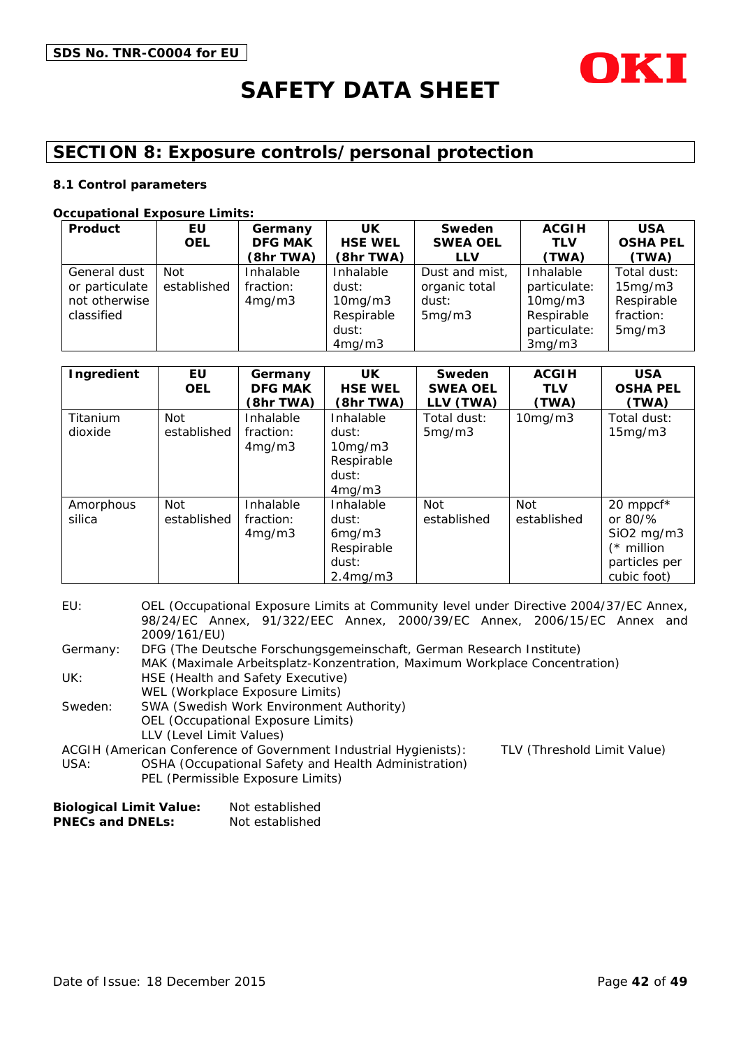## SECTION 8: Exposure controls/personal protection

### 8.1 Control parameters

**Occupational Exposure Limits:**

| Product | EU OEL | Germany DFG MAK (8hr TWA) | UK HSE WEL (8hr TWA) | Sweden SWEA OEL LLV | ACGIH TLV (TWA) | USA OSHA PEL (TWA) |
|---|---|---|---|---|---|---|
| General dust or particulate not otherwise classified | Not established | Inhalable fraction: 4mg/m3 | Inhalable dust: 10mg/m3 Respirable dust: 4mg/m3 | Dust and mist, organic total dust: 5mg/m3 | Inhalable particulate: 10mg/m3 Respirable particulate: 3mg/m3 | Total dust: 15mg/m3 Respirable fraction: 5mg/m3 |

| Ingredient | EU OEL | Germany DFG MAK (8hr TWA) | UK HSE WEL (8hr TWA) | Sweden SWEA OEL LLV (TWA) | ACGIH TLV (TWA) | USA OSHA PEL (TWA) |
|---|---|---|---|---|---|---|
| Titanium dioxide | Not established | Inhalable fraction: 4mg/m3 | Inhalable dust: 10mg/m3 Respirable dust: 4mg/m3 | Total dust: 5mg/m3 | 10mg/m3 | Total dust: 15mg/m3 |
| Amorphous silica | Not established | Inhalable fraction: 4mg/m3 | Inhalable dust: 6mg/m3 Respirable dust: 2.4mg/m3 | Not established | Not established | 20 mppcf* or 80/% SiO2 mg/m3 (* million particles per cubic foot) |

EU: OEL (Occupational Exposure Limits at Community level under Directive 2004/37/EC Annex, 98/24/EC Annex, 91/322/EEC Annex, 2000/39/EC Annex, 2006/15/EC Annex and 2009/161/EU)

Germany: DFG (The Deutsche Forschungsgemeinschaft, German Research Institute)
MAK (Maximale Arbeitsplatz-Konzentration, Maximum Workplace Concentration)

UK: HSE (Health and Safety Executive)
WEL (Workplace Exposure Limits)

Sweden: SWA (Swedish Work Environment Authority)
OEL (Occupational Exposure Limits)
LLV (Level Limit Values)

ACGIH (American Conference of Government Industrial Hygienists): TLV (Threshold Limit Value)

USA: OSHA (Occupational Safety and Health Administration)
PEL (Permissible Exposure Limits)

**Biological Limit Value:** Not established
**PNECs and DNELs:** Not established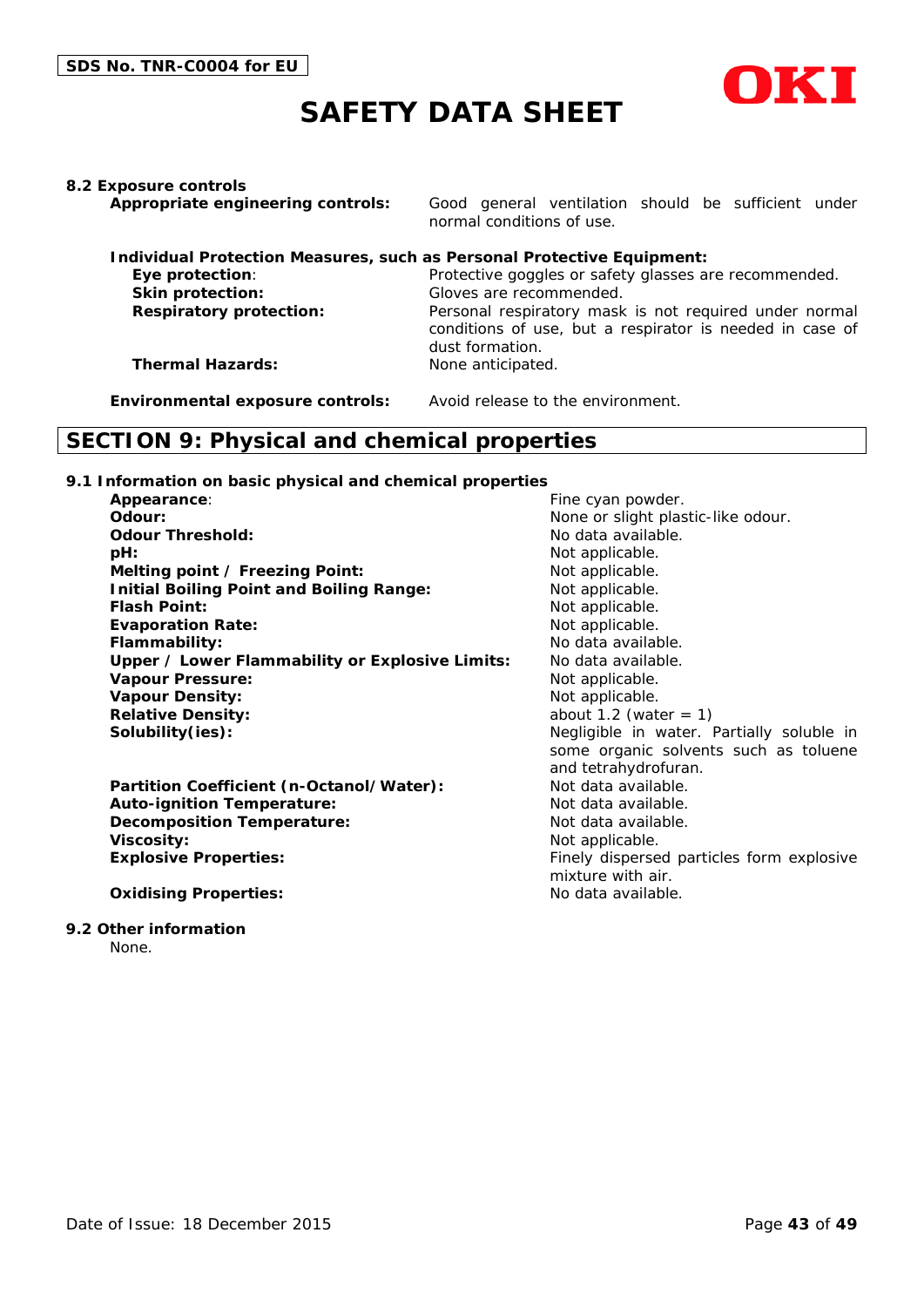**8.2 Exposure controls**

| | |
|---|---|
| **Appropriate engineering controls:** | Good general ventilation should be sufficient under normal conditions of use. |

**Individual Protection Measures, such as Personal Protective Equipment:**

| | |
|---|---|
| **Eye protection**: | Protective goggles or safety glasses are recommended. |
| **Skin protection:** | Gloves are recommended. |
| **Respiratory protection:** | Personal respiratory mask is not required under normal conditions of use, but a respirator is needed in case of dust formation. |
| **Thermal Hazards:** | None anticipated. |

| | |
|---|---|
| **Environmental exposure controls:** | Avoid release to the environment. |

## SECTION 9: Physical and chemical properties

**9.1 Information on basic physical and chemical properties**

| | |
|---|---|
| **Appearance**: | Fine cyan powder. |
| **Odour:** | None or slight plastic-like odour. |
| **Odour Threshold:** | No data available. |
| **pH:** | Not applicable. |
| **Melting point / Freezing Point:** | Not applicable. |
| **Initial Boiling Point and Boiling Range:** | Not applicable. |
| **Flash Point:** | Not applicable. |
| **Evaporation Rate:** | Not applicable. |
| **Flammability:** | No data available. |
| **Upper / Lower Flammability or Explosive Limits:** | No data available. |
| **Vapour Pressure:** | Not applicable. |
| **Vapour Density:** | Not applicable. |
| **Relative Density:** | about 1.2 (water = 1) |
| **Solubility(ies):** | Negligible in water. Partially soluble in some organic solvents such as toluene and tetrahydrofuran. |
| **Partition Coefficient (n-Octanol/Water):** | Not data available. |
| **Auto-ignition Temperature:** | Not data available. |
| **Decomposition Temperature:** | Not data available. |
| **Viscosity:** | Not applicable. |
| **Explosive Properties:** | Finely dispersed particles form explosive mixture with air. |
| **Oxidising Properties:** | No data available. |

**9.2 Other information**

None.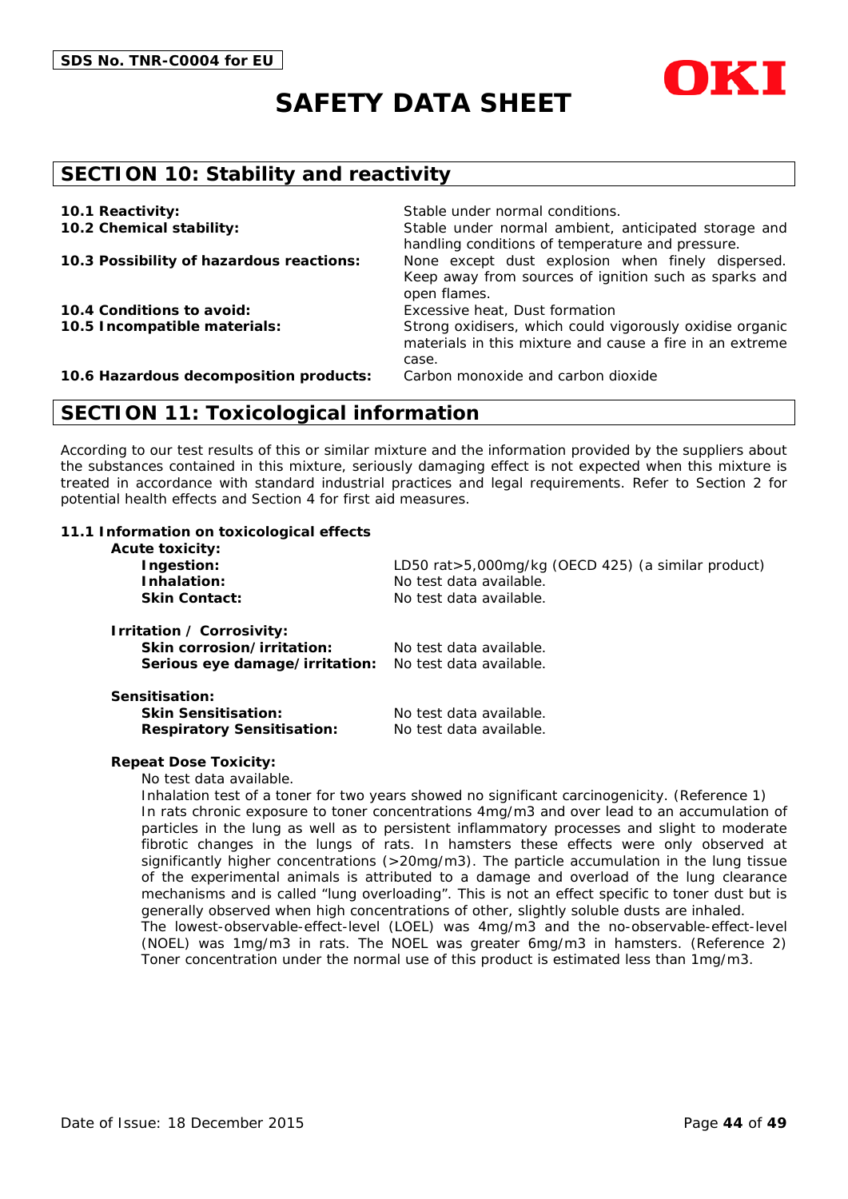## SECTION 10: Stability and reactivity

| | |
|---|---|
| **10.1 Reactivity:** | Stable under normal conditions. |
| **10.2 Chemical stability:** | Stable under normal ambient, anticipated storage and handling conditions of temperature and pressure. |
| **10.3 Possibility of hazardous reactions:** | None except dust explosion when finely dispersed. Keep away from sources of ignition such as sparks and open flames. |
| **10.4 Conditions to avoid:** | Excessive heat, Dust formation |
| **10.5 Incompatible materials:** | Strong oxidisers, which could vigorously oxidise organic materials in this mixture and cause a fire in an extreme case. |
| **10.6 Hazardous decomposition products:** | Carbon monoxide and carbon dioxide |

## SECTION 11: Toxicological information

According to our test results of this or similar mixture and the information provided by the suppliers about the substances contained in this mixture, seriously damaging effect is not expected when this mixture is treated in accordance with standard industrial practices and legal requirements. Refer to Section 2 for potential health effects and Section 4 for first aid measures.

### 11.1 Information on toxicological effects

**Acute toxicity:**

| | |
|---|---|
| **Ingestion:** | LD50 rat>5,000mg/kg (OECD 425) (a similar product) |
| **Inhalation:** | No test data available. |
| **Skin Contact:** | No test data available. |

**Irritation / Corrosivity:**

| | |
|---|---|
| **Skin corrosion/irritation:** | No test data available. |
| **Serious eye damage/irritation:** | No test data available. |

**Sensitisation:**

| | |
|---|---|
| **Skin Sensitisation:** | No test data available. |
| **Respiratory Sensitisation:** | No test data available. |

**Repeat Dose Toxicity:**

No test data available.

Inhalation test of a toner for two years showed no significant carcinogenicity. (Reference 1)

In rats chronic exposure to toner concentrations 4mg/m3 and over lead to an accumulation of particles in the lung as well as to persistent inflammatory processes and slight to moderate fibrotic changes in the lungs of rats. In hamsters these effects were only observed at significantly higher concentrations (>20mg/m3). The particle accumulation in the lung tissue of the experimental animals is attributed to a damage and overload of the lung clearance mechanisms and is called "lung overloading". This is not an effect specific to toner dust but is generally observed when high concentrations of other, slightly soluble dusts are inhaled.

The lowest-observable-effect-level (LOEL) was 4mg/m3 and the no-observable-effect-level (NOEL) was 1mg/m3 in rats. The NOEL was greater 6mg/m3 in hamsters. (Reference 2)

Toner concentration under the normal use of this product is estimated less than 1mg/m3.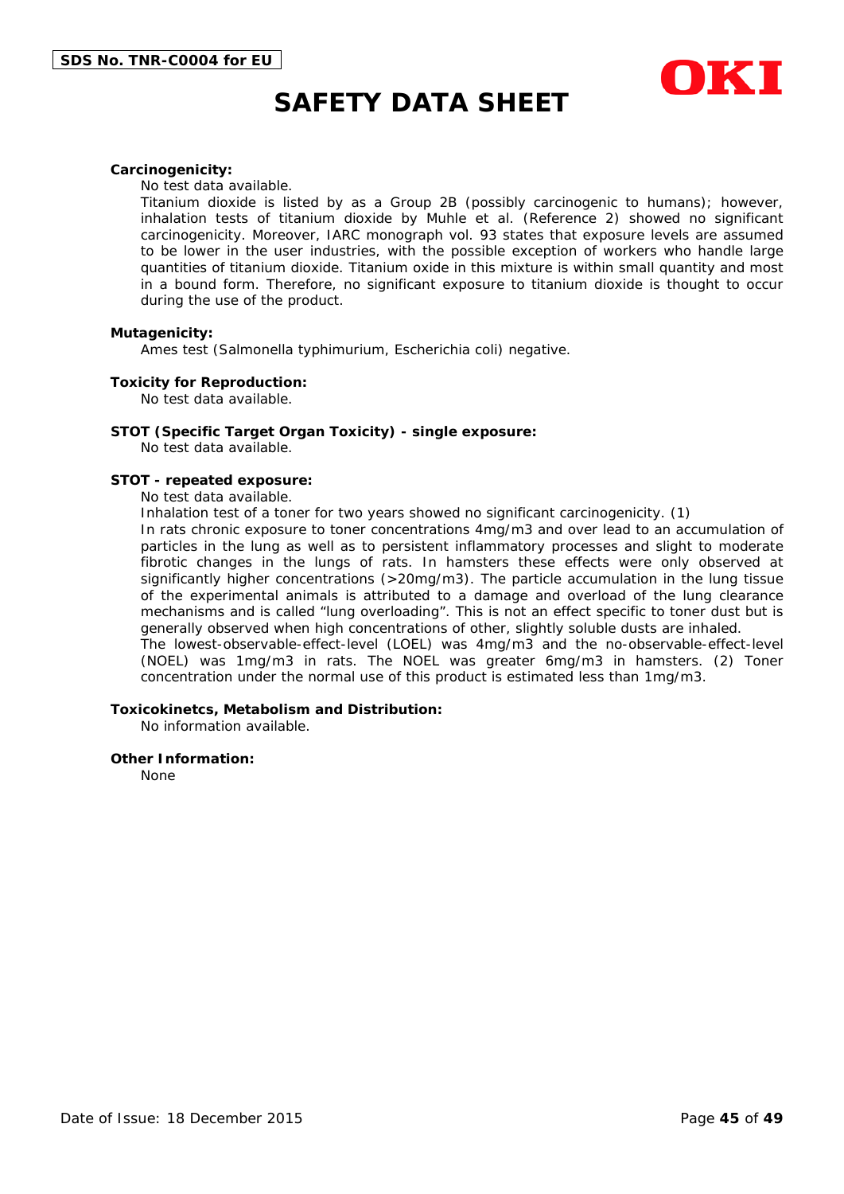**Carcinogenicity:**

No test data available.

Titanium dioxide is listed by as a Group 2B (possibly carcinogenic to humans); however, inhalation tests of titanium dioxide by Muhle et al. (Reference 2) showed no significant carcinogenicity. Moreover, IARC monograph vol. 93 states that exposure levels are assumed to be lower in the user industries, with the possible exception of workers who handle large quantities of titanium dioxide. Titanium oxide in this mixture is within small quantity and most in a bound form. Therefore, no significant exposure to titanium dioxide is thought to occur during the use of the product.

**Mutagenicity:**

Ames test (Salmonella typhimurium, Escherichia coli) negative.

**Toxicity for Reproduction:**

No test data available.

**STOT (Specific Target Organ Toxicity) - single exposure:**

No test data available.

**STOT - repeated exposure:**

No test data available.

Inhalation test of a toner for two years showed no significant carcinogenicity. (1)

In rats chronic exposure to toner concentrations 4mg/m3 and over lead to an accumulation of particles in the lung as well as to persistent inflammatory processes and slight to moderate fibrotic changes in the lungs of rats. In hamsters these effects were only observed at significantly higher concentrations (>20mg/m3). The particle accumulation in the lung tissue of the experimental animals is attributed to a damage and overload of the lung clearance mechanisms and is called “lung overloading”. This is not an effect specific to toner dust but is generally observed when high concentrations of other, slightly soluble dusts are inhaled.

The lowest-observable-effect-level (LOEL) was 4mg/m3 and the no-observable-effect-level (NOEL) was 1mg/m3 in rats. The NOEL was greater 6mg/m3 in hamsters. (2) Toner concentration under the normal use of this product is estimated less than 1mg/m3.

**Toxicokinetcs, Metabolism and Distribution:**

No information available.

**Other Information:**

None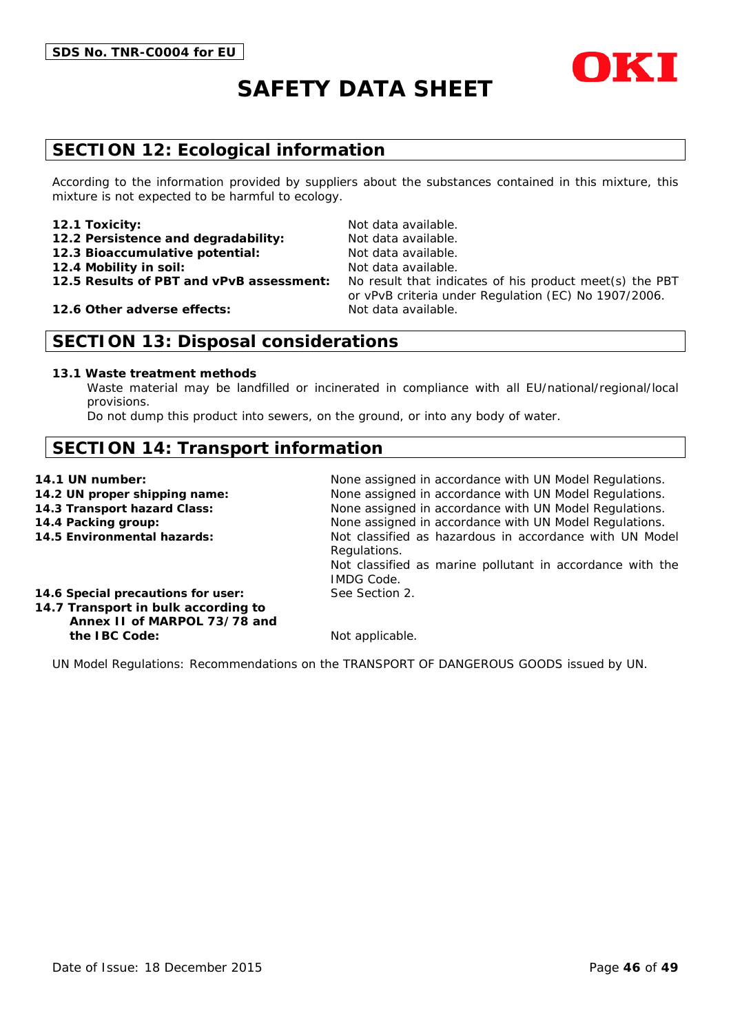## SECTION 12: Ecological information

According to the information provided by suppliers about the substances contained in this mixture, this mixture is not expected to be harmful to ecology.

**12.1 Toxicity:** Not data available.
**12.2 Persistence and degradability:** Not data available.
**12.3 Bioaccumulative potential:** Not data available.
**12.4 Mobility in soil:** Not data available.
**12.5 Results of PBT and vPvB assessment:** No result that indicates of his product meet(s) the PBT or vPvB criteria under Regulation (EC) No 1907/2006.
**12.6 Other adverse effects:** Not data available.

## SECTION 13: Disposal considerations

**13.1 Waste treatment methods**

Waste material may be landfilled or incinerated in compliance with all EU/national/regional/local provisions.
Do not dump this product into sewers, on the ground, or into any body of water.

## SECTION 14: Transport information

**14.1 UN number:** None assigned in accordance with UN Model Regulations.
**14.2 UN proper shipping name:** None assigned in accordance with UN Model Regulations.
**14.3 Transport hazard Class:** None assigned in accordance with UN Model Regulations.
**14.4 Packing group:** None assigned in accordance with UN Model Regulations.
**14.5 Environmental hazards:** Not classified as hazardous in accordance with UN Model Regulations.
Not classified as marine pollutant in accordance with the IMDG Code.
**14.6 Special precautions for user:** See Section 2.
**14.7 Transport in bulk according to Annex II of MARPOL 73/78 and the IBC Code:** Not applicable.

UN Model Regulations: Recommendations on the TRANSPORT OF DANGEROUS GOODS issued by UN.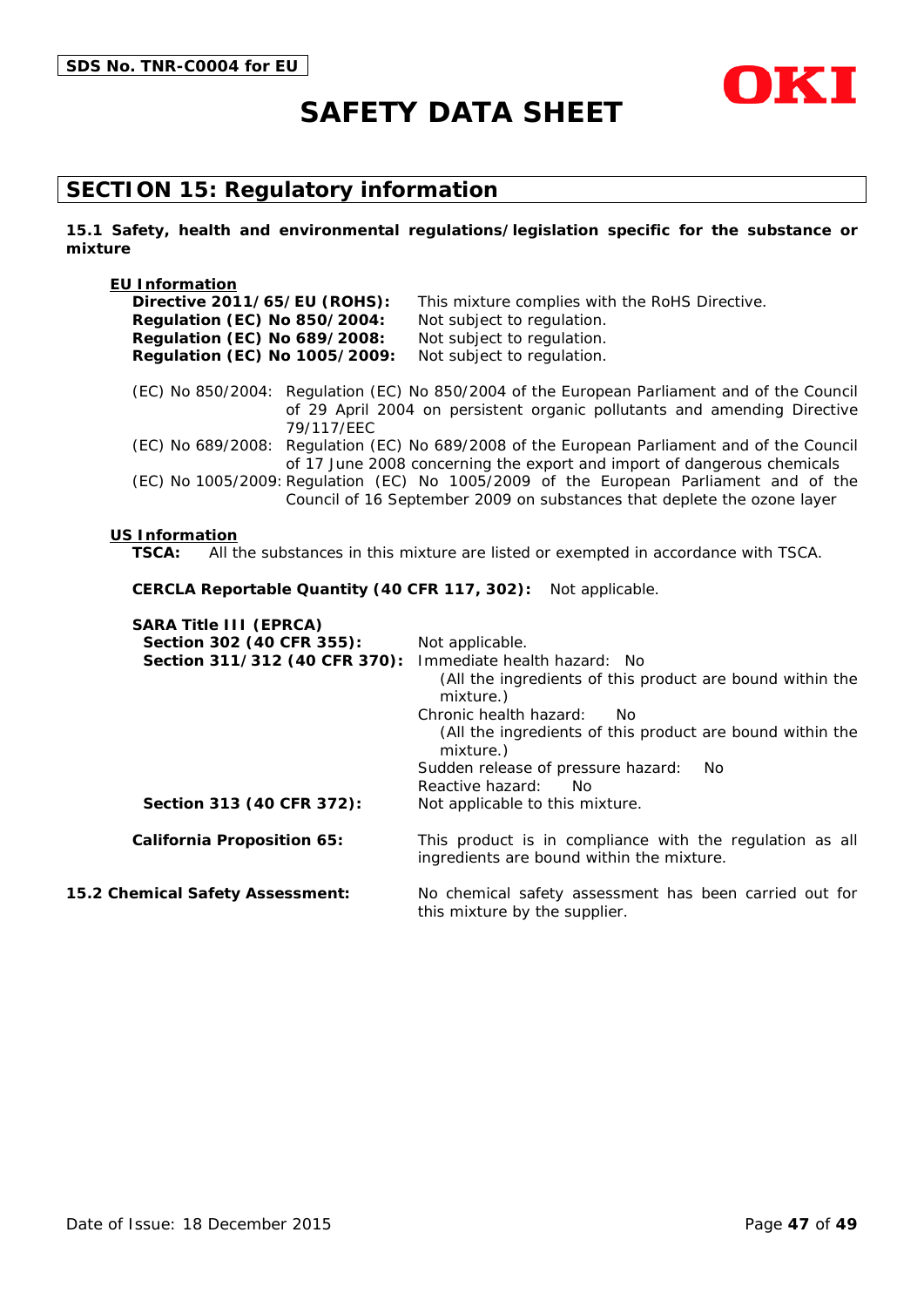## SECTION 15: Regulatory information

**15.1 Safety, health and environmental regulations/legislation specific for the substance or mixture**

**EU Information**

**Directive 2011/65/EU (ROHS):** This mixture complies with the RoHS Directive.
**Regulation (EC) No 850/2004:** Not subject to regulation.
**Regulation (EC) No 689/2008:** Not subject to regulation.
**Regulation (EC) No 1005/2009:** Not subject to regulation.

(EC) No 850/2004: Regulation (EC) No 850/2004 of the European Parliament and of the Council of 29 April 2004 on persistent organic pollutants and amending Directive 79/117/EEC
(EC) No 689/2008: Regulation (EC) No 689/2008 of the European Parliament and of the Council of 17 June 2008 concerning the export and import of dangerous chemicals
(EC) No 1005/2009: Regulation (EC) No 1005/2009 of the European Parliament and of the Council of 16 September 2009 on substances that deplete the ozone layer

**US Information**

**TSCA:** All the substances in this mixture are listed or exempted in accordance with TSCA.

**CERCLA Reportable Quantity (40 CFR 117, 302):** Not applicable.

**SARA Title III (EPRCA)**

**Section 302 (40 CFR 355):** Not applicable.

**Section 311/312 (40 CFR 370):**
Immediate health hazard: No
(All the ingredients of this product are bound within the mixture.)
Chronic health hazard: No
(All the ingredients of this product are bound within the mixture.)
Sudden release of pressure hazard: No
Reactive hazard: No

**Section 313 (40 CFR 372):** Not applicable to this mixture.

**California Proposition 65:** This product is in compliance with the regulation as all ingredients are bound within the mixture.

**15.2 Chemical Safety Assessment:** No chemical safety assessment has been carried out for this mixture by the supplier.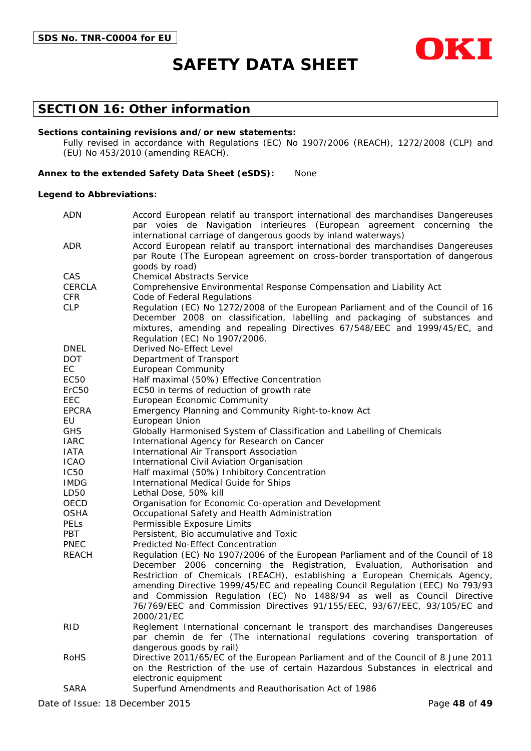## SECTION 16: Other information

**Sections containing revisions and/or new statements:**

Fully revised in accordance with Regulations (EC) No 1907/2006 (REACH), 1272/2008 (CLP) and (EU) No 453/2010 (amending REACH).

**Annex to the extended Safety Data Sheet (eSDS):** None

**Legend to Abbreviations:**

| | |
|---|---|
| ADN | Accord European relatif au transport international des marchandises Dangereuses par voies de Navigation interieures (European agreement concerning the international carriage of dangerous goods by inland waterways) |
| ADR | Accord European relatif au transport international des marchandises Dangereuses par Route (The European agreement on cross-border transportation of dangerous goods by road) |
| CAS | Chemical Abstracts Service |
| CERCLA | Comprehensive Environmental Response Compensation and Liability Act |
| CFR | Code of Federal Regulations |
| CLP | Regulation (EC) No 1272/2008 of the European Parliament and of the Council of 16 December 2008 on classification, labelling and packaging of substances and mixtures, amending and repealing Directives 67/548/EEC and 1999/45/EC, and Regulation (EC) No 1907/2006. |
| DNEL | Derived No-Effect Level |
| DOT | Department of Transport |
| EC | European Community |
| EC50 | Half maximal (50%) Effective Concentration |
| ErC50 | EC50 in terms of reduction of growth rate |
| EEC | European Economic Community |
| EPCRA | Emergency Planning and Community Right-to-know Act |
| EU | European Union |
| GHS | Globally Harmonised System of Classification and Labelling of Chemicals |
| IARC | International Agency for Research on Cancer |
| IATA | International Air Transport Association |
| ICAO | International Civil Aviation Organisation |
| IC50 | Half maximal (50%) Inhibitory Concentration |
| IMDG | International Medical Guide for Ships |
| LD50 | Lethal Dose, 50% kill |
| OECD | Organisation for Economic Co-operation and Development |
| OSHA | Occupational Safety and Health Administration |
| PELs | Permissible Exposure Limits |
| PBT | Persistent, Bio accumulative and Toxic |
| PNEC | Predicted No-Effect Concentration |
| REACH | Regulation (EC) No 1907/2006 of the European Parliament and of the Council of 18 December 2006 concerning the Registration, Evaluation, Authorisation and Restriction of Chemicals (REACH), establishing a European Chemicals Agency, amending Directive 1999/45/EC and repealing Council Regulation (EEC) No 793/93 and Commission Regulation (EC) No 1488/94 as well as Council Directive 76/769/EEC and Commission Directives 91/155/EEC, 93/67/EEC, 93/105/EC and 2000/21/EC |
| RID | Reglement International concernant le transport des marchandises Dangereuses par chemin de fer (The international regulations covering transportation of dangerous goods by rail) |
| RoHS | Directive 2011/65/EC of the European Parliament and of the Council of 8 June 2011 on the Restriction of the use of certain Hazardous Substances in electrical and electronic equipment |
| SARA | Superfund Amendments and Reauthorisation Act of 1986 |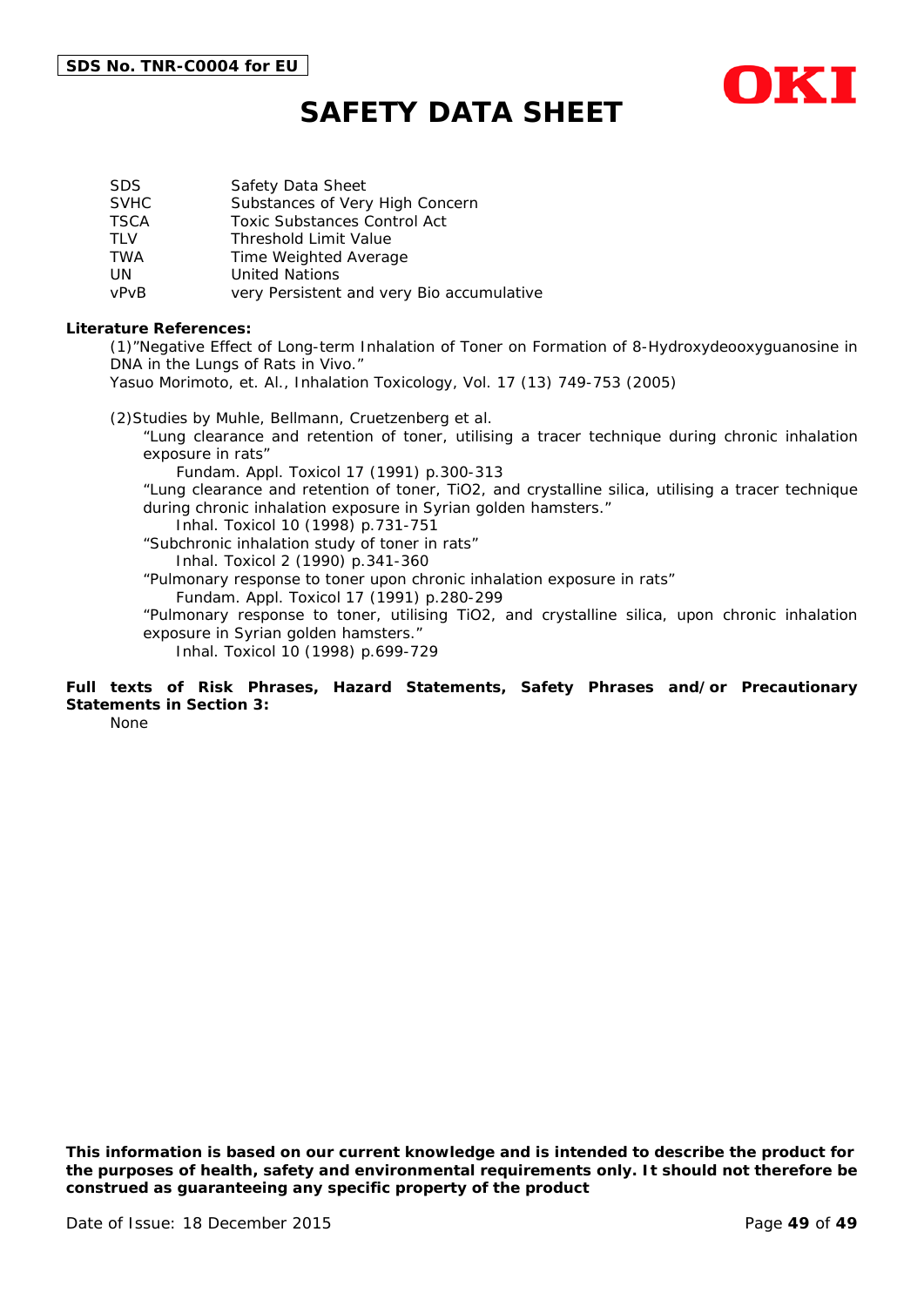| | |
|---|---|
| SDS | Safety Data Sheet |
| SVHC | Substances of Very High Concern |
| TSCA | Toxic Substances Control Act |
| TLV | Threshold Limit Value |
| TWA | Time Weighted Average |
| UN | United Nations |
| vPvB | very Persistent and very Bio accumulative |

**Literature References:**

(1)"Negative Effect of Long-term Inhalation of Toner on Formation of 8-Hydroxydeooxyguanosine in DNA in the Lungs of Rats in Vivo."
Yasuo Morimoto, et. Al., Inhalation Toxicology, Vol. 17 (13) 749-753 (2005)

(2)Studies by Muhle, Bellmann, Cruetzenberg et al.

"Lung clearance and retention of toner, utilising a tracer technique during chronic inhalation exposure in rats"
Fundam. Appl. Toxicol 17 (1991) p.300-313

"Lung clearance and retention of toner, $TiO_2$, and crystalline silica, utilising a tracer technique during chronic inhalation exposure in Syrian golden hamsters."
Inhal. Toxicol 10 (1998) p.731-751

"Subchronic inhalation study of toner in rats"
Inhal. Toxicol 2 (1990) p.341-360

"Pulmonary response to toner upon chronic inhalation exposure in rats"
Fundam. Appl. Toxicol 17 (1991) p.280-299

"Pulmonary response to toner, utilising $TiO_2$, and crystalline silica, upon chronic inhalation exposure in Syrian golden hamsters."
Inhal. Toxicol 10 (1998) p.699-729

**Full texts of Risk Phrases, Hazard Statements, Safety Phrases and/or Precautionary Statements in Section 3:**

None

**This information is based on our current knowledge and is intended to describe the product for the purposes of health, safety and environmental requirements only. It should not therefore be construed as guaranteeing any specific property of the product**